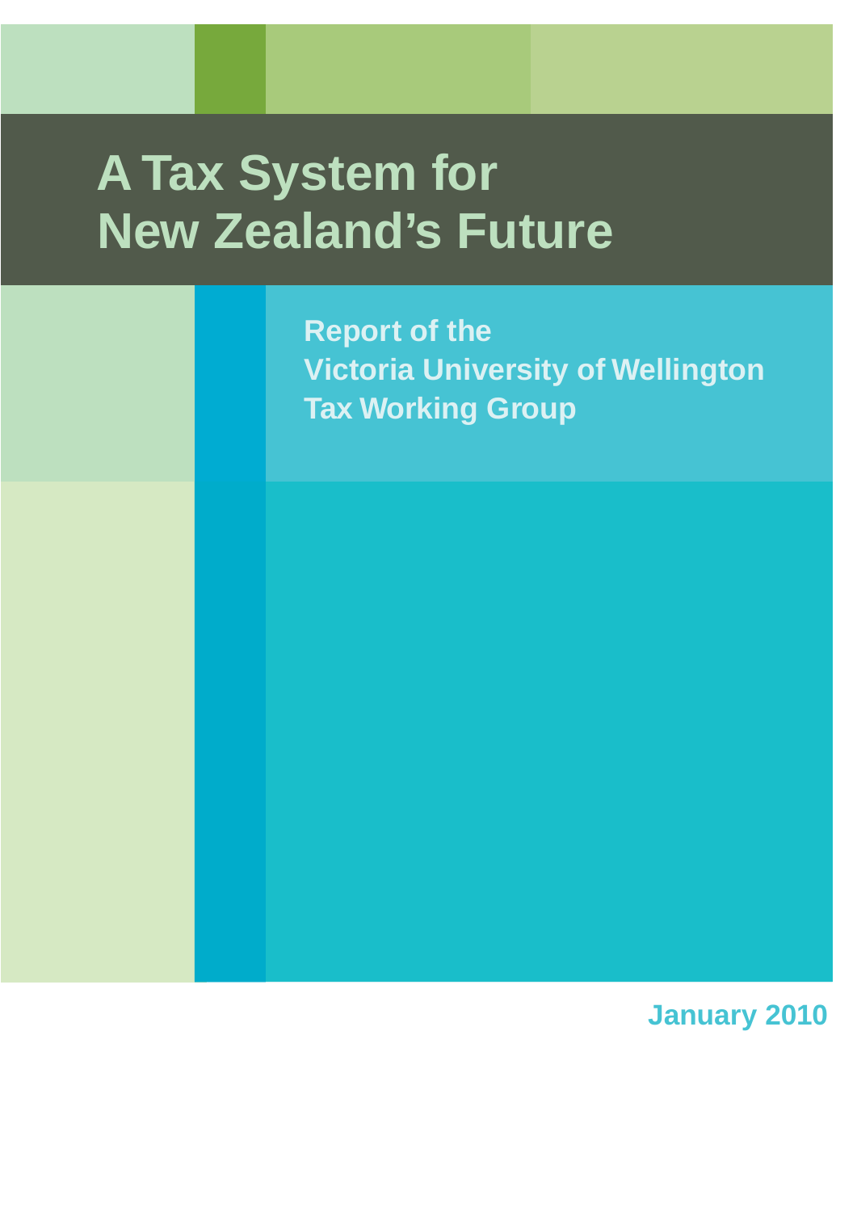# A Tax System for New Zealand's Future

**Report of the Victoria University of Wellington Tax Working Group**

**January 2010**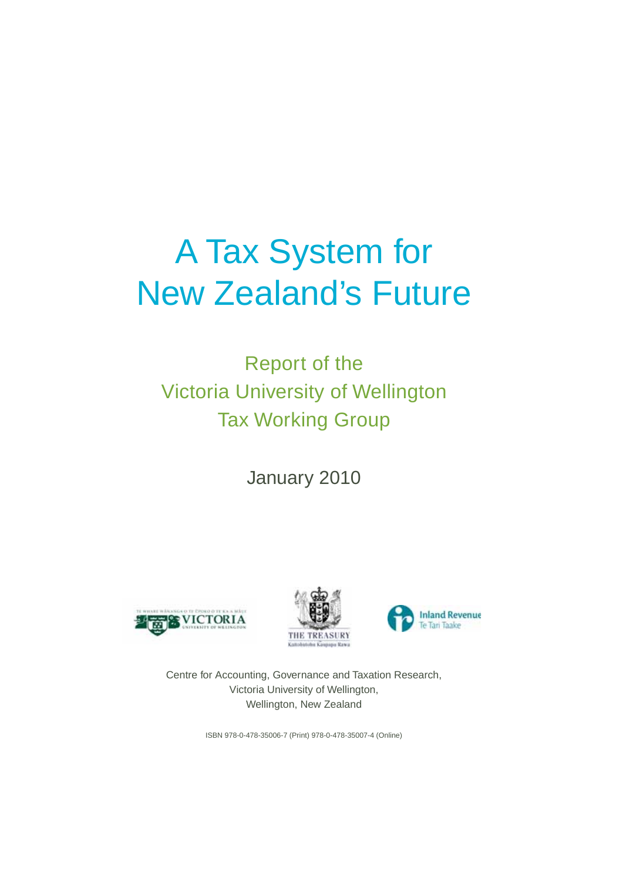# A Tax System for New Zealand's Future

## Report of the Victoria University of Wellington Tax Working Group

January 2010

Centre for Accounting, Governance and Taxation Research,
Victoria University of Wellington,
Wellington, New Zealand

ISBN 978-0-478-35006-7 (Print) 978-0-478-35007-4 (Online)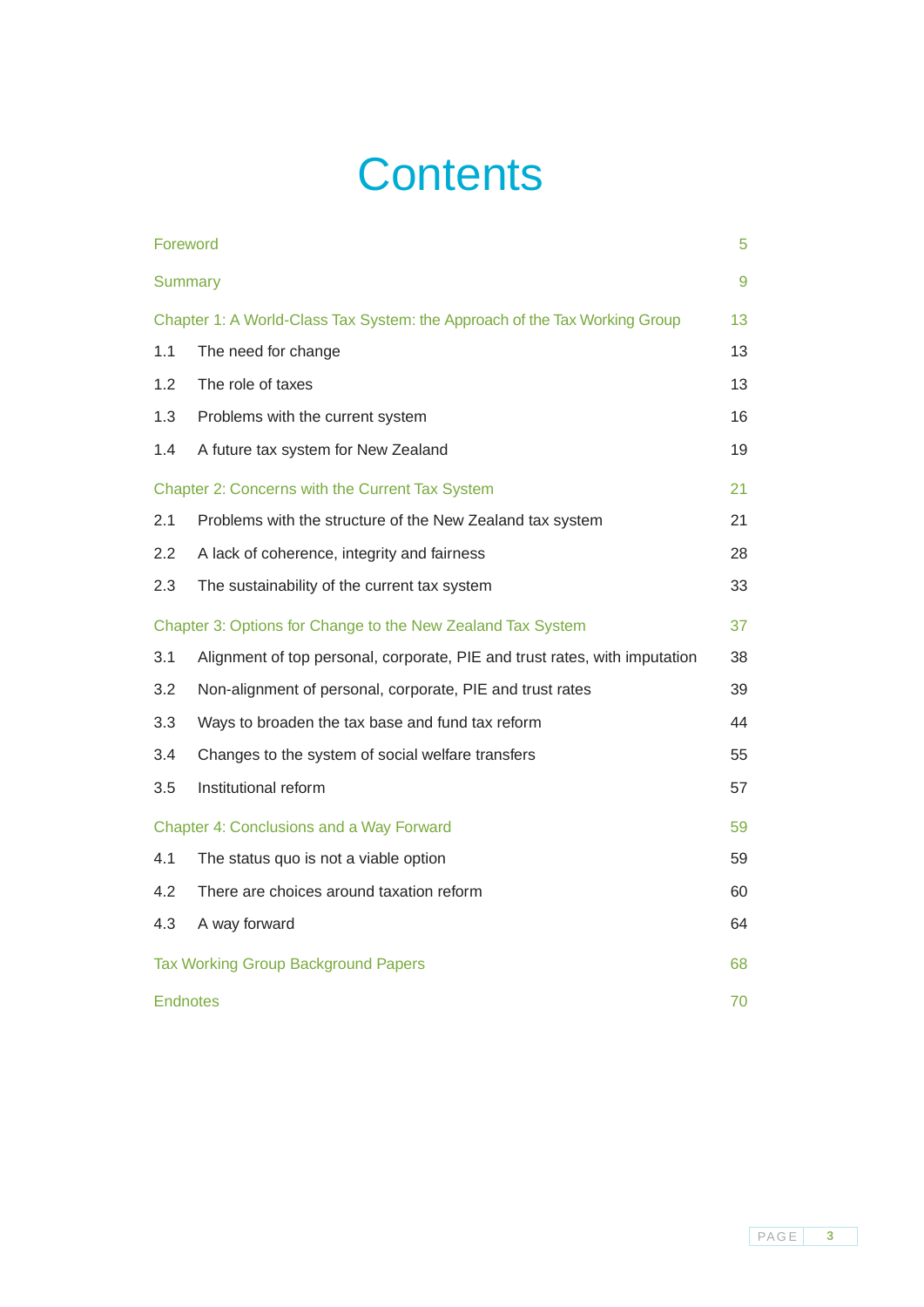# Contents

| | | |
|---|---|---|
| Foreword | | 5 |
| Summary | | 9 |
| Chapter 1: A World-Class Tax System: the Approach of the Tax Working Group | | 13 |
| 1.1 | The need for change | 13 |
| 1.2 | The role of taxes | 13 |
| 1.3 | Problems with the current system | 16 |
| 1.4 | A future tax system for New Zealand | 19 |
| Chapter 2: Concerns with the Current Tax System | | 21 |
| 2.1 | Problems with the structure of the New Zealand tax system | 21 |
| 2.2 | A lack of coherence, integrity and fairness | 28 |
| 2.3 | The sustainability of the current tax system | 33 |
| Chapter 3: Options for Change to the New Zealand Tax System | | 37 |
| 3.1 | Alignment of top personal, corporate, PIE and trust rates, with imputation | 38 |
| 3.2 | Non-alignment of personal, corporate, PIE and trust rates | 39 |
| 3.3 | Ways to broaden the tax base and fund tax reform | 44 |
| 3.4 | Changes to the system of social welfare transfers | 55 |
| 3.5 | Institutional reform | 57 |
| Chapter 4: Conclusions and a Way Forward | | 59 |
| 4.1 | The status quo is not a viable option | 59 |
| 4.2 | There are choices around taxation reform | 60 |
| 4.3 | A way forward | 64 |
| Tax Working Group Background Papers | | 68 |
| Endnotes | | 70 |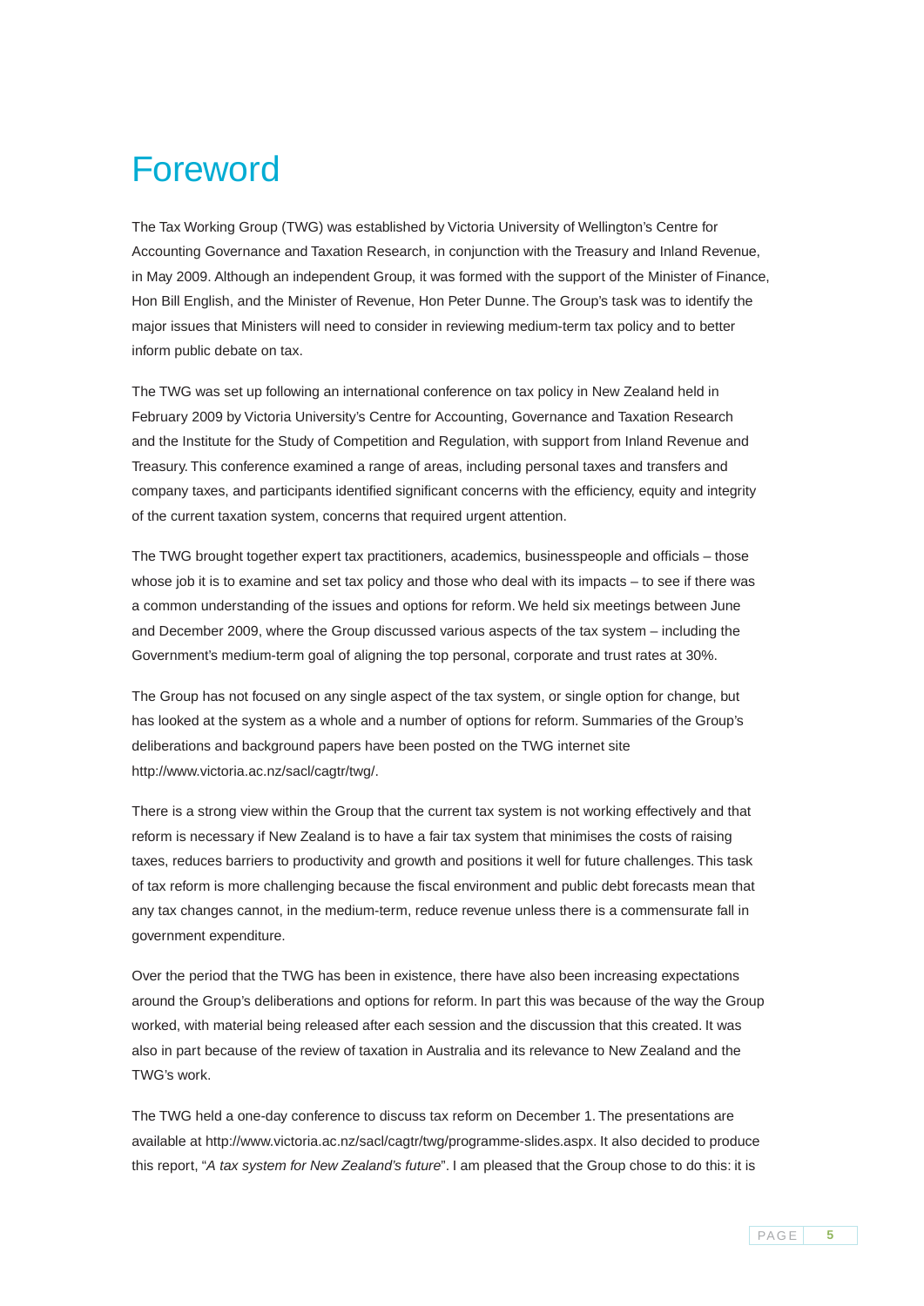# Foreword

The Tax Working Group (TWG) was established by Victoria University of Wellington's Centre for Accounting Governance and Taxation Research, in conjunction with the Treasury and Inland Revenue, in May 2009. Although an independent Group, it was formed with the support of the Minister of Finance, Hon Bill English, and the Minister of Revenue, Hon Peter Dunne. The Group's task was to identify the major issues that Ministers will need to consider in reviewing medium-term tax policy and to better inform public debate on tax.

The TWG was set up following an international conference on tax policy in New Zealand held in February 2009 by Victoria University's Centre for Accounting, Governance and Taxation Research and the Institute for the Study of Competition and Regulation, with support from Inland Revenue and Treasury. This conference examined a range of areas, including personal taxes and transfers and company taxes, and participants identified significant concerns with the efficiency, equity and integrity of the current taxation system, concerns that required urgent attention.

The TWG brought together expert tax practitioners, academics, businesspeople and officials – those whose job it is to examine and set tax policy and those who deal with its impacts – to see if there was a common understanding of the issues and options for reform. We held six meetings between June and December 2009, where the Group discussed various aspects of the tax system – including the Government's medium-term goal of aligning the top personal, corporate and trust rates at 30%.

The Group has not focused on any single aspect of the tax system, or single option for change, but has looked at the system as a whole and a number of options for reform. Summaries of the Group's deliberations and background papers have been posted on the TWG internet site http://www.victoria.ac.nz/sacl/cagtr/twg/.

There is a strong view within the Group that the current tax system is not working effectively and that reform is necessary if New Zealand is to have a fair tax system that minimises the costs of raising taxes, reduces barriers to productivity and growth and positions it well for future challenges. This task of tax reform is more challenging because the fiscal environment and public debt forecasts mean that any tax changes cannot, in the medium-term, reduce revenue unless there is a commensurate fall in government expenditure.

Over the period that the TWG has been in existence, there have also been increasing expectations around the Group's deliberations and options for reform. In part this was because of the way the Group worked, with material being released after each session and the discussion that this created. It was also in part because of the review of taxation in Australia and its relevance to New Zealand and the TWG's work.

The TWG held a one-day conference to discuss tax reform on December 1. The presentations are available at http://www.victoria.ac.nz/sacl/cagtr/twg/programme-slides.aspx. It also decided to produce this report, "*A tax system for New Zealand's future*". I am pleased that the Group chose to do this: it is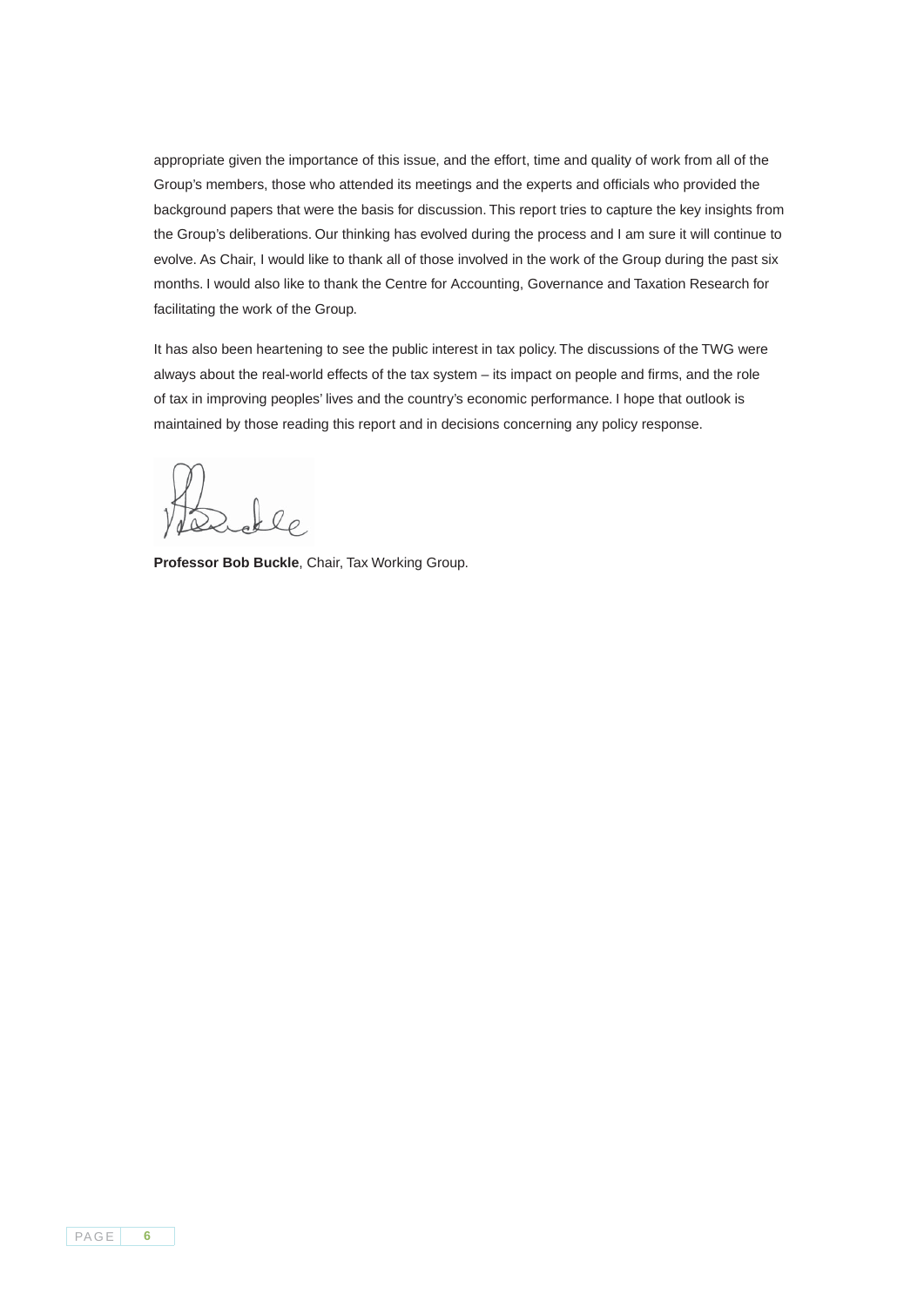appropriate given the importance of this issue, and the effort, time and quality of work from all of the Group's members, those who attended its meetings and the experts and officials who provided the background papers that were the basis for discussion. This report tries to capture the key insights from the Group's deliberations. Our thinking has evolved during the process and I am sure it will continue to evolve. As Chair, I would like to thank all of those involved in the work of the Group during the past six months. I would also like to thank the Centre for Accounting, Governance and Taxation Research for facilitating the work of the Group.

It has also been heartening to see the public interest in tax policy. The discussions of the TWG were always about the real-world effects of the tax system – its impact on people and firms, and the role of tax in improving peoples' lives and the country's economic performance. I hope that outlook is maintained by those reading this report and in decisions concerning any policy response.

**Professor Bob Buckle**, Chair, Tax Working Group.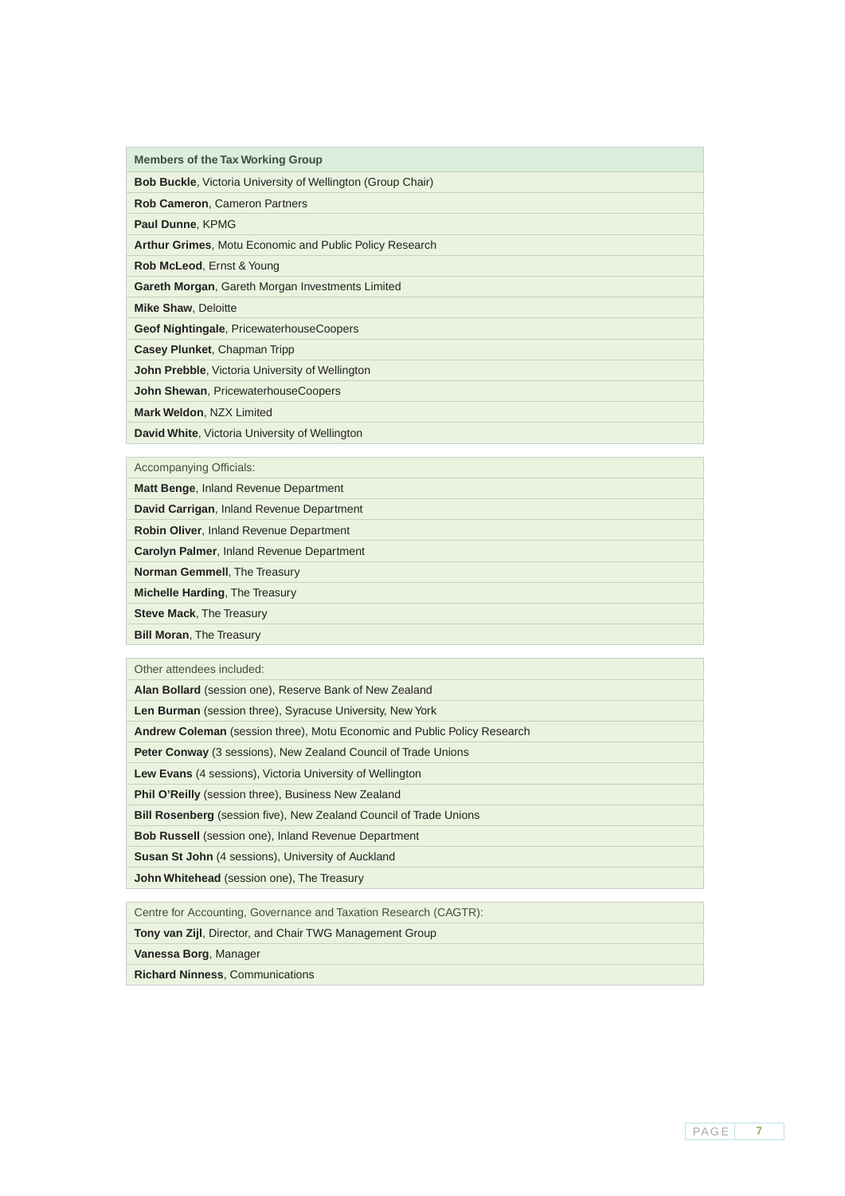| Members of the Tax Working Group |
| --- |
| **Bob Buckle**, Victoria University of Wellington (Group Chair) |
| **Rob Cameron**, Cameron Partners |
| **Paul Dunne**, KPMG |
| **Arthur Grimes**, Motu Economic and Public Policy Research |
| **Rob McLeod**, Ernst & Young |
| **Gareth Morgan**, Gareth Morgan Investments Limited |
| **Mike Shaw**, Deloitte |
| **Geof Nightingale**, PricewaterhouseCoopers |
| **Casey Plunket**, Chapman Tripp |
| **John Prebble**, Victoria University of Wellington |
| **John Shewan**, PricewaterhouseCoopers |
| **Mark Weldon**, NZX Limited |
| **David White**, Victoria University of Wellington |

| Accompanying Officials: |
| --- |
| **Matt Benge**, Inland Revenue Department |
| **David Carrigan**, Inland Revenue Department |
| **Robin Oliver**, Inland Revenue Department |
| **Carolyn Palmer**, Inland Revenue Department |
| **Norman Gemmell**, The Treasury |
| **Michelle Harding**, The Treasury |
| **Steve Mack**, The Treasury |
| **Bill Moran**, The Treasury |

| Other attendees included: |
| --- |
| **Alan Bollard** (session one), Reserve Bank of New Zealand |
| **Len Burman** (session three), Syracuse University, New York |
| **Andrew Coleman** (session three), Motu Economic and Public Policy Research |
| **Peter Conway** (3 sessions), New Zealand Council of Trade Unions |
| **Lew Evans** (4 sessions), Victoria University of Wellington |
| **Phil O'Reilly** (session three), Business New Zealand |
| **Bill Rosenberg** (session five), New Zealand Council of Trade Unions |
| **Bob Russell** (session one), Inland Revenue Department |
| **Susan St John** (4 sessions), University of Auckland |
| **John Whitehead** (session one), The Treasury |

| Centre for Accounting, Governance and Taxation Research (CAGTR): |
| --- |
| **Tony van Zijl**, Director, and Chair TWG Management Group |
| **Vanessa Borg**, Manager |
| **Richard Ninness**, Communications |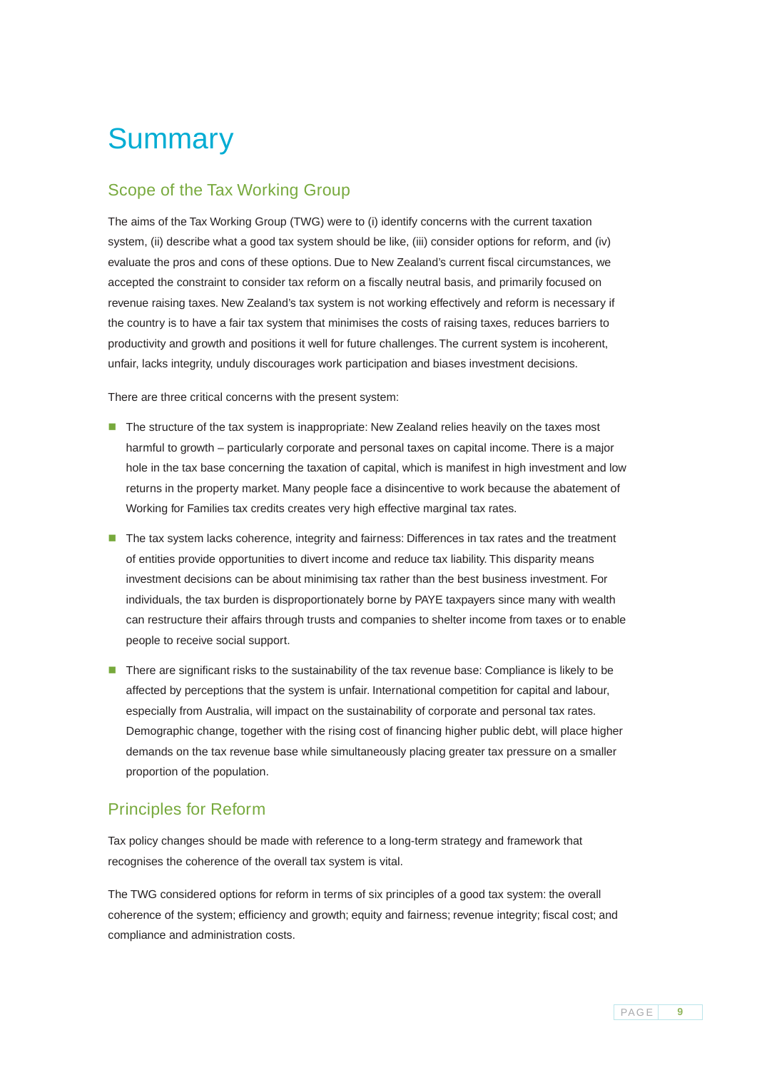# Summary

## Scope of the Tax Working Group

The aims of the Tax Working Group (TWG) were to (i) identify concerns with the current taxation system, (ii) describe what a good tax system should be like, (iii) consider options for reform, and (iv) evaluate the pros and cons of these options. Due to New Zealand's current fiscal circumstances, we accepted the constraint to consider tax reform on a fiscally neutral basis, and primarily focused on revenue raising taxes. New Zealand's tax system is not working effectively and reform is necessary if the country is to have a fair tax system that minimises the costs of raising taxes, reduces barriers to productivity and growth and positions it well for future challenges. The current system is incoherent, unfair, lacks integrity, unduly discourages work participation and biases investment decisions.

There are three critical concerns with the present system:

- The structure of the tax system is inappropriate: New Zealand relies heavily on the taxes most harmful to growth – particularly corporate and personal taxes on capital income. There is a major hole in the tax base concerning the taxation of capital, which is manifest in high investment and low returns in the property market. Many people face a disincentive to work because the abatement of Working for Families tax credits creates very high effective marginal tax rates.
- The tax system lacks coherence, integrity and fairness: Differences in tax rates and the treatment of entities provide opportunities to divert income and reduce tax liability. This disparity means investment decisions can be about minimising tax rather than the best business investment. For individuals, the tax burden is disproportionately borne by PAYE taxpayers since many with wealth can restructure their affairs through trusts and companies to shelter income from taxes or to enable people to receive social support.
- There are significant risks to the sustainability of the tax revenue base: Compliance is likely to be affected by perceptions that the system is unfair. International competition for capital and labour, especially from Australia, will impact on the sustainability of corporate and personal tax rates. Demographic change, together with the rising cost of financing higher public debt, will place higher demands on the tax revenue base while simultaneously placing greater tax pressure on a smaller proportion of the population.

## Principles for Reform

Tax policy changes should be made with reference to a long-term strategy and framework that recognises the coherence of the overall tax system is vital.

The TWG considered options for reform in terms of six principles of a good tax system: the overall coherence of the system; efficiency and growth; equity and fairness; revenue integrity; fiscal cost; and compliance and administration costs.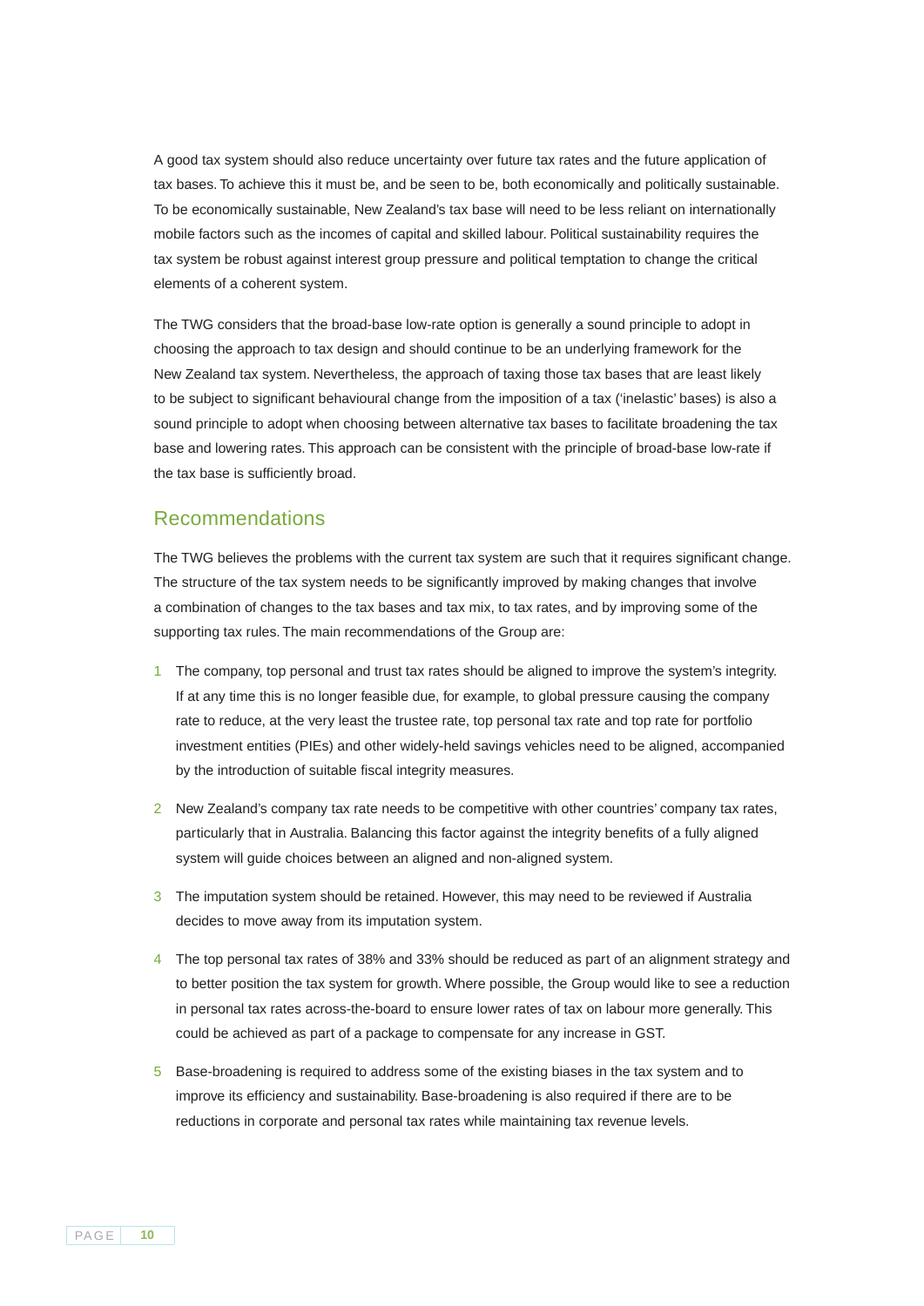A good tax system should also reduce uncertainty over future tax rates and the future application of tax bases. To achieve this it must be, and be seen to be, both economically and politically sustainable. To be economically sustainable, New Zealand's tax base will need to be less reliant on internationally mobile factors such as the incomes of capital and skilled labour. Political sustainability requires the tax system be robust against interest group pressure and political temptation to change the critical elements of a coherent system.

The TWG considers that the broad-base low-rate option is generally a sound principle to adopt in choosing the approach to tax design and should continue to be an underlying framework for the New Zealand tax system. Nevertheless, the approach of taxing those tax bases that are least likely to be subject to significant behavioural change from the imposition of a tax ('inelastic' bases) is also a sound principle to adopt when choosing between alternative tax bases to facilitate broadening the tax base and lowering rates. This approach can be consistent with the principle of broad-base low-rate if the tax base is sufficiently broad.

## Recommendations

The TWG believes the problems with the current tax system are such that it requires significant change. The structure of the tax system needs to be significantly improved by making changes that involve a combination of changes to the tax bases and tax mix, to tax rates, and by improving some of the supporting tax rules. The main recommendations of the Group are:

1. The company, top personal and trust tax rates should be aligned to improve the system's integrity. If at any time this is no longer feasible due, for example, to global pressure causing the company rate to reduce, at the very least the trustee rate, top personal tax rate and top rate for portfolio investment entities (PIEs) and other widely-held savings vehicles need to be aligned, accompanied by the introduction of suitable fiscal integrity measures.

2. New Zealand's company tax rate needs to be competitive with other countries' company tax rates, particularly that in Australia. Balancing this factor against the integrity benefits of a fully aligned system will guide choices between an aligned and non-aligned system.

3. The imputation system should be retained. However, this may need to be reviewed if Australia decides to move away from its imputation system.

4. The top personal tax rates of 38% and 33% should be reduced as part of an alignment strategy and to better position the tax system for growth. Where possible, the Group would like to see a reduction in personal tax rates across-the-board to ensure lower rates of tax on labour more generally. This could be achieved as part of a package to compensate for any increase in GST.

5. Base-broadening is required to address some of the existing biases in the tax system and to improve its efficiency and sustainability. Base-broadening is also required if there are to be reductions in corporate and personal tax rates while maintaining tax revenue levels.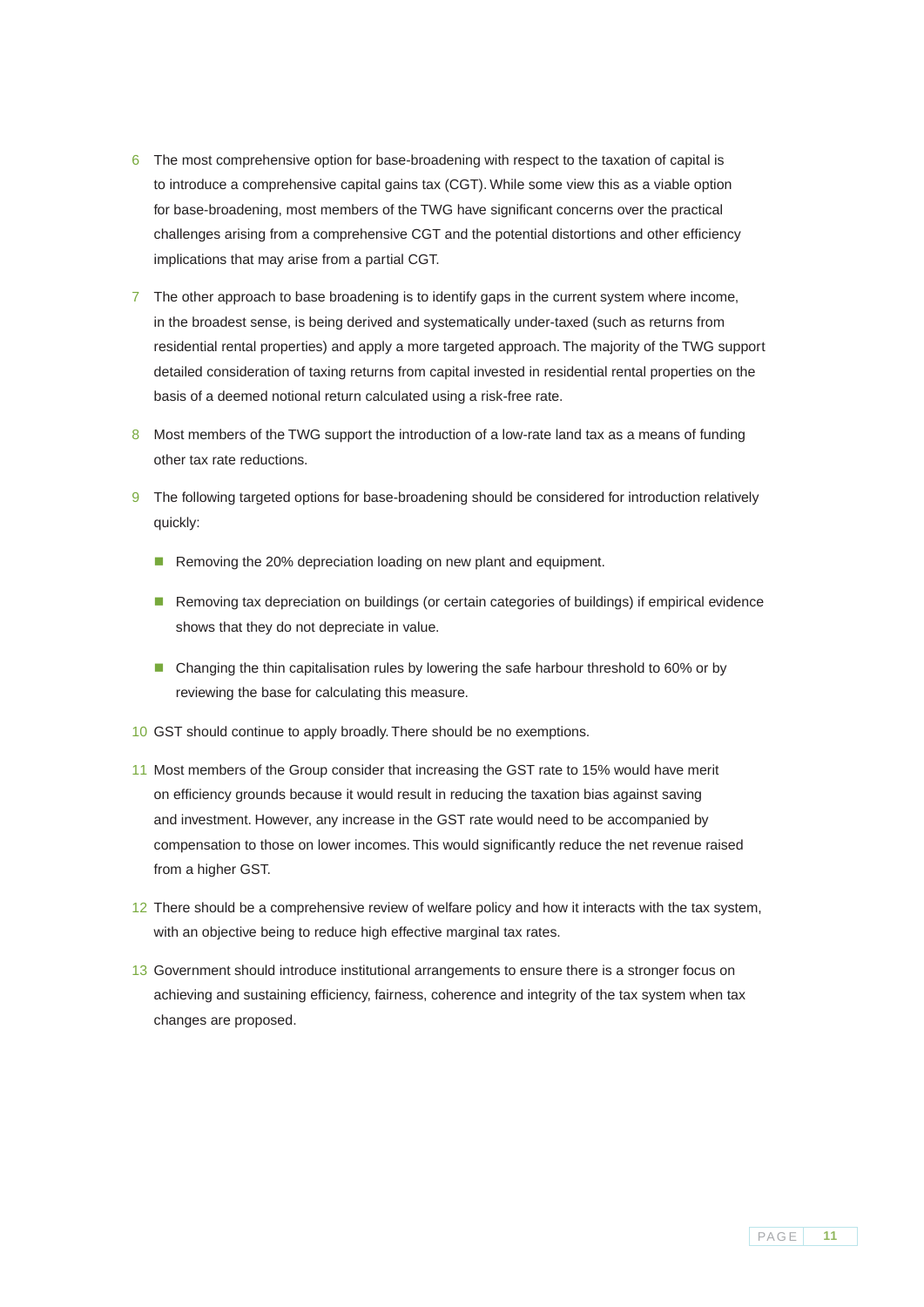6 The most comprehensive option for base-broadening with respect to the taxation of capital is to introduce a comprehensive capital gains tax (CGT). While some view this as a viable option for base-broadening, most members of the TWG have significant concerns over the practical challenges arising from a comprehensive CGT and the potential distortions and other efficiency implications that may arise from a partial CGT.

7 The other approach to base broadening is to identify gaps in the current system where income, in the broadest sense, is being derived and systematically under-taxed (such as returns from residential rental properties) and apply a more targeted approach. The majority of the TWG support detailed consideration of taxing returns from capital invested in residential rental properties on the basis of a deemed notional return calculated using a risk-free rate.

8 Most members of the TWG support the introduction of a low-rate land tax as a means of funding other tax rate reductions.

9 The following targeted options for base-broadening should be considered for introduction relatively quickly:

- Removing the 20% depreciation loading on new plant and equipment.
- Removing tax depreciation on buildings (or certain categories of buildings) if empirical evidence shows that they do not depreciate in value.
- Changing the thin capitalisation rules by lowering the safe harbour threshold to 60% or by reviewing the base for calculating this measure.

10 GST should continue to apply broadly. There should be no exemptions.

11 Most members of the Group consider that increasing the GST rate to 15% would have merit on efficiency grounds because it would result in reducing the taxation bias against saving and investment. However, any increase in the GST rate would need to be accompanied by compensation to those on lower incomes. This would significantly reduce the net revenue raised from a higher GST.

12 There should be a comprehensive review of welfare policy and how it interacts with the tax system, with an objective being to reduce high effective marginal tax rates.

13 Government should introduce institutional arrangements to ensure there is a stronger focus on achieving and sustaining efficiency, fairness, coherence and integrity of the tax system when tax changes are proposed.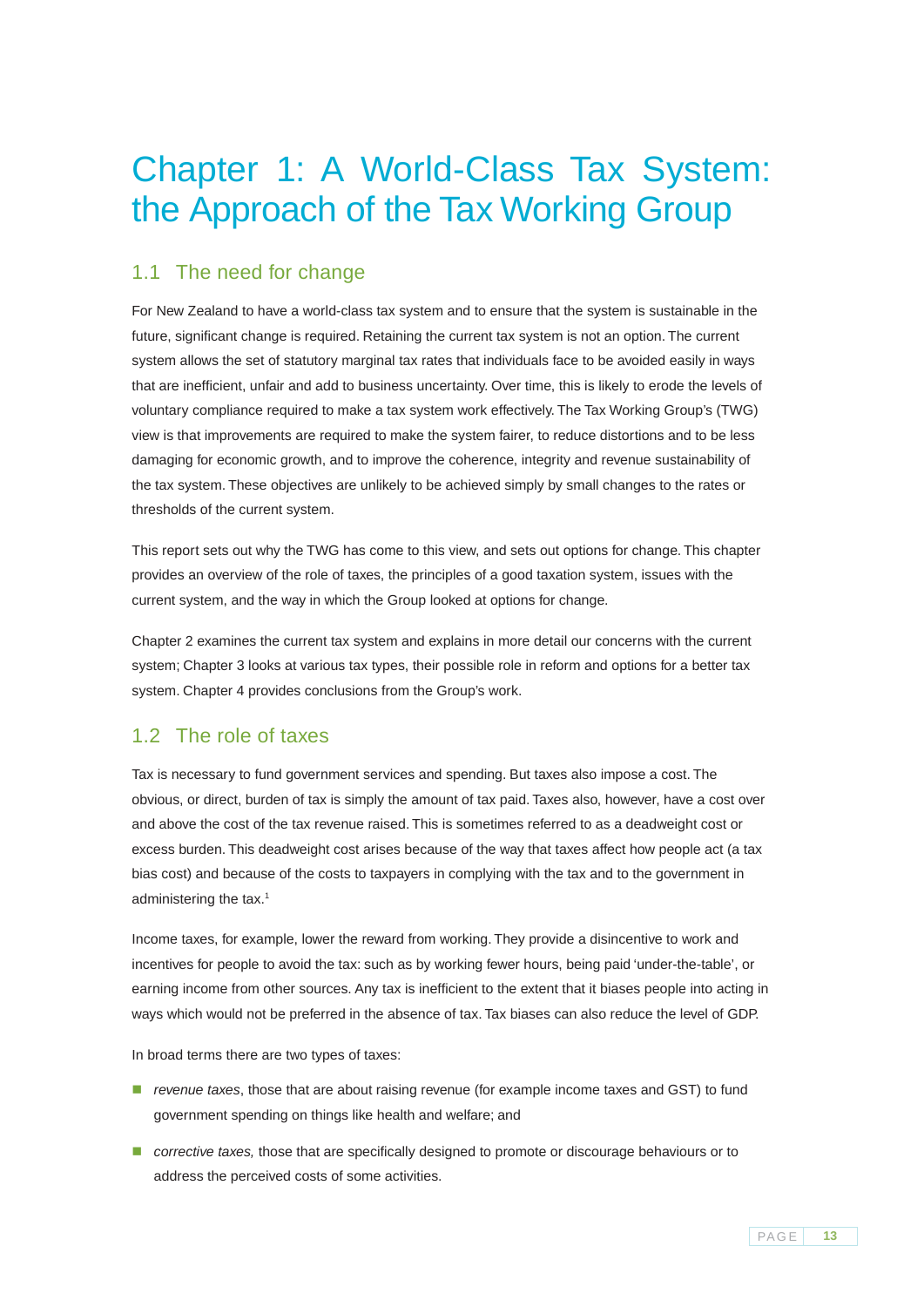# Chapter 1: A World-Class Tax System: the Approach of the Tax Working Group

## 1.1 The need for change

For New Zealand to have a world-class tax system and to ensure that the system is sustainable in the future, significant change is required. Retaining the current tax system is not an option. The current system allows the set of statutory marginal tax rates that individuals face to be avoided easily in ways that are inefficient, unfair and add to business uncertainty. Over time, this is likely to erode the levels of voluntary compliance required to make a tax system work effectively. The Tax Working Group's (TWG) view is that improvements are required to make the system fairer, to reduce distortions and to be less damaging for economic growth, and to improve the coherence, integrity and revenue sustainability of the tax system. These objectives are unlikely to be achieved simply by small changes to the rates or thresholds of the current system.

This report sets out why the TWG has come to this view, and sets out options for change. This chapter provides an overview of the role of taxes, the principles of a good taxation system, issues with the current system, and the way in which the Group looked at options for change.

Chapter 2 examines the current tax system and explains in more detail our concerns with the current system; Chapter 3 looks at various tax types, their possible role in reform and options for a better tax system. Chapter 4 provides conclusions from the Group's work.

## 1.2 The role of taxes

Tax is necessary to fund government services and spending. But taxes also impose a cost. The obvious, or direct, burden of tax is simply the amount of tax paid. Taxes also, however, have a cost over and above the cost of the tax revenue raised. This is sometimes referred to as a deadweight cost or excess burden. This deadweight cost arises because of the way that taxes affect how people act (a tax bias cost) and because of the costs to taxpayers in complying with the tax and to the government in administering the tax.[1]

Income taxes, for example, lower the reward from working. They provide a disincentive to work and incentives for people to avoid the tax: such as by working fewer hours, being paid 'under-the-table', or earning income from other sources. Any tax is inefficient to the extent that it biases people into acting in ways which would not be preferred in the absence of tax. Tax biases can also reduce the level of GDP.

In broad terms there are two types of taxes:

- *revenue taxes*, those that are about raising revenue (for example income taxes and GST) to fund government spending on things like health and welfare; and
- *corrective taxes,* those that are specifically designed to promote or discourage behaviours or to address the perceived costs of some activities.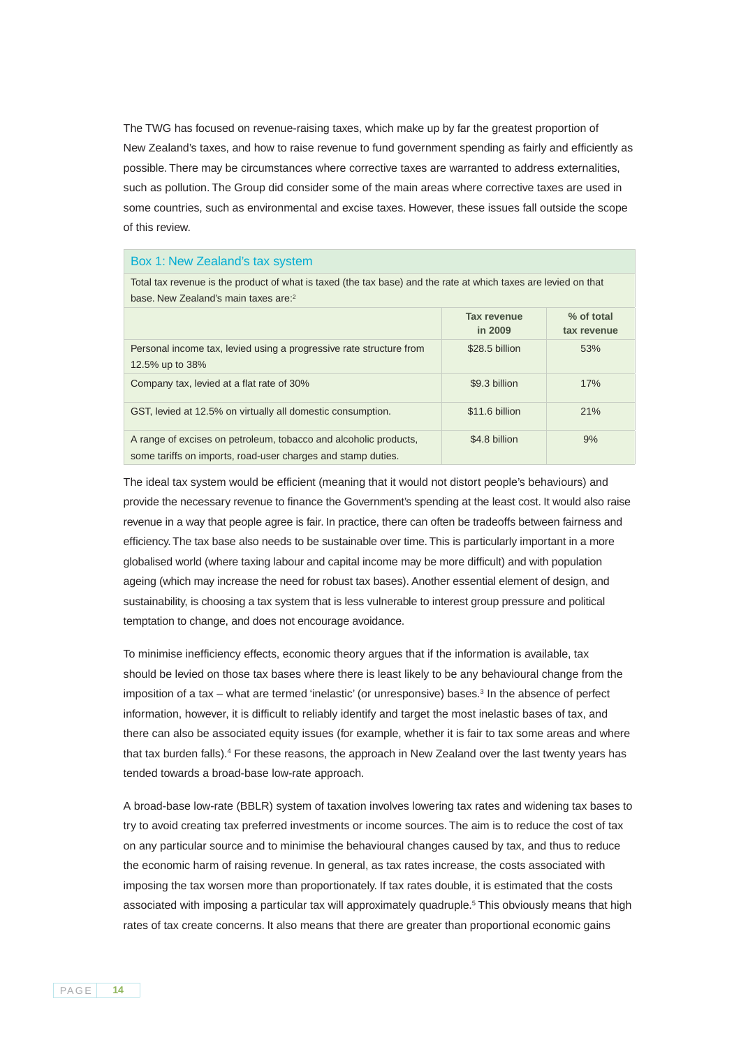The TWG has focused on revenue-raising taxes, which make up by far the greatest proportion of New Zealand's taxes, and how to raise revenue to fund government spending as fairly and efficiently as possible. There may be circumstances where corrective taxes are warranted to address externalities, such as pollution. The Group did consider some of the main areas where corrective taxes are used in some countries, such as environmental and excise taxes. However, these issues fall outside the scope of this review.

### Box 1: New Zealand's tax system

Total tax revenue is the product of what is taxed (the tax base) and the rate at which taxes are levied on that base. New Zealand's main taxes are:[2]

| | Tax revenue in 2009 | % of total tax revenue |
|---|---|---|
| Personal income tax, levied using a progressive rate structure from 12.5% up to 38% | $28.5 billion | 53% |
| Company tax, levied at a flat rate of 30% | $9.3 billion | 17% |
| GST, levied at 12.5% on virtually all domestic consumption. | $11.6 billion | 21% |
| A range of excises on petroleum, tobacco and alcoholic products, some tariffs on imports, road-user charges and stamp duties. | $4.8 billion | 9% |

The ideal tax system would be efficient (meaning that it would not distort people's behaviours) and provide the necessary revenue to finance the Government's spending at the least cost. It would also raise revenue in a way that people agree is fair. In practice, there can often be tradeoffs between fairness and efficiency. The tax base also needs to be sustainable over time. This is particularly important in a more globalised world (where taxing labour and capital income may be more difficult) and with population ageing (which may increase the need for robust tax bases). Another essential element of design, and sustainability, is choosing a tax system that is less vulnerable to interest group pressure and political temptation to change, and does not encourage avoidance.

To minimise inefficiency effects, economic theory argues that if the information is available, tax should be levied on those tax bases where there is least likely to be any behavioural change from the imposition of a tax – what are termed 'inelastic' (or unresponsive) bases.[3] In the absence of perfect information, however, it is difficult to reliably identify and target the most inelastic bases of tax, and there can also be associated equity issues (for example, whether it is fair to tax some areas and where that tax burden falls).[4] For these reasons, the approach in New Zealand over the last twenty years has tended towards a broad-base low-rate approach.

A broad-base low-rate (BBLR) system of taxation involves lowering tax rates and widening tax bases to try to avoid creating tax preferred investments or income sources. The aim is to reduce the cost of tax on any particular source and to minimise the behavioural changes caused by tax, and thus to reduce the economic harm of raising revenue. In general, as tax rates increase, the costs associated with imposing the tax worsen more than proportionately. If tax rates double, it is estimated that the costs associated with imposing a particular tax will approximately quadruple.[5] This obviously means that high rates of tax create concerns. It also means that there are greater than proportional economic gains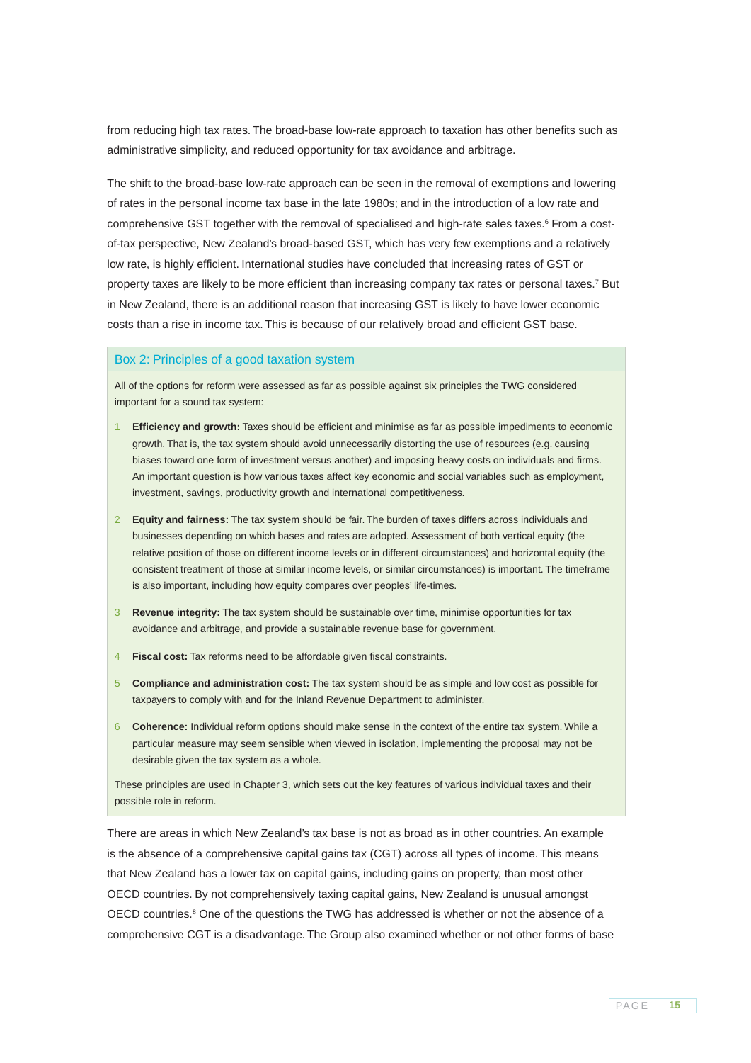from reducing high tax rates. The broad-base low-rate approach to taxation has other benefits such as administrative simplicity, and reduced opportunity for tax avoidance and arbitrage.

The shift to the broad-base low-rate approach can be seen in the removal of exemptions and lowering of rates in the personal income tax base in the late 1980s; and in the introduction of a low rate and comprehensive GST together with the removal of specialised and high-rate sales taxes.[6] From a cost-of-tax perspective, New Zealand's broad-based GST, which has very few exemptions and a relatively low rate, is highly efficient. International studies have concluded that increasing rates of GST or property taxes are likely to be more efficient than increasing company tax rates or personal taxes.[7] But in New Zealand, there is an additional reason that increasing GST is likely to have lower economic costs than a rise in income tax. This is because of our relatively broad and efficient GST base.

### Box 2: Principles of a good taxation system

All of the options for reform were assessed as far as possible against six principles the TWG considered important for a sound tax system:

1. **Efficiency and growth:** Taxes should be efficient and minimise as far as possible impediments to economic growth. That is, the tax system should avoid unnecessarily distorting the use of resources (e.g. causing biases toward one form of investment versus another) and imposing heavy costs on individuals and firms. An important question is how various taxes affect key economic and social variables such as employment, investment, savings, productivity growth and international competitiveness.
2. **Equity and fairness:** The tax system should be fair. The burden of taxes differs across individuals and businesses depending on which bases and rates are adopted. Assessment of both vertical equity (the relative position of those on different income levels or in different circumstances) and horizontal equity (the consistent treatment of those at similar income levels, or similar circumstances) is important. The timeframe is also important, including how equity compares over peoples' life-times.
3. **Revenue integrity:** The tax system should be sustainable over time, minimise opportunities for tax avoidance and arbitrage, and provide a sustainable revenue base for government.
4. **Fiscal cost:** Tax reforms need to be affordable given fiscal constraints.
5. **Compliance and administration cost:** The tax system should be as simple and low cost as possible for taxpayers to comply with and for the Inland Revenue Department to administer.
6. **Coherence:** Individual reform options should make sense in the context of the entire tax system. While a particular measure may seem sensible when viewed in isolation, implementing the proposal may not be desirable given the tax system as a whole.

These principles are used in Chapter 3, which sets out the key features of various individual taxes and their possible role in reform.

There are areas in which New Zealand's tax base is not as broad as in other countries. An example is the absence of a comprehensive capital gains tax (CGT) across all types of income. This means that New Zealand has a lower tax on capital gains, including gains on property, than most other OECD countries. By not comprehensively taxing capital gains, New Zealand is unusual amongst OECD countries.[8] One of the questions the TWG has addressed is whether or not the absence of a comprehensive CGT is a disadvantage. The Group also examined whether or not other forms of base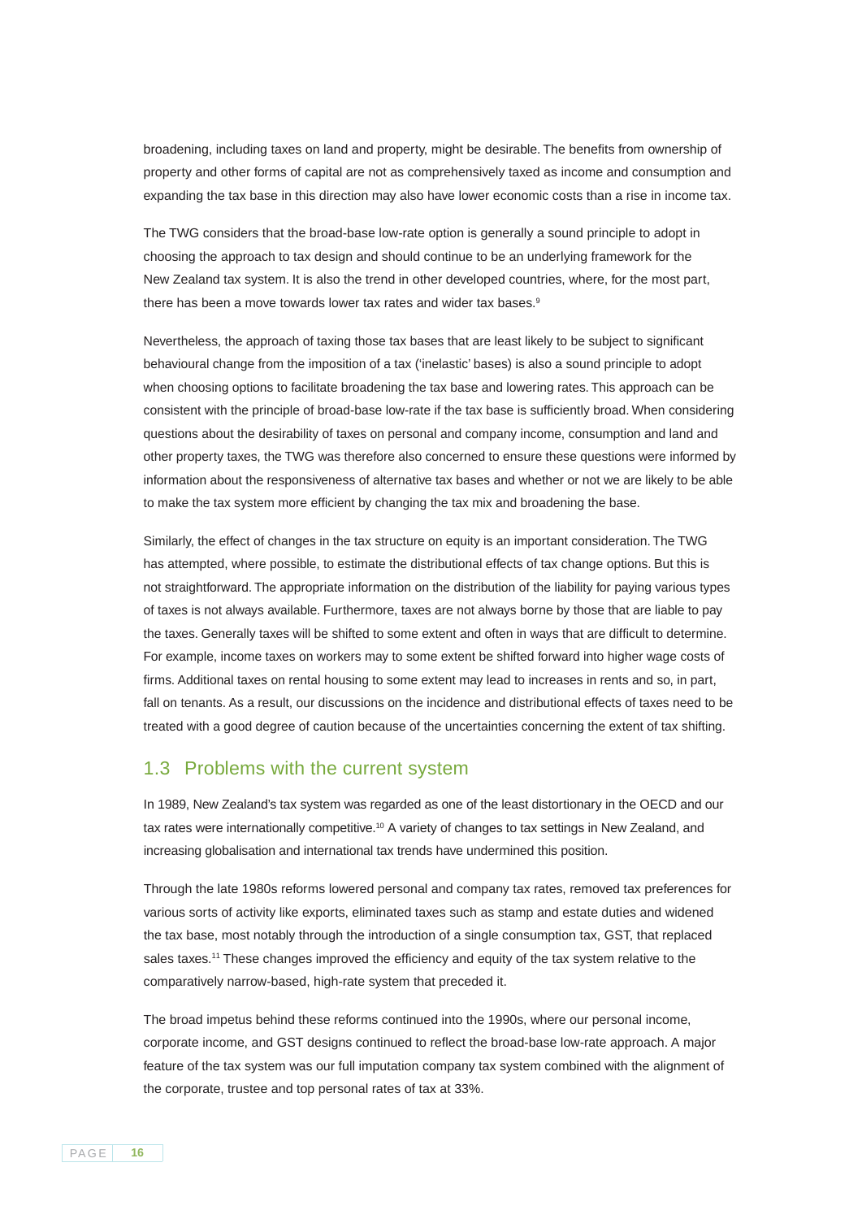broadening, including taxes on land and property, might be desirable. The benefits from ownership of property and other forms of capital are not as comprehensively taxed as income and consumption and expanding the tax base in this direction may also have lower economic costs than a rise in income tax.

The TWG considers that the broad-base low-rate option is generally a sound principle to adopt in choosing the approach to tax design and should continue to be an underlying framework for the New Zealand tax system. It is also the trend in other developed countries, where, for the most part, there has been a move towards lower tax rates and wider tax bases.[9]

Nevertheless, the approach of taxing those tax bases that are least likely to be subject to significant behavioural change from the imposition of a tax ('inelastic' bases) is also a sound principle to adopt when choosing options to facilitate broadening the tax base and lowering rates. This approach can be consistent with the principle of broad-base low-rate if the tax base is sufficiently broad. When considering questions about the desirability of taxes on personal and company income, consumption and land and other property taxes, the TWG was therefore also concerned to ensure these questions were informed by information about the responsiveness of alternative tax bases and whether or not we are likely to be able to make the tax system more efficient by changing the tax mix and broadening the base.

Similarly, the effect of changes in the tax structure on equity is an important consideration. The TWG has attempted, where possible, to estimate the distributional effects of tax change options. But this is not straightforward. The appropriate information on the distribution of the liability for paying various types of taxes is not always available. Furthermore, taxes are not always borne by those that are liable to pay the taxes. Generally taxes will be shifted to some extent and often in ways that are difficult to determine. For example, income taxes on workers may to some extent be shifted forward into higher wage costs of firms. Additional taxes on rental housing to some extent may lead to increases in rents and so, in part, fall on tenants. As a result, our discussions on the incidence and distributional effects of taxes need to be treated with a good degree of caution because of the uncertainties concerning the extent of tax shifting.

## 1.3 Problems with the current system

In 1989, New Zealand's tax system was regarded as one of the least distortionary in the OECD and our tax rates were internationally competitive.[10] A variety of changes to tax settings in New Zealand, and increasing globalisation and international tax trends have undermined this position.

Through the late 1980s reforms lowered personal and company tax rates, removed tax preferences for various sorts of activity like exports, eliminated taxes such as stamp and estate duties and widened the tax base, most notably through the introduction of a single consumption tax, GST, that replaced sales taxes.[11] These changes improved the efficiency and equity of the tax system relative to the comparatively narrow-based, high-rate system that preceded it.

The broad impetus behind these reforms continued into the 1990s, where our personal income, corporate income, and GST designs continued to reflect the broad-base low-rate approach. A major feature of the tax system was our full imputation company tax system combined with the alignment of the corporate, trustee and top personal rates of tax at 33%.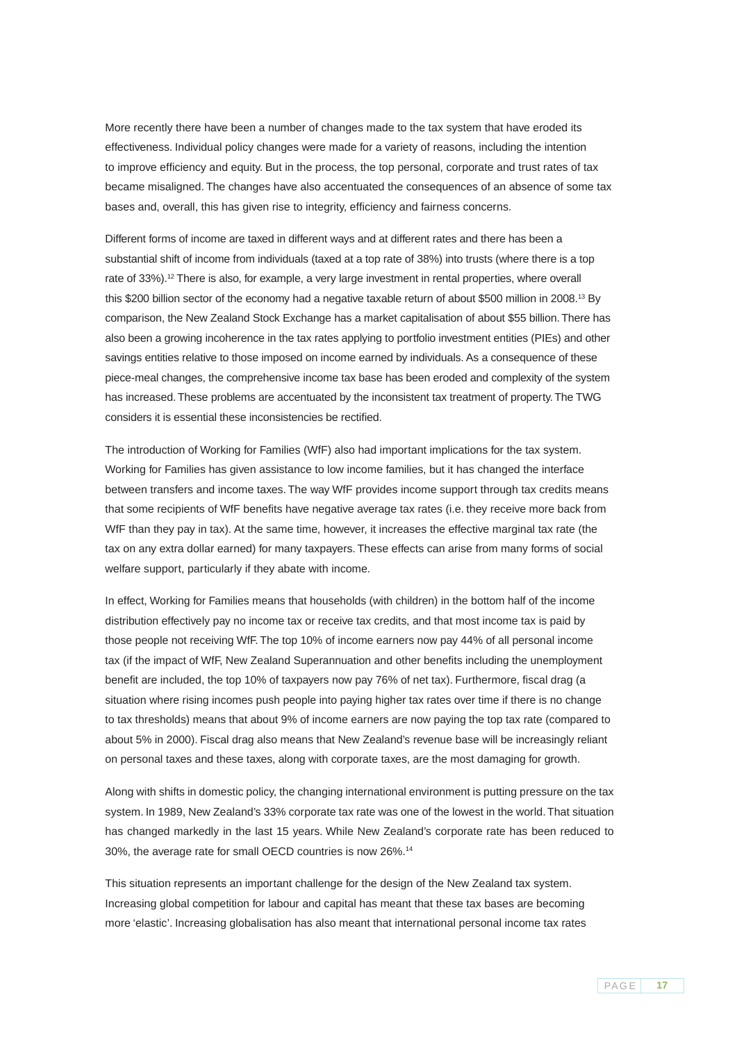More recently there have been a number of changes made to the tax system that have eroded its effectiveness. Individual policy changes were made for a variety of reasons, including the intention to improve efficiency and equity. But in the process, the top personal, corporate and trust rates of tax became misaligned. The changes have also accentuated the consequences of an absence of some tax bases and, overall, this has given rise to integrity, efficiency and fairness concerns.

Different forms of income are taxed in different ways and at different rates and there has been a substantial shift of income from individuals (taxed at a top rate of 38%) into trusts (where there is a top rate of 33%).[12] There is also, for example, a very large investment in rental properties, where overall this $200 billion sector of the economy had a negative taxable return of about $500 million in 2008.[13] By comparison, the New Zealand Stock Exchange has a market capitalisation of about $55 billion. There has also been a growing incoherence in the tax rates applying to portfolio investment entities (PIEs) and other savings entities relative to those imposed on income earned by individuals. As a consequence of these piece-meal changes, the comprehensive income tax base has been eroded and complexity of the system has increased. These problems are accentuated by the inconsistent tax treatment of property. The TWG considers it is essential these inconsistencies be rectified.

The introduction of Working for Families (WfF) also had important implications for the tax system. Working for Families has given assistance to low income families, but it has changed the interface between transfers and income taxes. The way WfF provides income support through tax credits means that some recipients of WfF benefits have negative average tax rates (i.e. they receive more back from WfF than they pay in tax). At the same time, however, it increases the effective marginal tax rate (the tax on any extra dollar earned) for many taxpayers. These effects can arise from many forms of social welfare support, particularly if they abate with income.

In effect, Working for Families means that households (with children) in the bottom half of the income distribution effectively pay no income tax or receive tax credits, and that most income tax is paid by those people not receiving WfF. The top 10% of income earners now pay 44% of all personal income tax (if the impact of WfF, New Zealand Superannuation and other benefits including the unemployment benefit are included, the top 10% of taxpayers now pay 76% of net tax). Furthermore, fiscal drag (a situation where rising incomes push people into paying higher tax rates over time if there is no change to tax thresholds) means that about 9% of income earners are now paying the top tax rate (compared to about 5% in 2000). Fiscal drag also means that New Zealand's revenue base will be increasingly reliant on personal taxes and these taxes, along with corporate taxes, are the most damaging for growth.

Along with shifts in domestic policy, the changing international environment is putting pressure on the tax system. In 1989, New Zealand's 33% corporate tax rate was one of the lowest in the world. That situation has changed markedly in the last 15 years. While New Zealand's corporate rate has been reduced to 30%, the average rate for small OECD countries is now 26%.[14]

This situation represents an important challenge for the design of the New Zealand tax system. Increasing global competition for labour and capital has meant that these tax bases are becoming more 'elastic'. Increasing globalisation has also meant that international personal income tax rates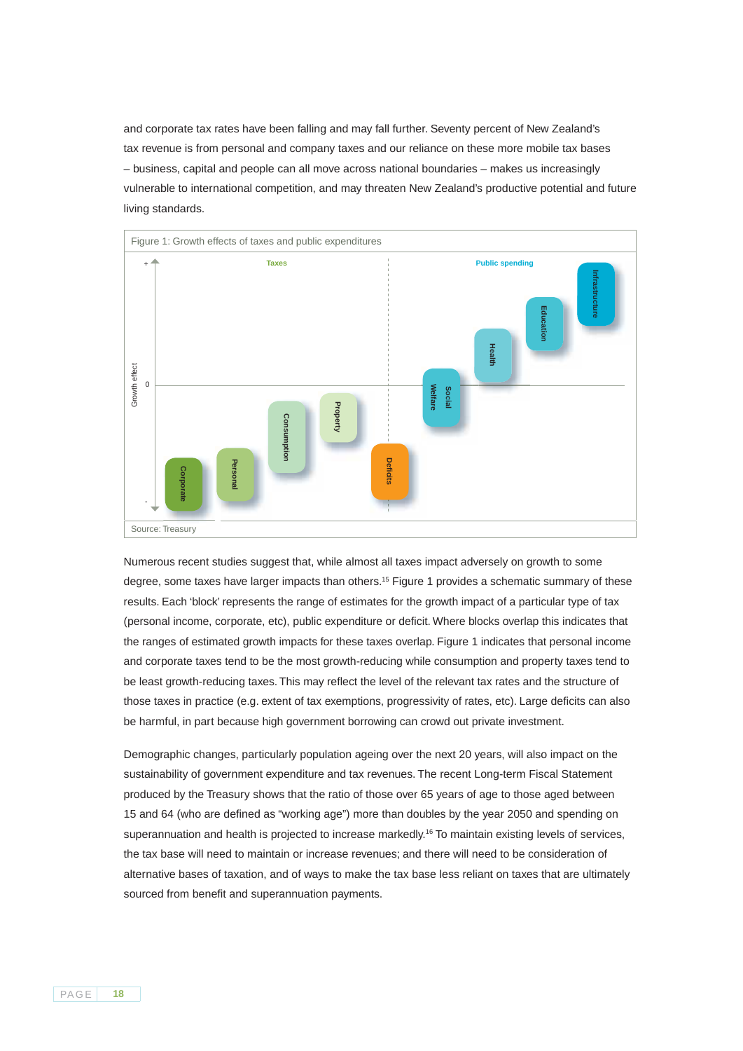and corporate tax rates have been falling and may fall further. Seventy percent of New Zealand's tax revenue is from personal and company taxes and our reliance on these more mobile tax bases – business, capital and people can all move across national boundaries – makes us increasingly vulnerable to international competition, and may threaten New Zealand's productive potential and future living standards.

Figure 1: Growth effects of taxes and public expenditures

Source: Treasury

Numerous recent studies suggest that, while almost all taxes impact adversely on growth to some degree, some taxes have larger impacts than others.[15] Figure 1 provides a schematic summary of these results. Each 'block' represents the range of estimates for the growth impact of a particular type of tax (personal income, corporate, etc), public expenditure or deficit. Where blocks overlap this indicates that the ranges of estimated growth impacts for these taxes overlap. Figure 1 indicates that personal income and corporate taxes tend to be the most growth-reducing while consumption and property taxes tend to be least growth-reducing taxes. This may reflect the level of the relevant tax rates and the structure of those taxes in practice (e.g. extent of tax exemptions, progressivity of rates, etc). Large deficits can also be harmful, in part because high government borrowing can crowd out private investment.

Demographic changes, particularly population ageing over the next 20 years, will also impact on the sustainability of government expenditure and tax revenues. The recent Long-term Fiscal Statement produced by the Treasury shows that the ratio of those over 65 years of age to those aged between 15 and 64 (who are defined as "working age") more than doubles by the year 2050 and spending on superannuation and health is projected to increase markedly.[16] To maintain existing levels of services, the tax base will need to maintain or increase revenues; and there will need to be consideration of alternative bases of taxation, and of ways to make the tax base less reliant on taxes that are ultimately sourced from benefit and superannuation payments.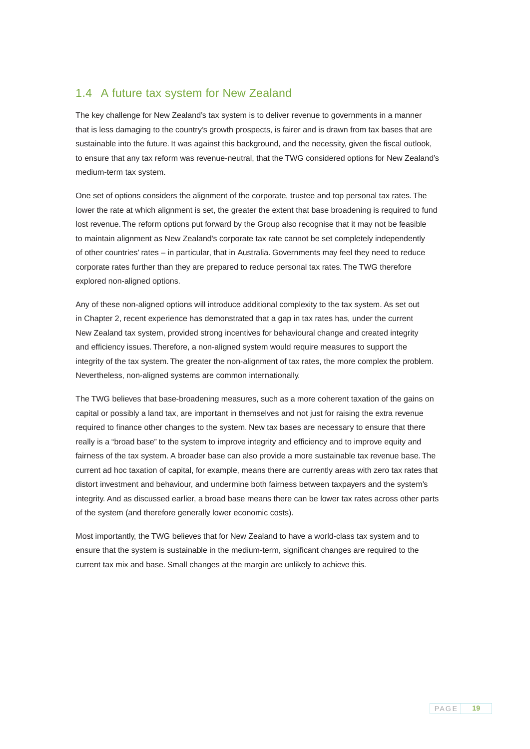## 1.4 A future tax system for New Zealand

The key challenge for New Zealand's tax system is to deliver revenue to governments in a manner that is less damaging to the country's growth prospects, is fairer and is drawn from tax bases that are sustainable into the future. It was against this background, and the necessity, given the fiscal outlook, to ensure that any tax reform was revenue-neutral, that the TWG considered options for New Zealand's medium-term tax system.

One set of options considers the alignment of the corporate, trustee and top personal tax rates. The lower the rate at which alignment is set, the greater the extent that base broadening is required to fund lost revenue. The reform options put forward by the Group also recognise that it may not be feasible to maintain alignment as New Zealand's corporate tax rate cannot be set completely independently of other countries' rates – in particular, that in Australia. Governments may feel they need to reduce corporate rates further than they are prepared to reduce personal tax rates. The TWG therefore explored non-aligned options.

Any of these non-aligned options will introduce additional complexity to the tax system. As set out in Chapter 2, recent experience has demonstrated that a gap in tax rates has, under the current New Zealand tax system, provided strong incentives for behavioural change and created integrity and efficiency issues. Therefore, a non-aligned system would require measures to support the integrity of the tax system. The greater the non-alignment of tax rates, the more complex the problem. Nevertheless, non-aligned systems are common internationally.

The TWG believes that base-broadening measures, such as a more coherent taxation of the gains on capital or possibly a land tax, are important in themselves and not just for raising the extra revenue required to finance other changes to the system. New tax bases are necessary to ensure that there really is a "broad base" to the system to improve integrity and efficiency and to improve equity and fairness of the tax system. A broader base can also provide a more sustainable tax revenue base. The current ad hoc taxation of capital, for example, means there are currently areas with zero tax rates that distort investment and behaviour, and undermine both fairness between taxpayers and the system's integrity. And as discussed earlier, a broad base means there can be lower tax rates across other parts of the system (and therefore generally lower economic costs).

Most importantly, the TWG believes that for New Zealand to have a world-class tax system and to ensure that the system is sustainable in the medium-term, significant changes are required to the current tax mix and base. Small changes at the margin are unlikely to achieve this.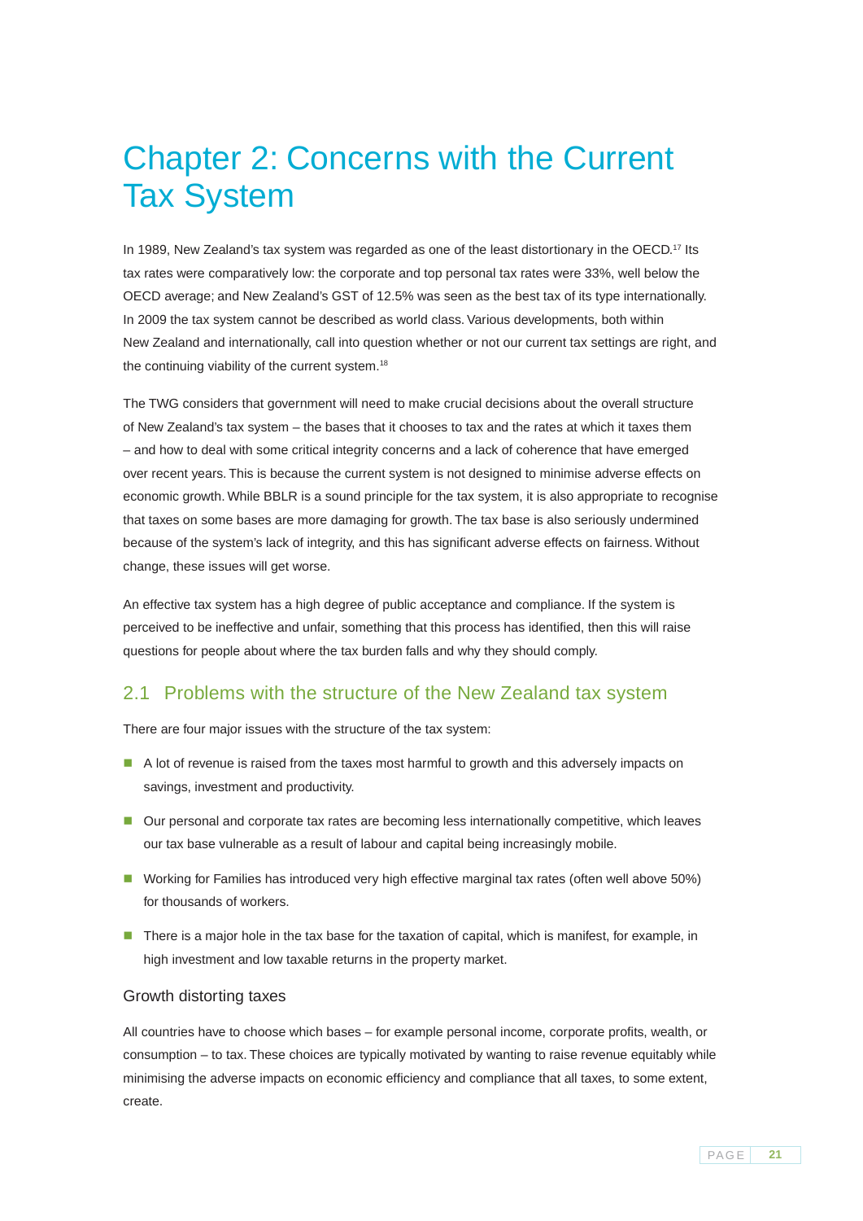# Chapter 2: Concerns with the Current Tax System

In 1989, New Zealand's tax system was regarded as one of the least distortionary in the OECD.[17] Its tax rates were comparatively low: the corporate and top personal tax rates were 33%, well below the OECD average; and New Zealand's GST of 12.5% was seen as the best tax of its type internationally. In 2009 the tax system cannot be described as world class. Various developments, both within New Zealand and internationally, call into question whether or not our current tax settings are right, and the continuing viability of the current system.[18]

The TWG considers that government will need to make crucial decisions about the overall structure of New Zealand's tax system – the bases that it chooses to tax and the rates at which it taxes them – and how to deal with some critical integrity concerns and a lack of coherence that have emerged over recent years. This is because the current system is not designed to minimise adverse effects on economic growth. While BBLR is a sound principle for the tax system, it is also appropriate to recognise that taxes on some bases are more damaging for growth. The tax base is also seriously undermined because of the system's lack of integrity, and this has significant adverse effects on fairness. Without change, these issues will get worse.

An effective tax system has a high degree of public acceptance and compliance. If the system is perceived to be ineffective and unfair, something that this process has identified, then this will raise questions for people about where the tax burden falls and why they should comply.

## 2.1 Problems with the structure of the New Zealand tax system

There are four major issues with the structure of the tax system:

- A lot of revenue is raised from the taxes most harmful to growth and this adversely impacts on savings, investment and productivity.
- Our personal and corporate tax rates are becoming less internationally competitive, which leaves our tax base vulnerable as a result of labour and capital being increasingly mobile.
- Working for Families has introduced very high effective marginal tax rates (often well above 50%) for thousands of workers.
- There is a major hole in the tax base for the taxation of capital, which is manifest, for example, in high investment and low taxable returns in the property market.

### Growth distorting taxes

All countries have to choose which bases – for example personal income, corporate profits, wealth, or consumption – to tax. These choices are typically motivated by wanting to raise revenue equitably while minimising the adverse impacts on economic efficiency and compliance that all taxes, to some extent, create.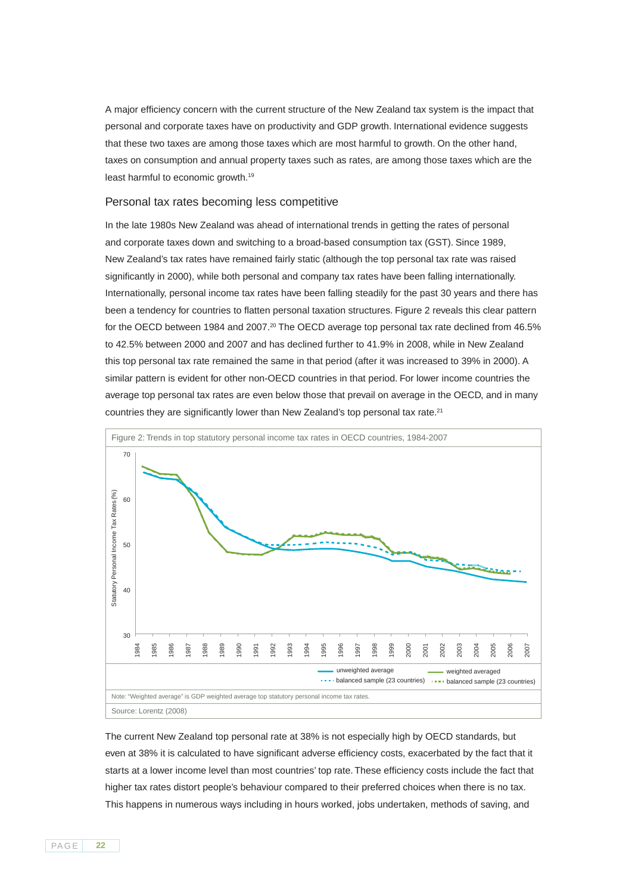A major efficiency concern with the current structure of the New Zealand tax system is the impact that personal and corporate taxes have on productivity and GDP growth. International evidence suggests that these two taxes are among those taxes which are most harmful to growth. On the other hand, taxes on consumption and annual property taxes such as rates, are among those taxes which are the least harmful to economic growth.[19]

## Personal tax rates becoming less competitive

In the late 1980s New Zealand was ahead of international trends in getting the rates of personal and corporate taxes down and switching to a broad-based consumption tax (GST). Since 1989, New Zealand's tax rates have remained fairly static (although the top personal tax rate was raised significantly in 2000), while both personal and company tax rates have been falling internationally. Internationally, personal income tax rates have been falling steadily for the past 30 years and there has been a tendency for countries to flatten personal taxation structures. Figure 2 reveals this clear pattern for the OECD between 1984 and 2007.[20] The OECD average top personal tax rate declined from 46.5% to 42.5% between 2000 and 2007 and has declined further to 41.9% in 2008, while in New Zealand this top personal tax rate remained the same in that period (after it was increased to 39% in 2000). A similar pattern is evident for other non-OECD countries in that period. For lower income countries the average top personal tax rates are even below those that prevail on average in the OECD, and in many countries they are significantly lower than New Zealand's top personal tax rate.[21]

Figure 2: Trends in top statutory personal income tax rates in OECD countries, 1984-2007

Note: "Weighted average" is GDP weighted average top statutory personal income tax rates.

Source: Lorentz (2008)

The current New Zealand top personal rate at 38% is not especially high by OECD standards, but even at 38% it is calculated to have significant adverse efficiency costs, exacerbated by the fact that it starts at a lower income level than most countries' top rate. These efficiency costs include the fact that higher tax rates distort people's behaviour compared to their preferred choices when there is no tax. This happens in numerous ways including in hours worked, jobs undertaken, methods of saving, and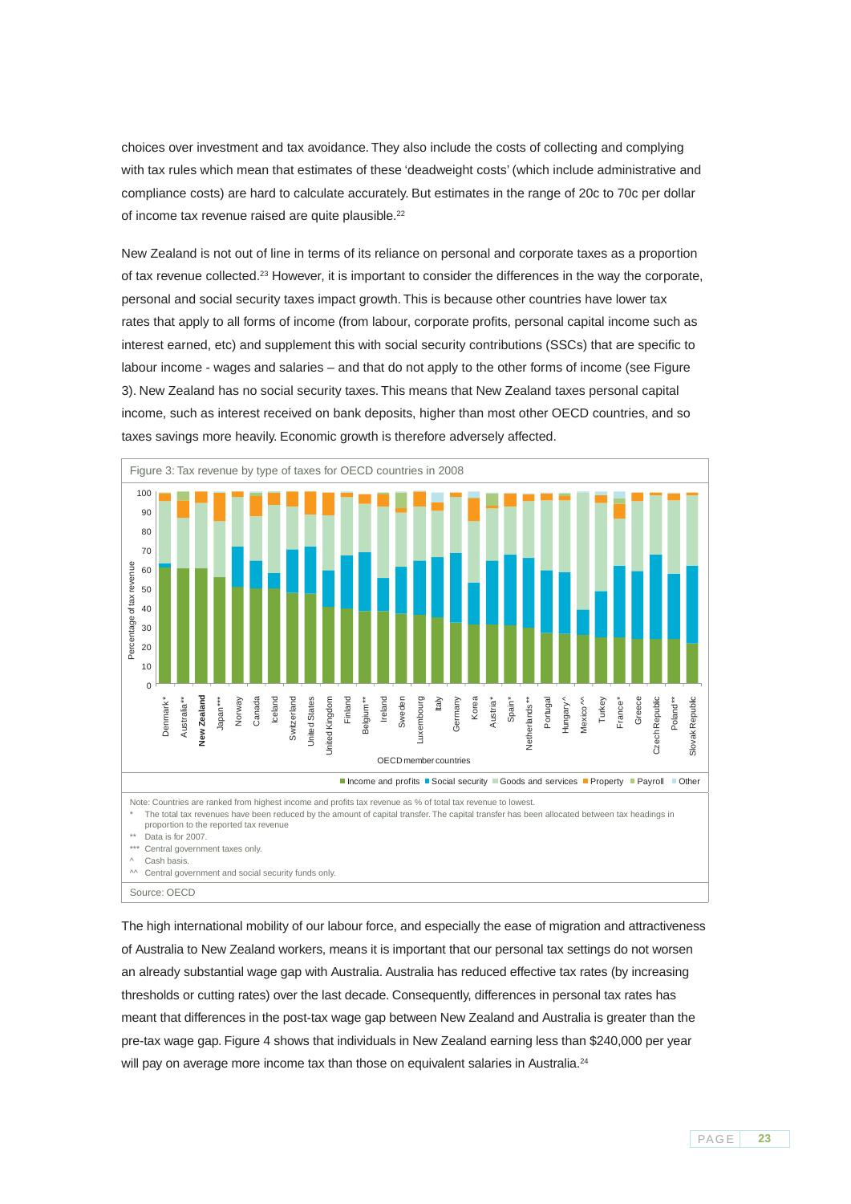choices over investment and tax avoidance. They also include the costs of collecting and complying with tax rules which mean that estimates of these 'deadweight costs' (which include administrative and compliance costs) are hard to calculate accurately. But estimates in the range of 20c to 70c per dollar of income tax revenue raised are quite plausible.[22]

New Zealand is not out of line in terms of its reliance on personal and corporate taxes as a proportion of tax revenue collected.[23] However, it is important to consider the differences in the way the corporate, personal and social security taxes impact growth. This is because other countries have lower tax rates that apply to all forms of income (from labour, corporate profits, personal capital income such as interest earned, etc) and supplement this with social security contributions (SSCs) that are specific to labour income - wages and salaries – and that do not apply to the other forms of income (see Figure 3). New Zealand has no social security taxes. This means that New Zealand taxes personal capital income, such as interest received on bank deposits, higher than most other OECD countries, and so taxes savings more heavily. Economic growth is therefore adversely affected.

Figure 3: Tax revenue by type of taxes for OECD countries in 2008

Note: Countries are ranked from highest income and profits tax revenue as % of total tax revenue to lowest.

\* The total tax revenues have been reduced by the amount of capital transfer. The capital transfer has been allocated between tax headings in proportion to the reported tax revenue

\*\* Data is for 2007.

\*\*\* Central government taxes only.

^ Cash basis.

^^ Central government and social security funds only.

Source: OECD

The high international mobility of our labour force, and especially the ease of migration and attractiveness of Australia to New Zealand workers, means it is important that our personal tax settings do not worsen an already substantial wage gap with Australia. Australia has reduced effective tax rates (by increasing thresholds or cutting rates) over the last decade. Consequently, differences in personal tax rates has meant that differences in the post-tax wage gap between New Zealand and Australia is greater than the pre-tax wage gap. Figure 4 shows that individuals in New Zealand earning less than $240,000 per year will pay on average more income tax than those on equivalent salaries in Australia.[24]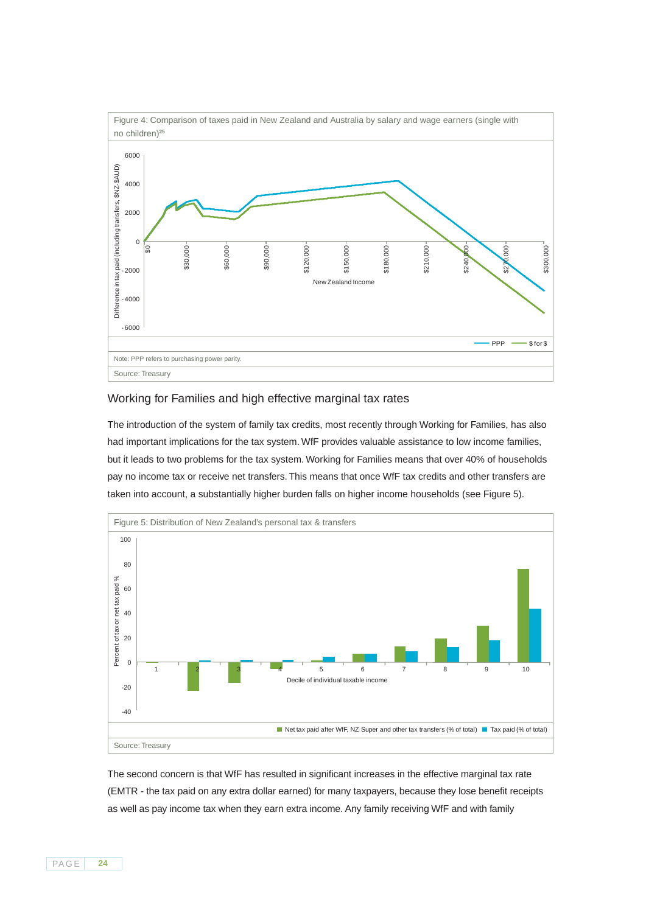Figure 4: Comparison of taxes paid in New Zealand and Australia by salary and wage earners (single with no children)[25]

Note: PPP refers to purchasing power parity.

Source: Treasury

## Working for Families and high effective marginal tax rates

The introduction of the system of family tax credits, most recently through Working for Families, has also had important implications for the tax system. WfF provides valuable assistance to low income families, but it leads to two problems for the tax system. Working for Families means that over 40% of households pay no income tax or receive net transfers. This means that once WfF tax credits and other transfers are taken into account, a substantially higher burden falls on higher income households (see Figure 5).

Figure 5: Distribution of New Zealand's personal tax & transfers

Source: Treasury

The second concern is that WfF has resulted in significant increases in the effective marginal tax rate (EMTR - the tax paid on any extra dollar earned) for many taxpayers, because they lose benefit receipts as well as pay income tax when they earn extra income. Any family receiving WfF and with family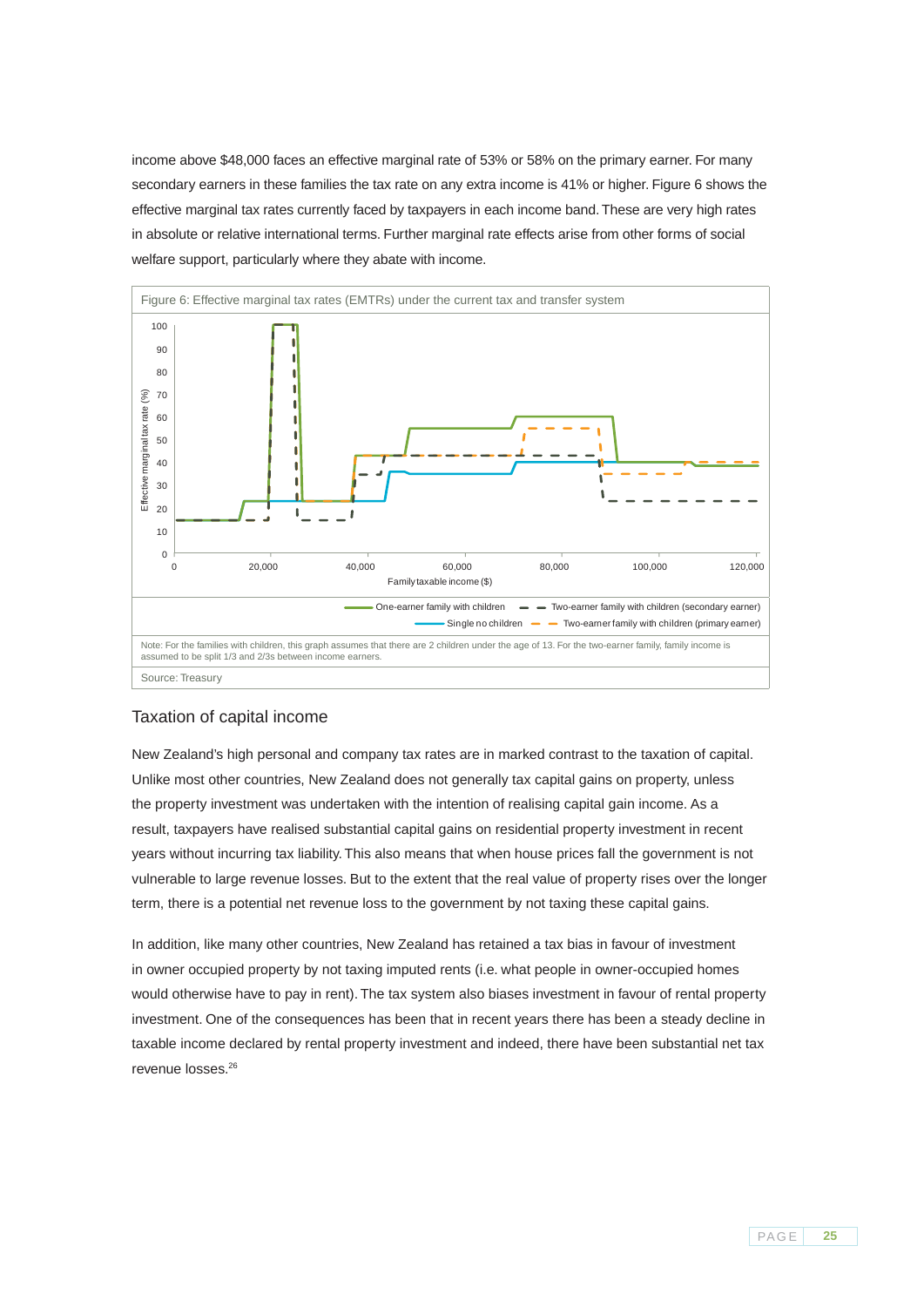income above $48,000 faces an effective marginal rate of 53% or 58% on the primary earner. For many secondary earners in these families the tax rate on any extra income is 41% or higher. Figure 6 shows the effective marginal tax rates currently faced by taxpayers in each income band. These are very high rates in absolute or relative international terms. Further marginal rate effects arise from other forms of social welfare support, particularly where they abate with income.

Figure 6: Effective marginal tax rates (EMTRs) under the current tax and transfer system

Note: For the families with children, this graph assumes that there are 2 children under the age of 13. For the two-earner family, family income is assumed to be split 1/3 and 2/3s between income earners.

Source: Treasury

## Taxation of capital income

New Zealand's high personal and company tax rates are in marked contrast to the taxation of capital. Unlike most other countries, New Zealand does not generally tax capital gains on property, unless the property investment was undertaken with the intention of realising capital gain income. As a result, taxpayers have realised substantial capital gains on residential property investment in recent years without incurring tax liability. This also means that when house prices fall the government is not vulnerable to large revenue losses. But to the extent that the real value of property rises over the longer term, there is a potential net revenue loss to the government by not taxing these capital gains.

In addition, like many other countries, New Zealand has retained a tax bias in favour of investment in owner occupied property by not taxing imputed rents (i.e. what people in owner-occupied homes would otherwise have to pay in rent). The tax system also biases investment in favour of rental property investment. One of the consequences has been that in recent years there has been a steady decline in taxable income declared by rental property investment and indeed, there have been substantial net tax revenue losses.[26]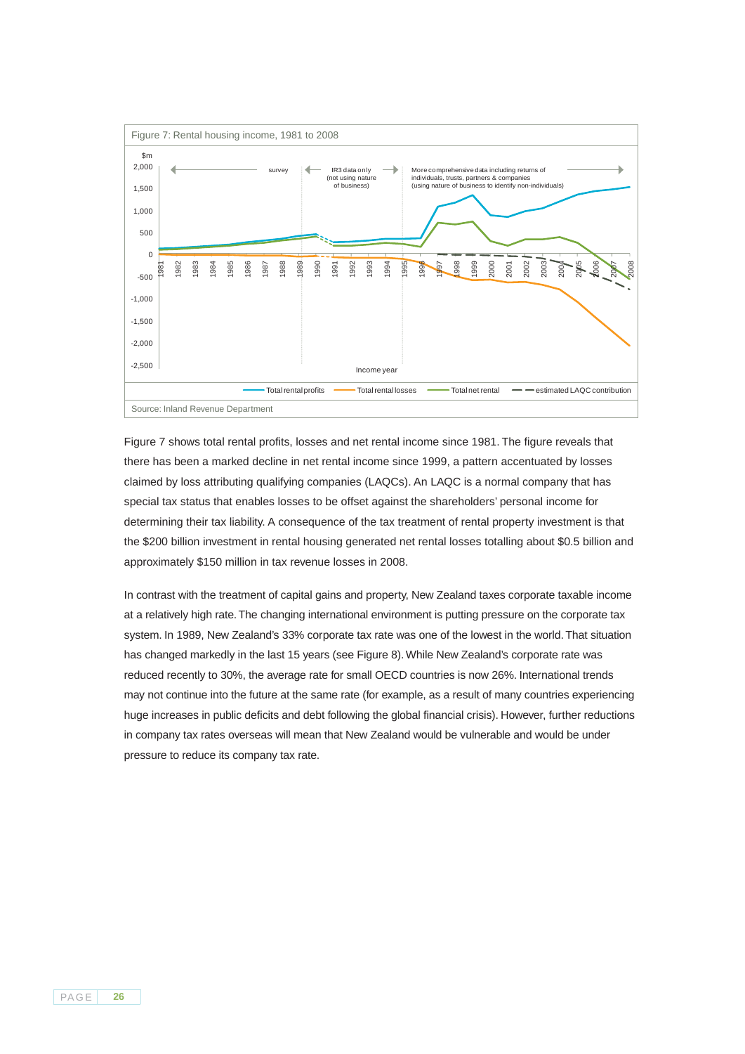Figure 7: Rental housing income, 1981 to 2008

Source: Inland Revenue Department

Figure 7 shows total rental profits, losses and net rental income since 1981. The figure reveals that there has been a marked decline in net rental income since 1999, a pattern accentuated by losses claimed by loss attributing qualifying companies (LAQCs). An LAQC is a normal company that has special tax status that enables losses to be offset against the shareholders' personal income for determining their tax liability. A consequence of the tax treatment of rental property investment is that the $200 billion investment in rental housing generated net rental losses totalling about $0.5 billion and approximately $150 million in tax revenue losses in 2008.

In contrast with the treatment of capital gains and property, New Zealand taxes corporate taxable income at a relatively high rate. The changing international environment is putting pressure on the corporate tax system. In 1989, New Zealand's 33% corporate tax rate was one of the lowest in the world. That situation has changed markedly in the last 15 years (see Figure 8). While New Zealand's corporate rate was reduced recently to 30%, the average rate for small OECD countries is now 26%. International trends may not continue into the future at the same rate (for example, as a result of many countries experiencing huge increases in public deficits and debt following the global financial crisis). However, further reductions in company tax rates overseas will mean that New Zealand would be vulnerable and would be under pressure to reduce its company tax rate.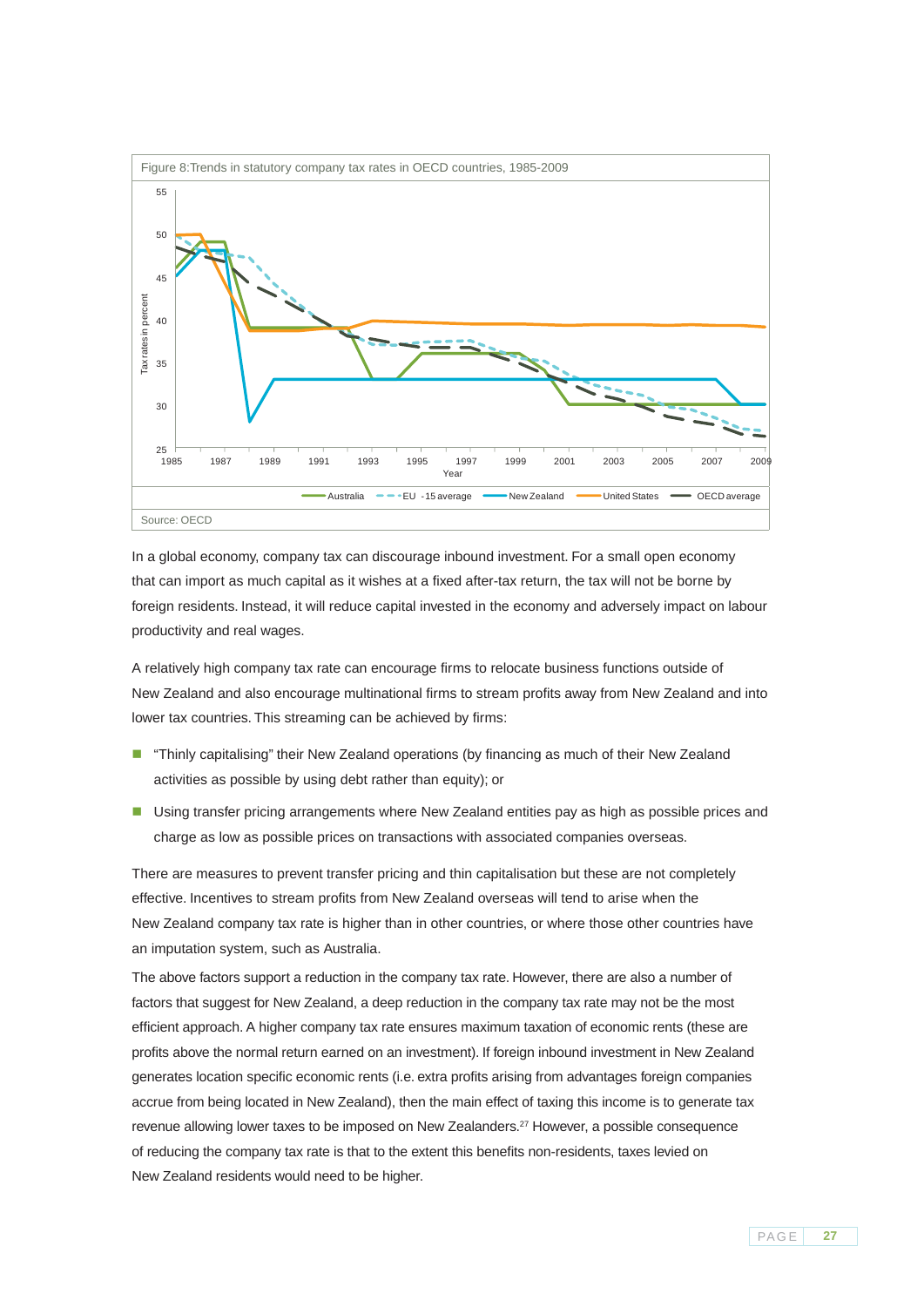Figure 8:Trends in statutory company tax rates in OECD countries, 1985-2009

Source: OECD

In a global economy, company tax can discourage inbound investment. For a small open economy that can import as much capital as it wishes at a fixed after-tax return, the tax will not be borne by foreign residents. Instead, it will reduce capital invested in the economy and adversely impact on labour productivity and real wages.

A relatively high company tax rate can encourage firms to relocate business functions outside of New Zealand and also encourage multinational firms to stream profits away from New Zealand and into lower tax countries. This streaming can be achieved by firms:

- "Thinly capitalising" their New Zealand operations (by financing as much of their New Zealand activities as possible by using debt rather than equity); or
- Using transfer pricing arrangements where New Zealand entities pay as high as possible prices and charge as low as possible prices on transactions with associated companies overseas.

There are measures to prevent transfer pricing and thin capitalisation but these are not completely effective. Incentives to stream profits from New Zealand overseas will tend to arise when the New Zealand company tax rate is higher than in other countries, or where those other countries have an imputation system, such as Australia.

The above factors support a reduction in the company tax rate. However, there are also a number of factors that suggest for New Zealand, a deep reduction in the company tax rate may not be the most efficient approach. A higher company tax rate ensures maximum taxation of economic rents (these are profits above the normal return earned on an investment). If foreign inbound investment in New Zealand generates location specific economic rents (i.e. extra profits arising from advantages foreign companies accrue from being located in New Zealand), then the main effect of taxing this income is to generate tax revenue allowing lower taxes to be imposed on New Zealanders.[27] However, a possible consequence of reducing the company tax rate is that to the extent this benefits non-residents, taxes levied on New Zealand residents would need to be higher.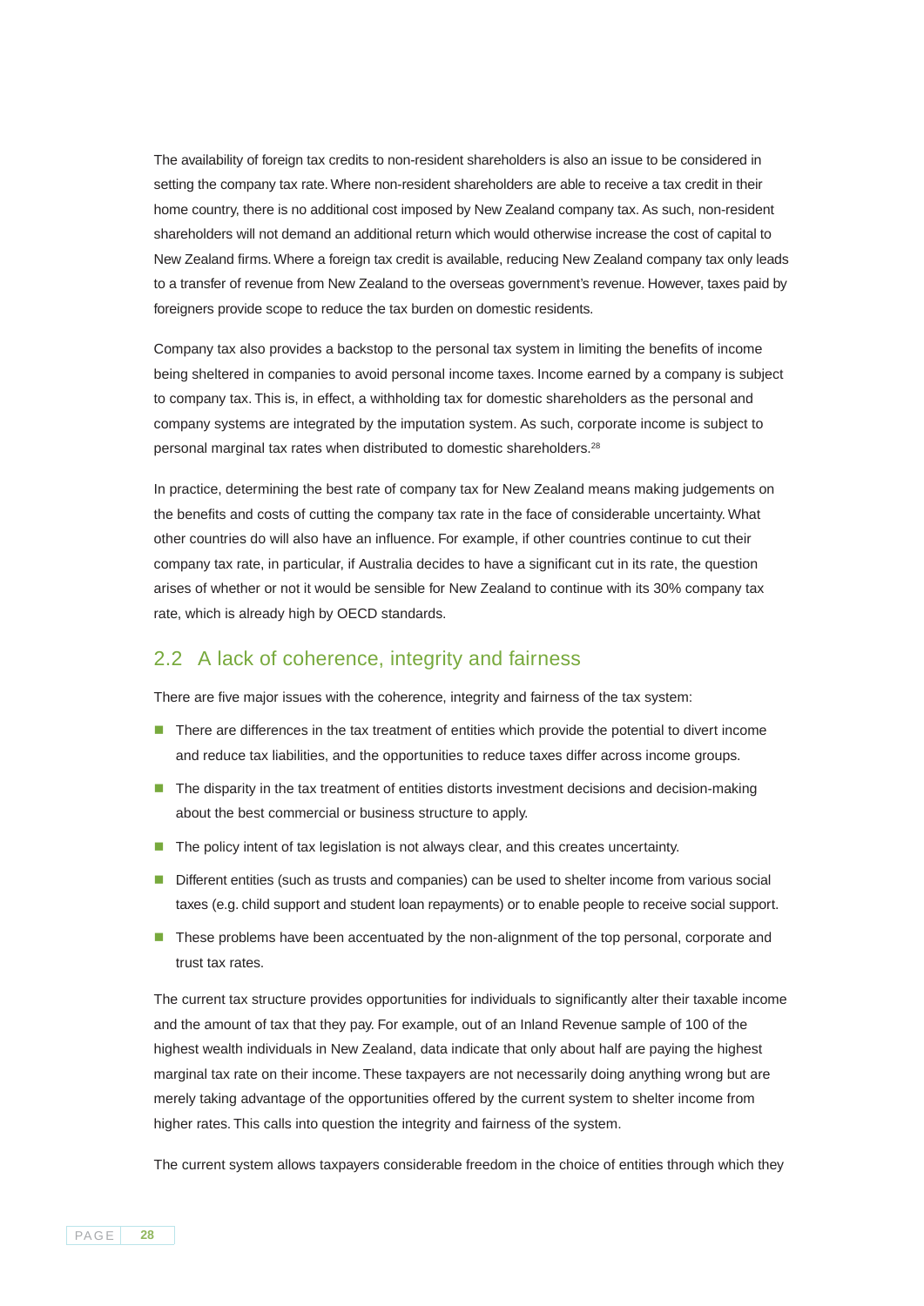The availability of foreign tax credits to non-resident shareholders is also an issue to be considered in setting the company tax rate. Where non-resident shareholders are able to receive a tax credit in their home country, there is no additional cost imposed by New Zealand company tax. As such, non-resident shareholders will not demand an additional return which would otherwise increase the cost of capital to New Zealand firms. Where a foreign tax credit is available, reducing New Zealand company tax only leads to a transfer of revenue from New Zealand to the overseas government's revenue. However, taxes paid by foreigners provide scope to reduce the tax burden on domestic residents.

Company tax also provides a backstop to the personal tax system in limiting the benefits of income being sheltered in companies to avoid personal income taxes. Income earned by a company is subject to company tax. This is, in effect, a withholding tax for domestic shareholders as the personal and company systems are integrated by the imputation system. As such, corporate income is subject to personal marginal tax rates when distributed to domestic shareholders.[28]

In practice, determining the best rate of company tax for New Zealand means making judgements on the benefits and costs of cutting the company tax rate in the face of considerable uncertainty. What other countries do will also have an influence. For example, if other countries continue to cut their company tax rate, in particular, if Australia decides to have a significant cut in its rate, the question arises of whether or not it would be sensible for New Zealand to continue with its 30% company tax rate, which is already high by OECD standards.

## 2.2 A lack of coherence, integrity and fairness

There are five major issues with the coherence, integrity and fairness of the tax system:

- There are differences in the tax treatment of entities which provide the potential to divert income and reduce tax liabilities, and the opportunities to reduce taxes differ across income groups.
- The disparity in the tax treatment of entities distorts investment decisions and decision-making about the best commercial or business structure to apply.
- The policy intent of tax legislation is not always clear, and this creates uncertainty.
- Different entities (such as trusts and companies) can be used to shelter income from various social taxes (e.g. child support and student loan repayments) or to enable people to receive social support.
- These problems have been accentuated by the non-alignment of the top personal, corporate and trust tax rates.

The current tax structure provides opportunities for individuals to significantly alter their taxable income and the amount of tax that they pay. For example, out of an Inland Revenue sample of 100 of the highest wealth individuals in New Zealand, data indicate that only about half are paying the highest marginal tax rate on their income. These taxpayers are not necessarily doing anything wrong but are merely taking advantage of the opportunities offered by the current system to shelter income from higher rates. This calls into question the integrity and fairness of the system.

The current system allows taxpayers considerable freedom in the choice of entities through which they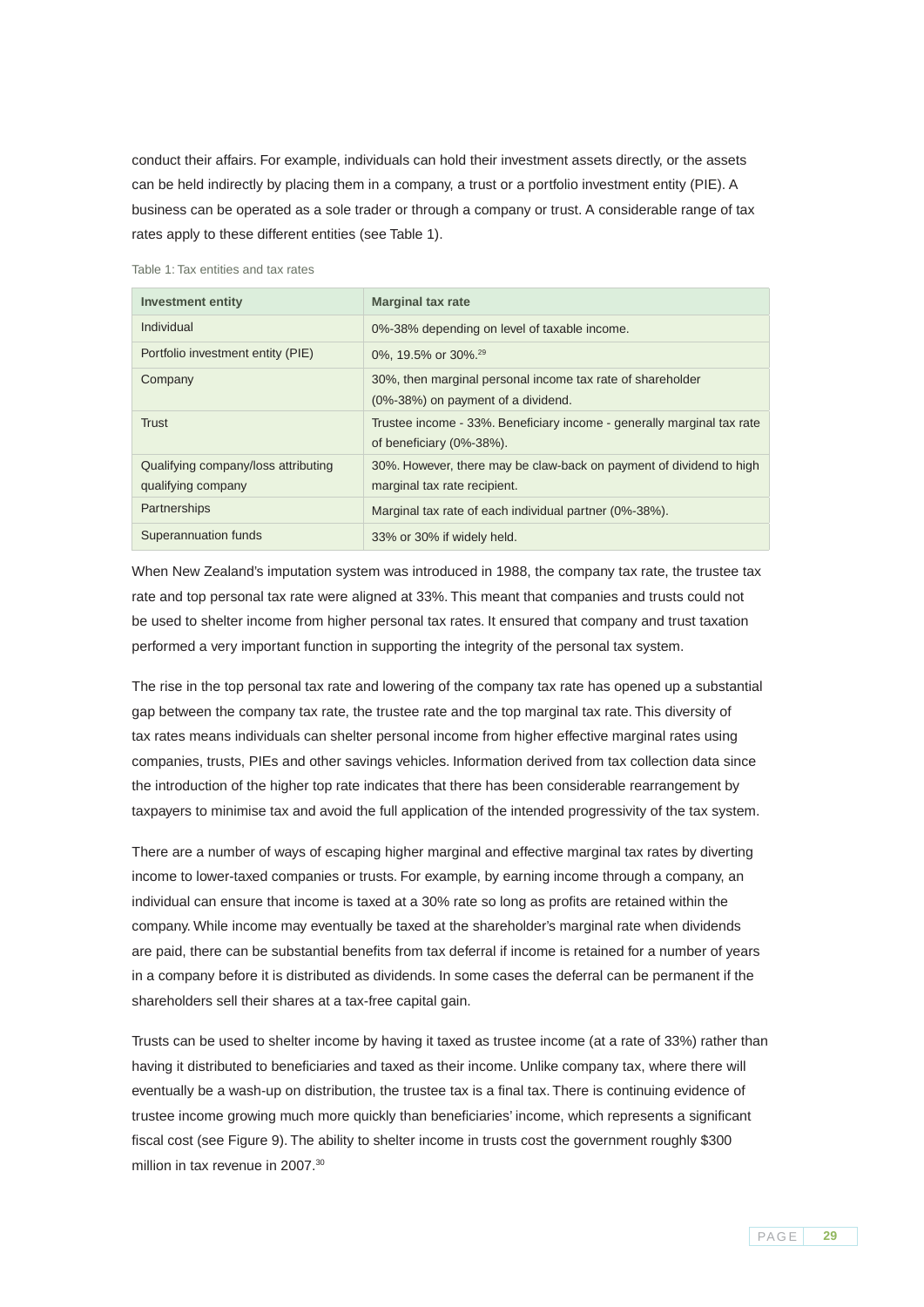conduct their affairs. For example, individuals can hold their investment assets directly, or the assets can be held indirectly by placing them in a company, a trust or a portfolio investment entity (PIE). A business can be operated as a sole trader or through a company or trust. A considerable range of tax rates apply to these different entities (see Table 1).

Table 1: Tax entities and tax rates

| Investment entity | Marginal tax rate |
|---|---|
| Individual | 0%-38% depending on level of taxable income. |
| Portfolio investment entity (PIE) | 0%, 19.5% or 30%.[29] |
| Company | 30%, then marginal personal income tax rate of shareholder (0%-38%) on payment of a dividend. |
| Trust | Trustee income - 33%. Beneficiary income - generally marginal tax rate of beneficiary (0%-38%). |
| Qualifying company/loss attributing qualifying company | 30%. However, there may be claw-back on payment of dividend to high marginal tax rate recipient. |
| Partnerships | Marginal tax rate of each individual partner (0%-38%). |
| Superannuation funds | 33% or 30% if widely held. |

When New Zealand's imputation system was introduced in 1988, the company tax rate, the trustee tax rate and top personal tax rate were aligned at 33%. This meant that companies and trusts could not be used to shelter income from higher personal tax rates. It ensured that company and trust taxation performed a very important function in supporting the integrity of the personal tax system.

The rise in the top personal tax rate and lowering of the company tax rate has opened up a substantial gap between the company tax rate, the trustee rate and the top marginal tax rate. This diversity of tax rates means individuals can shelter personal income from higher effective marginal rates using companies, trusts, PIEs and other savings vehicles. Information derived from tax collection data since the introduction of the higher top rate indicates that there has been considerable rearrangement by taxpayers to minimise tax and avoid the full application of the intended progressivity of the tax system.

There are a number of ways of escaping higher marginal and effective marginal tax rates by diverting income to lower-taxed companies or trusts. For example, by earning income through a company, an individual can ensure that income is taxed at a 30% rate so long as profits are retained within the company. While income may eventually be taxed at the shareholder's marginal rate when dividends are paid, there can be substantial benefits from tax deferral if income is retained for a number of years in a company before it is distributed as dividends. In some cases the deferral can be permanent if the shareholders sell their shares at a tax-free capital gain.

Trusts can be used to shelter income by having it taxed as trustee income (at a rate of 33%) rather than having it distributed to beneficiaries and taxed as their income. Unlike company tax, where there will eventually be a wash-up on distribution, the trustee tax is a final tax. There is continuing evidence of trustee income growing much more quickly than beneficiaries' income, which represents a significant fiscal cost (see Figure 9). The ability to shelter income in trusts cost the government roughly $300 million in tax revenue in 2007.[30]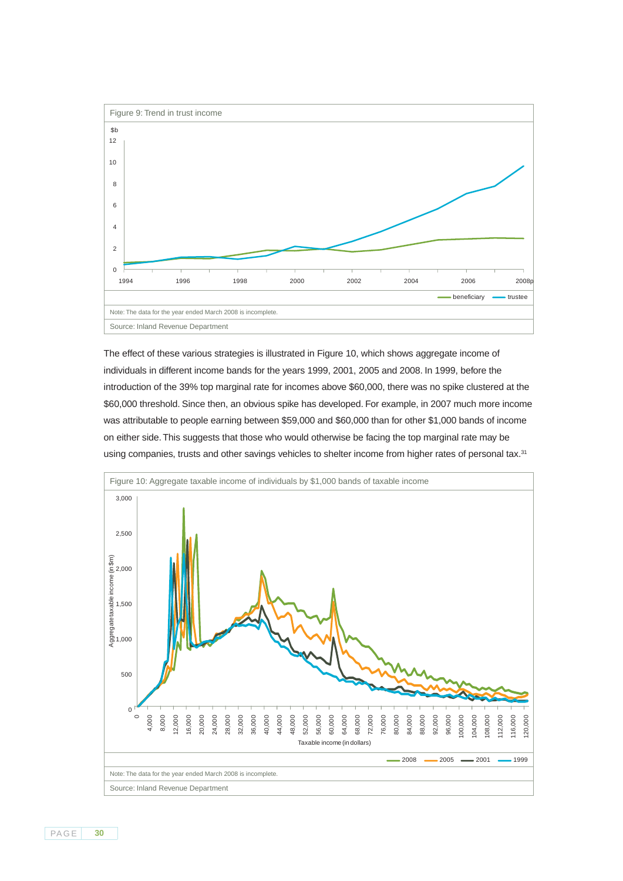Figure 9: Trend in trust income

Note: The data for the year ended March 2008 is incomplete.

Source: Inland Revenue Department

The effect of these various strategies is illustrated in Figure 10, which shows aggregate income of individuals in different income bands for the years 1999, 2001, 2005 and 2008. In 1999, before the introduction of the 39% top marginal rate for incomes above $60,000, there was no spike clustered at the $60,000 threshold. Since then, an obvious spike has developed. For example, in 2007 much more income was attributable to people earning between $59,000 and $60,000 than for other $1,000 bands of income on either side. This suggests that those who would otherwise be facing the top marginal rate may be using companies, trusts and other savings vehicles to shelter income from higher rates of personal tax.[31]

Figure 10: Aggregate taxable income of individuals by $1,000 bands of taxable income

Note: The data for the year ended March 2008 is incomplete.

Source: Inland Revenue Department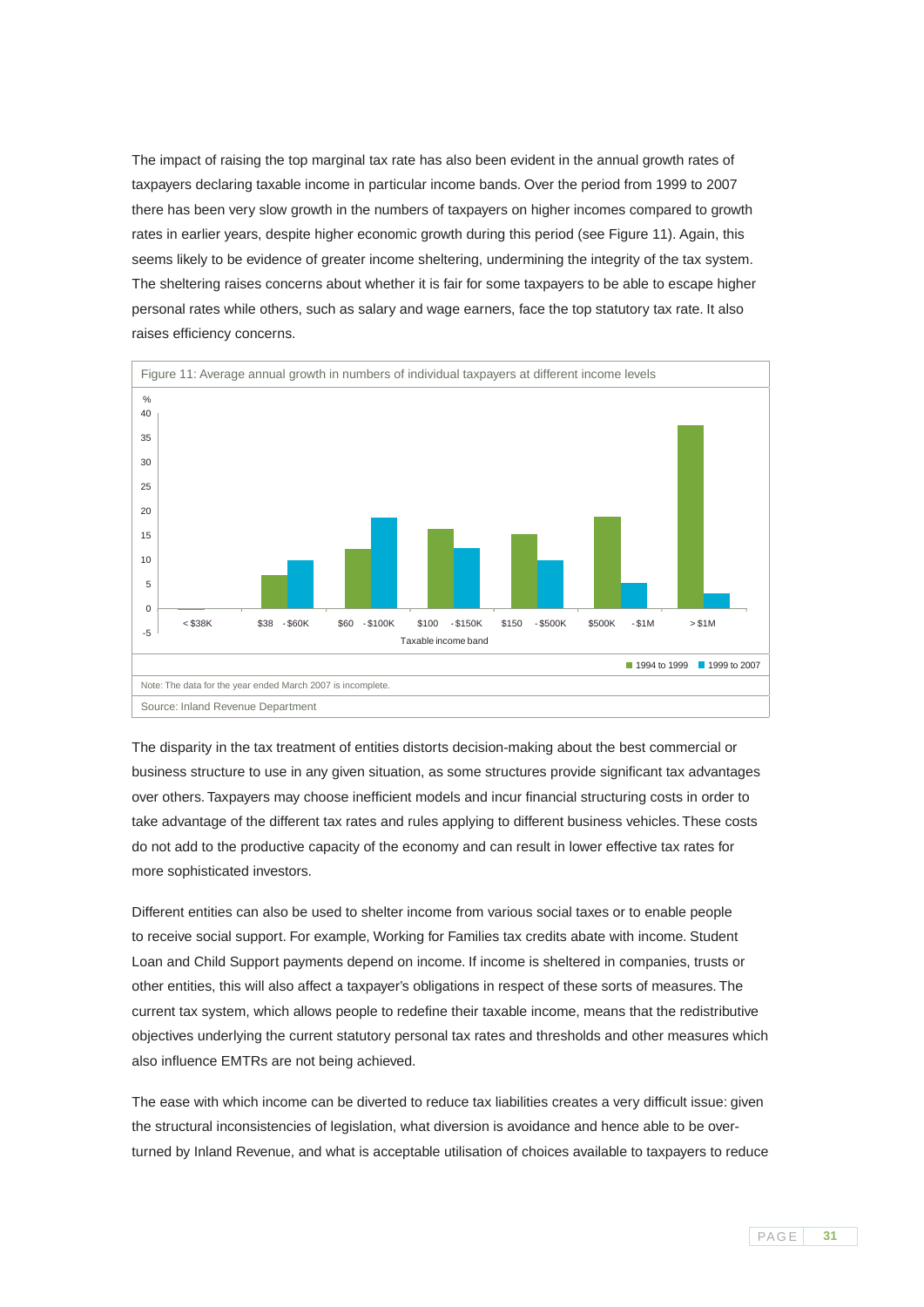The impact of raising the top marginal tax rate has also been evident in the annual growth rates of taxpayers declaring taxable income in particular income bands. Over the period from 1999 to 2007 there has been very slow growth in the numbers of taxpayers on higher incomes compared to growth rates in earlier years, despite higher economic growth during this period (see Figure 11). Again, this seems likely to be evidence of greater income sheltering, undermining the integrity of the tax system. The sheltering raises concerns about whether it is fair for some taxpayers to be able to escape higher personal rates while others, such as salary and wage earners, face the top statutory tax rate. It also raises efficiency concerns.

Figure 11: Average annual growth in numbers of individual taxpayers at different income levels

Note: The data for the year ended March 2007 is incomplete.

Source: Inland Revenue Department

The disparity in the tax treatment of entities distorts decision-making about the best commercial or business structure to use in any given situation, as some structures provide significant tax advantages over others. Taxpayers may choose inefficient models and incur financial structuring costs in order to take advantage of the different tax rates and rules applying to different business vehicles. These costs do not add to the productive capacity of the economy and can result in lower effective tax rates for more sophisticated investors.

Different entities can also be used to shelter income from various social taxes or to enable people to receive social support. For example, Working for Families tax credits abate with income. Student Loan and Child Support payments depend on income. If income is sheltered in companies, trusts or other entities, this will also affect a taxpayer's obligations in respect of these sorts of measures. The current tax system, which allows people to redefine their taxable income, means that the redistributive objectives underlying the current statutory personal tax rates and thresholds and other measures which also influence EMTRs are not being achieved.

The ease with which income can be diverted to reduce tax liabilities creates a very difficult issue: given the structural inconsistencies of legislation, what diversion is avoidance and hence able to be over-turned by Inland Revenue, and what is acceptable utilisation of choices available to taxpayers to reduce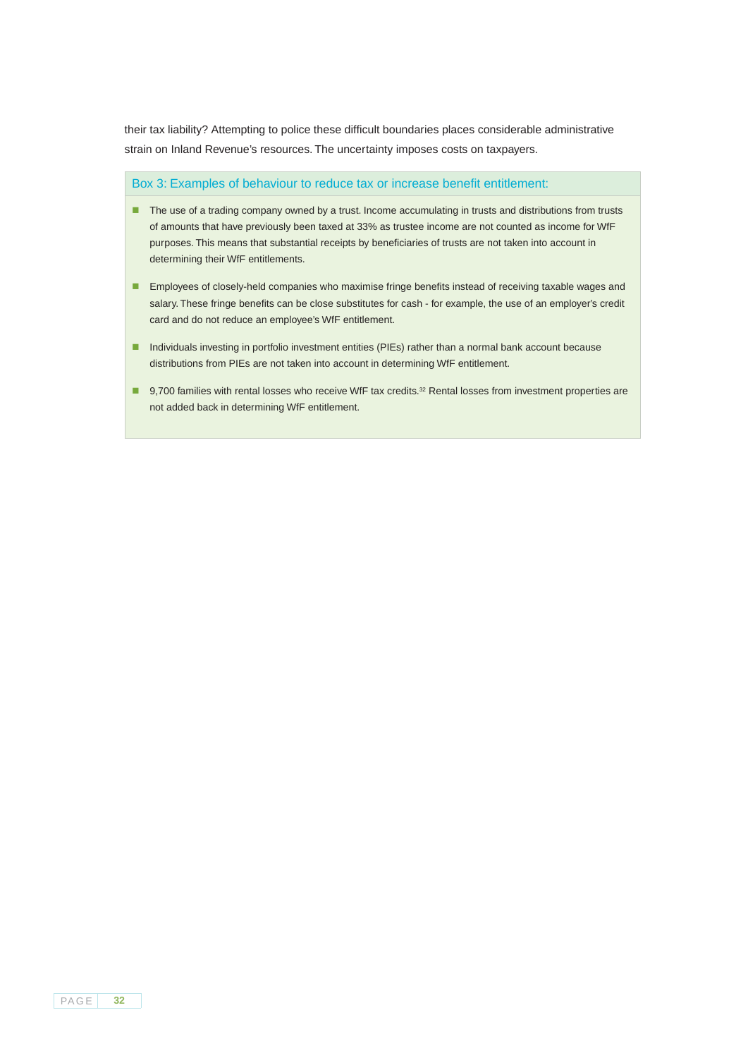their tax liability? Attempting to police these difficult boundaries places considerable administrative strain on Inland Revenue's resources. The uncertainty imposes costs on taxpayers.

### Box 3: Examples of behaviour to reduce tax or increase benefit entitlement:

- The use of a trading company owned by a trust. Income accumulating in trusts and distributions from trusts of amounts that have previously been taxed at 33% as trustee income are not counted as income for WfF purposes. This means that substantial receipts by beneficiaries of trusts are not taken into account in determining their WfF entitlements.
- Employees of closely-held companies who maximise fringe benefits instead of receiving taxable wages and salary. These fringe benefits can be close substitutes for cash - for example, the use of an employer's credit card and do not reduce an employee's WfF entitlement.
- Individuals investing in portfolio investment entities (PIEs) rather than a normal bank account because distributions from PIEs are not taken into account in determining WfF entitlement.
- 9,700 families with rental losses who receive WfF tax credits.[32] Rental losses from investment properties are not added back in determining WfF entitlement.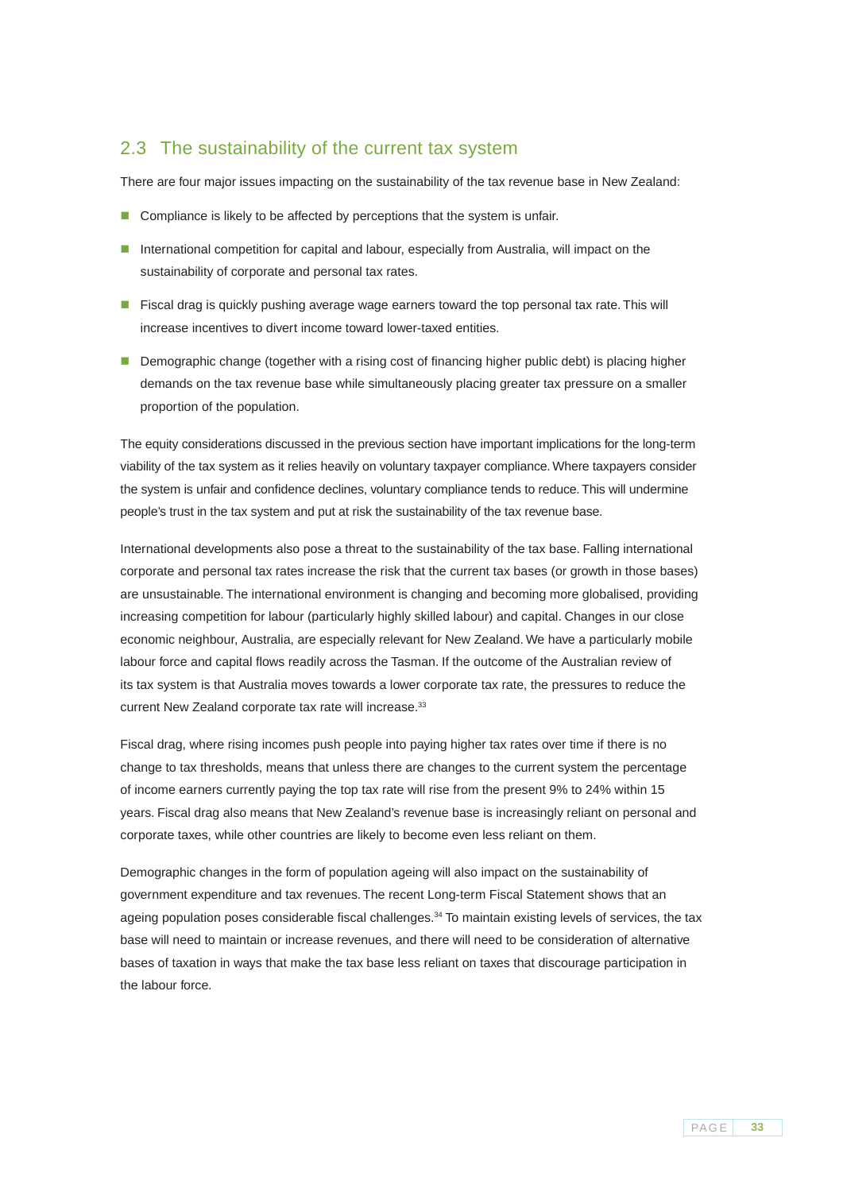## 2.3 The sustainability of the current tax system

There are four major issues impacting on the sustainability of the tax revenue base in New Zealand:

- Compliance is likely to be affected by perceptions that the system is unfair.
- International competition for capital and labour, especially from Australia, will impact on the sustainability of corporate and personal tax rates.
- Fiscal drag is quickly pushing average wage earners toward the top personal tax rate. This will increase incentives to divert income toward lower-taxed entities.
- Demographic change (together with a rising cost of financing higher public debt) is placing higher demands on the tax revenue base while simultaneously placing greater tax pressure on a smaller proportion of the population.

The equity considerations discussed in the previous section have important implications for the long-term viability of the tax system as it relies heavily on voluntary taxpayer compliance. Where taxpayers consider the system is unfair and confidence declines, voluntary compliance tends to reduce. This will undermine people's trust in the tax system and put at risk the sustainability of the tax revenue base.

International developments also pose a threat to the sustainability of the tax base. Falling international corporate and personal tax rates increase the risk that the current tax bases (or growth in those bases) are unsustainable. The international environment is changing and becoming more globalised, providing increasing competition for labour (particularly highly skilled labour) and capital. Changes in our close economic neighbour, Australia, are especially relevant for New Zealand. We have a particularly mobile labour force and capital flows readily across the Tasman. If the outcome of the Australian review of its tax system is that Australia moves towards a lower corporate tax rate, the pressures to reduce the current New Zealand corporate tax rate will increase.[33]

Fiscal drag, where rising incomes push people into paying higher tax rates over time if there is no change to tax thresholds, means that unless there are changes to the current system the percentage of income earners currently paying the top tax rate will rise from the present 9% to 24% within 15 years. Fiscal drag also means that New Zealand's revenue base is increasingly reliant on personal and corporate taxes, while other countries are likely to become even less reliant on them.

Demographic changes in the form of population ageing will also impact on the sustainability of government expenditure and tax revenues. The recent Long-term Fiscal Statement shows that an ageing population poses considerable fiscal challenges.[34] To maintain existing levels of services, the tax base will need to maintain or increase revenues, and there will need to be consideration of alternative bases of taxation in ways that make the tax base less reliant on taxes that discourage participation in the labour force.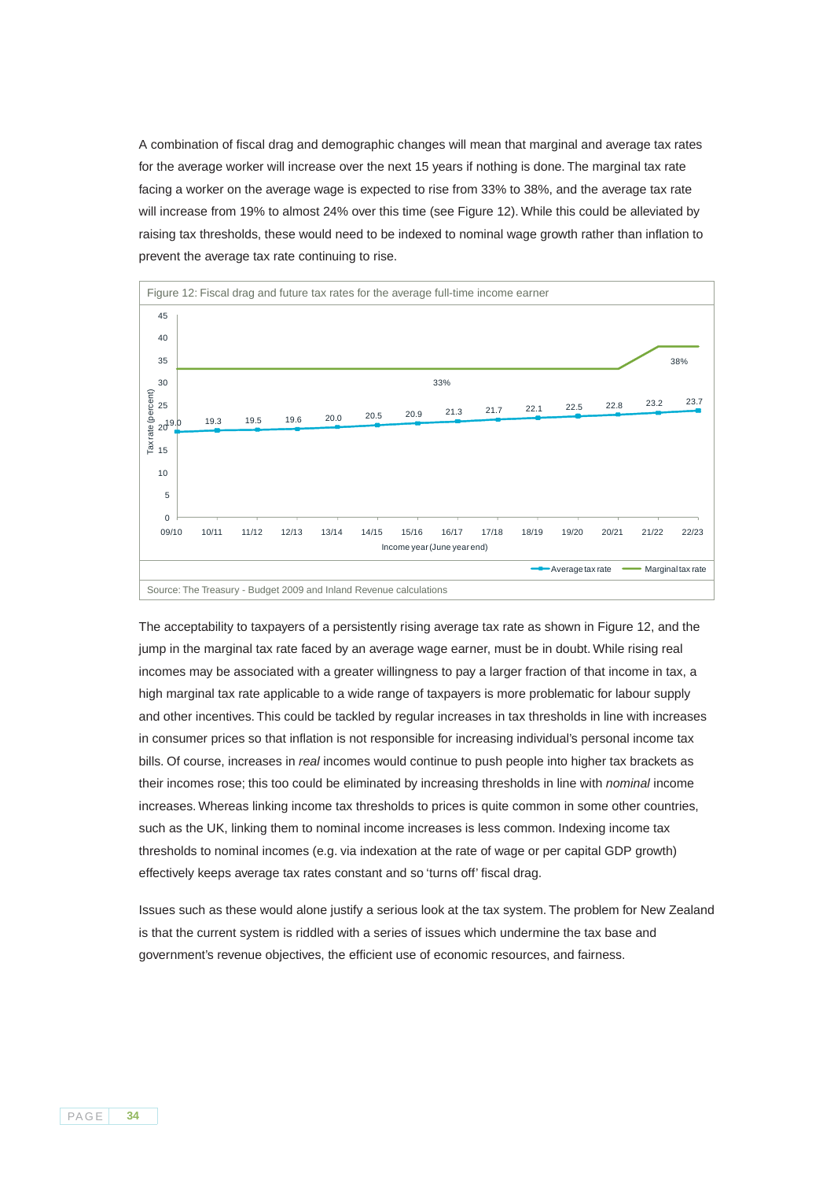A combination of fiscal drag and demographic changes will mean that marginal and average tax rates for the average worker will increase over the next 15 years if nothing is done. The marginal tax rate facing a worker on the average wage is expected to rise from 33% to 38%, and the average tax rate will increase from 19% to almost 24% over this time (see Figure 12). While this could be alleviated by raising tax thresholds, these would need to be indexed to nominal wage growth rather than inflation to prevent the average tax rate continuing to rise.

Figure 12: Fiscal drag and future tax rates for the average full-time income earner

| Income year (June year end) | 09/10 | 10/11 | 11/12 | 12/13 | 13/14 | 14/15 | 15/16 | 16/17 | 17/18 | 18/19 | 19/20 | 20/21 | 21/22 | 22/23 |
|---|---|---|---|---|---|---|---|---|---|---|---|---|---|---|
| Average tax rate (percent) | 19.0 | 19.3 | 19.5 | 19.6 | 20.0 | 20.5 | 20.9 | 21.3 | 21.7 | 22.1 | 22.5 | 22.8 | 23.2 | 23.7 |

Marginal tax rate: 33% through 20/21, rising to 38% from 21/22.

Source: The Treasury - Budget 2009 and Inland Revenue calculations

The acceptability to taxpayers of a persistently rising average tax rate as shown in Figure 12, and the jump in the marginal tax rate faced by an average wage earner, must be in doubt. While rising real incomes may be associated with a greater willingness to pay a larger fraction of that income in tax, a high marginal tax rate applicable to a wide range of taxpayers is more problematic for labour supply and other incentives. This could be tackled by regular increases in tax thresholds in line with increases in consumer prices so that inflation is not responsible for increasing individual's personal income tax bills. Of course, increases in *real* incomes would continue to push people into higher tax brackets as their incomes rose; this too could be eliminated by increasing thresholds in line with *nominal* income increases. Whereas linking income tax thresholds to prices is quite common in some other countries, such as the UK, linking them to nominal income increases is less common. Indexing income tax thresholds to nominal incomes (e.g. via indexation at the rate of wage or per capital GDP growth) effectively keeps average tax rates constant and so 'turns off' fiscal drag.

Issues such as these would alone justify a serious look at the tax system. The problem for New Zealand is that the current system is riddled with a series of issues which undermine the tax base and government's revenue objectives, the efficient use of economic resources, and fairness.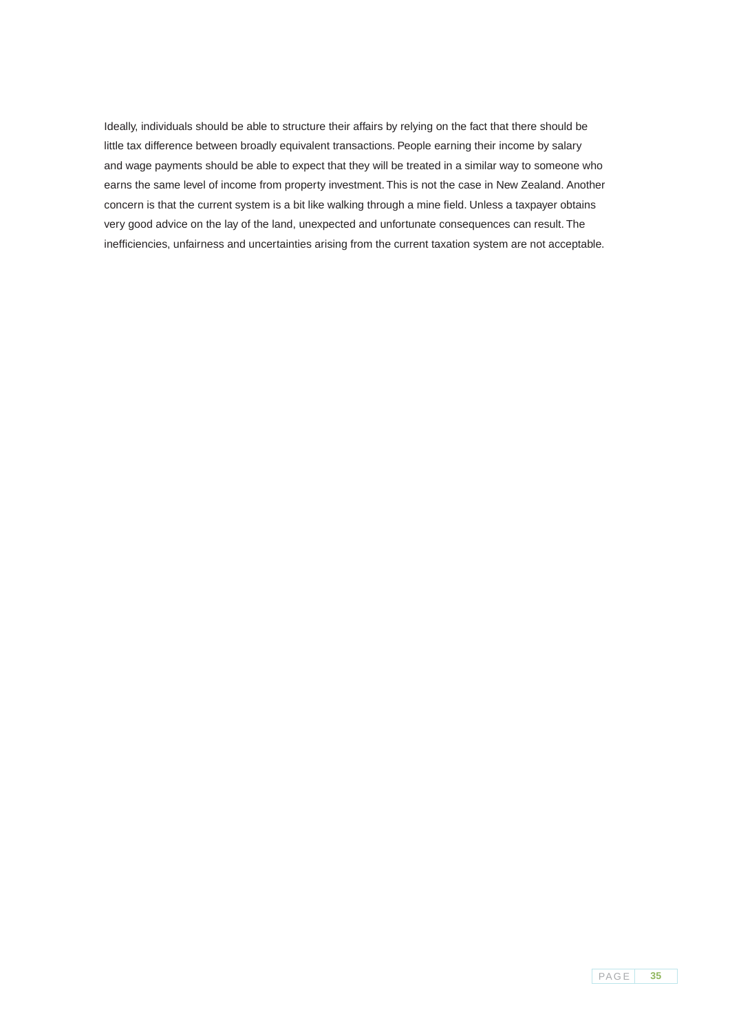Ideally, individuals should be able to structure their affairs by relying on the fact that there should be little tax difference between broadly equivalent transactions. People earning their income by salary and wage payments should be able to expect that they will be treated in a similar way to someone who earns the same level of income from property investment. This is not the case in New Zealand. Another concern is that the current system is a bit like walking through a mine field. Unless a taxpayer obtains very good advice on the lay of the land, unexpected and unfortunate consequences can result. The inefficiencies, unfairness and uncertainties arising from the current taxation system are not acceptable.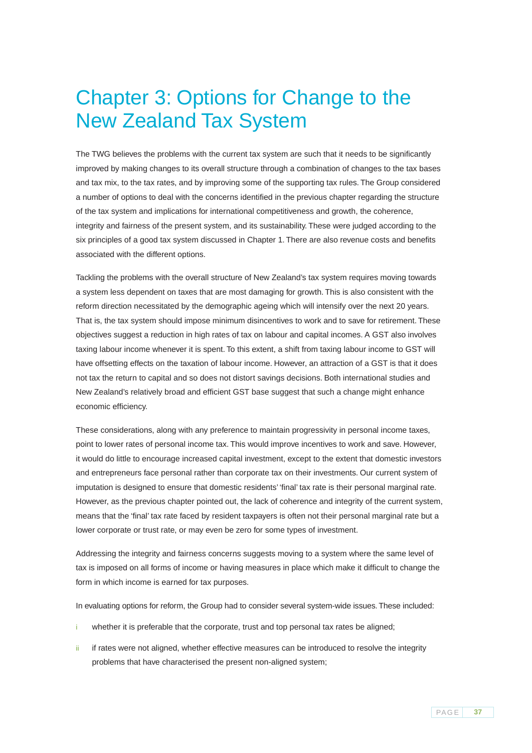# Chapter 3: Options for Change to the New Zealand Tax System

The TWG believes the problems with the current tax system are such that it needs to be significantly improved by making changes to its overall structure through a combination of changes to the tax bases and tax mix, to the tax rates, and by improving some of the supporting tax rules. The Group considered a number of options to deal with the concerns identified in the previous chapter regarding the structure of the tax system and implications for international competitiveness and growth, the coherence, integrity and fairness of the present system, and its sustainability. These were judged according to the six principles of a good tax system discussed in Chapter 1. There are also revenue costs and benefits associated with the different options.

Tackling the problems with the overall structure of New Zealand's tax system requires moving towards a system less dependent on taxes that are most damaging for growth. This is also consistent with the reform direction necessitated by the demographic ageing which will intensify over the next 20 years. That is, the tax system should impose minimum disincentives to work and to save for retirement. These objectives suggest a reduction in high rates of tax on labour and capital incomes. A GST also involves taxing labour income whenever it is spent. To this extent, a shift from taxing labour income to GST will have offsetting effects on the taxation of labour income. However, an attraction of a GST is that it does not tax the return to capital and so does not distort savings decisions. Both international studies and New Zealand's relatively broad and efficient GST base suggest that such a change might enhance economic efficiency.

These considerations, along with any preference to maintain progressivity in personal income taxes, point to lower rates of personal income tax. This would improve incentives to work and save. However, it would do little to encourage increased capital investment, except to the extent that domestic investors and entrepreneurs face personal rather than corporate tax on their investments. Our current system of imputation is designed to ensure that domestic residents' 'final' tax rate is their personal marginal rate. However, as the previous chapter pointed out, the lack of coherence and integrity of the current system, means that the 'final' tax rate faced by resident taxpayers is often not their personal marginal rate but a lower corporate or trust rate, or may even be zero for some types of investment.

Addressing the integrity and fairness concerns suggests moving to a system where the same level of tax is imposed on all forms of income or having measures in place which make it difficult to change the form in which income is earned for tax purposes.

In evaluating options for reform, the Group had to consider several system-wide issues. These included:

i whether it is preferable that the corporate, trust and top personal tax rates be aligned;

ii if rates were not aligned, whether effective measures can be introduced to resolve the integrity problems that have characterised the present non-aligned system;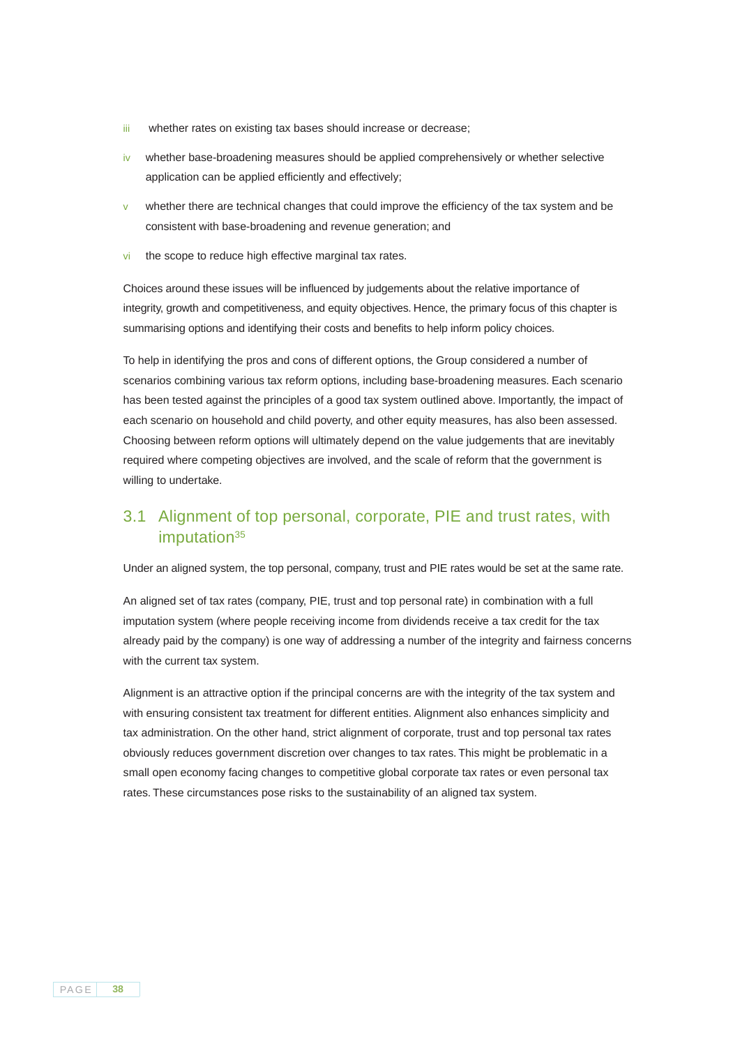iii whether rates on existing tax bases should increase or decrease;

iv whether base-broadening measures should be applied comprehensively or whether selective application can be applied efficiently and effectively;

v whether there are technical changes that could improve the efficiency of the tax system and be consistent with base-broadening and revenue generation; and

vi the scope to reduce high effective marginal tax rates.

Choices around these issues will be influenced by judgements about the relative importance of integrity, growth and competitiveness, and equity objectives. Hence, the primary focus of this chapter is summarising options and identifying their costs and benefits to help inform policy choices.

To help in identifying the pros and cons of different options, the Group considered a number of scenarios combining various tax reform options, including base-broadening measures. Each scenario has been tested against the principles of a good tax system outlined above. Importantly, the impact of each scenario on household and child poverty, and other equity measures, has also been assessed. Choosing between reform options will ultimately depend on the value judgements that are inevitably required where competing objectives are involved, and the scale of reform that the government is willing to undertake.

## 3.1 Alignment of top personal, corporate, PIE and trust rates, with imputation[35]

Under an aligned system, the top personal, company, trust and PIE rates would be set at the same rate.

An aligned set of tax rates (company, PIE, trust and top personal rate) in combination with a full imputation system (where people receiving income from dividends receive a tax credit for the tax already paid by the company) is one way of addressing a number of the integrity and fairness concerns with the current tax system.

Alignment is an attractive option if the principal concerns are with the integrity of the tax system and with ensuring consistent tax treatment for different entities. Alignment also enhances simplicity and tax administration. On the other hand, strict alignment of corporate, trust and top personal tax rates obviously reduces government discretion over changes to tax rates. This might be problematic in a small open economy facing changes to competitive global corporate tax rates or even personal tax rates. These circumstances pose risks to the sustainability of an aligned tax system.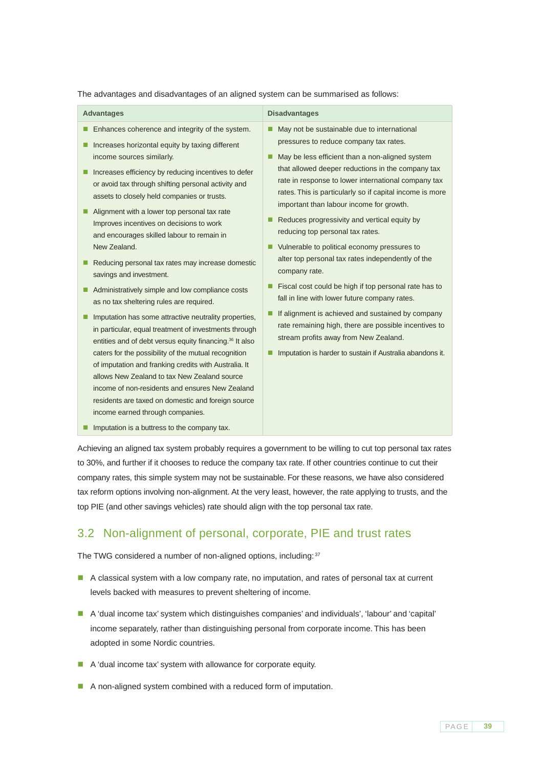The advantages and disadvantages of an aligned system can be summarised as follows:

| Advantages | Disadvantages |
| --- | --- |
| ■ Enhances coherence and integrity of the system.<br>■ Increases horizontal equity by taxing different income sources similarly.<br>■ Increases efficiency by reducing incentives to defer or avoid tax through shifting personal activity and assets to closely held companies or trusts.<br>■ Alignment with a lower top personal tax rate Improves incentives on decisions to work and encourages skilled labour to remain in New Zealand.<br>■ Reducing personal tax rates may increase domestic savings and investment.<br>■ Administratively simple and low compliance costs as no tax sheltering rules are required.<br>■ Imputation has some attractive neutrality properties, in particular, equal treatment of investments through entities and of debt versus equity financing.[36] It also caters for the possibility of the mutual recognition of imputation and franking credits with Australia. It allows New Zealand to tax New Zealand source income of non-residents and ensures New Zealand residents are taxed on domestic and foreign source income earned through companies.<br>■ Imputation is a buttress to the company tax. | ■ May not be sustainable due to international pressures to reduce company tax rates.<br>■ May be less efficient than a non-aligned system that allowed deeper reductions in the company tax rate in response to lower international company tax rates. This is particularly so if capital income is more important than labour income for growth.<br>■ Reduces progressivity and vertical equity by reducing top personal tax rates.<br>■ Vulnerable to political economy pressures to alter top personal tax rates independently of the company rate.<br>■ Fiscal cost could be high if top personal rate has to fall in line with lower future company rates.<br>■ If alignment is achieved and sustained by company rate remaining high, there are possible incentives to stream profits away from New Zealand.<br>■ Imputation is harder to sustain if Australia abandons it. |

Achieving an aligned tax system probably requires a government to be willing to cut top personal tax rates to 30%, and further if it chooses to reduce the company tax rate. If other countries continue to cut their company rates, this simple system may not be sustainable. For these reasons, we have also considered tax reform options involving non-alignment. At the very least, however, the rate applying to trusts, and the top PIE (and other savings vehicles) rate should align with the top personal tax rate.

## 3.2 Non-alignment of personal, corporate, PIE and trust rates

The TWG considered a number of non-aligned options, including:[37]

- A classical system with a low company rate, no imputation, and rates of personal tax at current levels backed with measures to prevent sheltering of income.
- A 'dual income tax' system which distinguishes companies' and individuals', 'labour' and 'capital' income separately, rather than distinguishing personal from corporate income. This has been adopted in some Nordic countries.
- A 'dual income tax' system with allowance for corporate equity.
- A non-aligned system combined with a reduced form of imputation.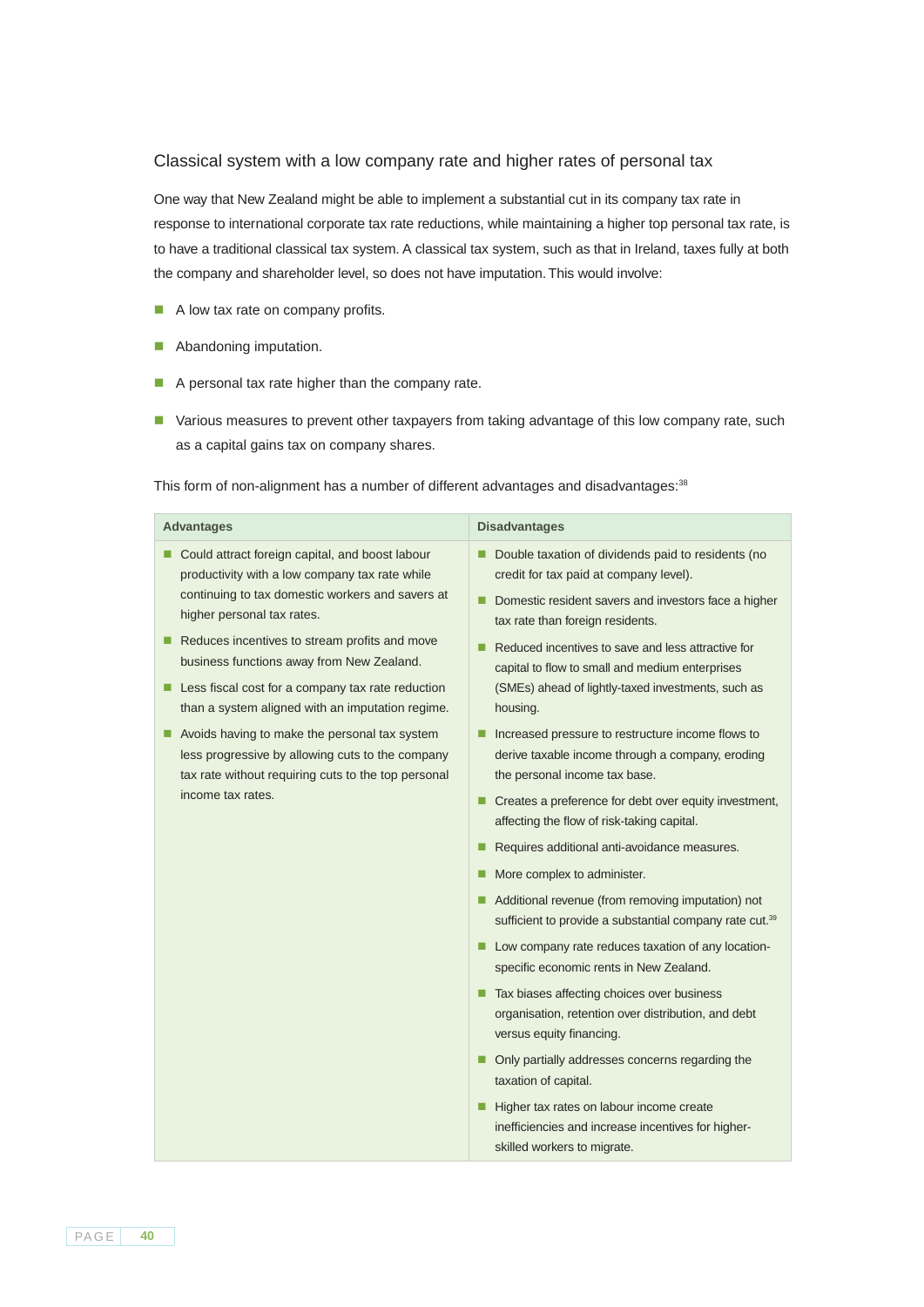### Classical system with a low company rate and higher rates of personal tax

One way that New Zealand might be able to implement a substantial cut in its company tax rate in response to international corporate tax rate reductions, while maintaining a higher top personal tax rate, is to have a traditional classical tax system. A classical tax system, such as that in Ireland, taxes fully at both the company and shareholder level, so does not have imputation. This would involve:

- A low tax rate on company profits.
- Abandoning imputation.
- A personal tax rate higher than the company rate.
- Various measures to prevent other taxpayers from taking advantage of this low company rate, such as a capital gains tax on company shares.

This form of non-alignment has a number of different advantages and disadvantages:[38]

| Advantages | Disadvantages |
|---|---|
| - Could attract foreign capital, and boost labour productivity with a low company tax rate while continuing to tax domestic workers and savers at higher personal tax rates.<br>- Reduces incentives to stream profits and move business functions away from New Zealand.<br>- Less fiscal cost for a company tax rate reduction than a system aligned with an imputation regime.<br>- Avoids having to make the personal tax system less progressive by allowing cuts to the company tax rate without requiring cuts to the top personal income tax rates. | - Double taxation of dividends paid to residents (no credit for tax paid at company level).<br>- Domestic resident savers and investors face a higher tax rate than foreign residents.<br>- Reduced incentives to save and less attractive for capital to flow to small and medium enterprises (SMEs) ahead of lightly-taxed investments, such as housing.<br>- Increased pressure to restructure income flows to derive taxable income through a company, eroding the personal income tax base.<br>- Creates a preference for debt over equity investment, affecting the flow of risk-taking capital.<br>- Requires additional anti-avoidance measures.<br>- More complex to administer.<br>- Additional revenue (from removing imputation) not sufficient to provide a substantial company rate cut.[39]<br>- Low company rate reduces taxation of any location-specific economic rents in New Zealand.<br>- Tax biases affecting choices over business organisation, retention over distribution, and debt versus equity financing.<br>- Only partially addresses concerns regarding the taxation of capital.<br>- Higher tax rates on labour income create inefficiencies and increase incentives for higher-skilled workers to migrate. |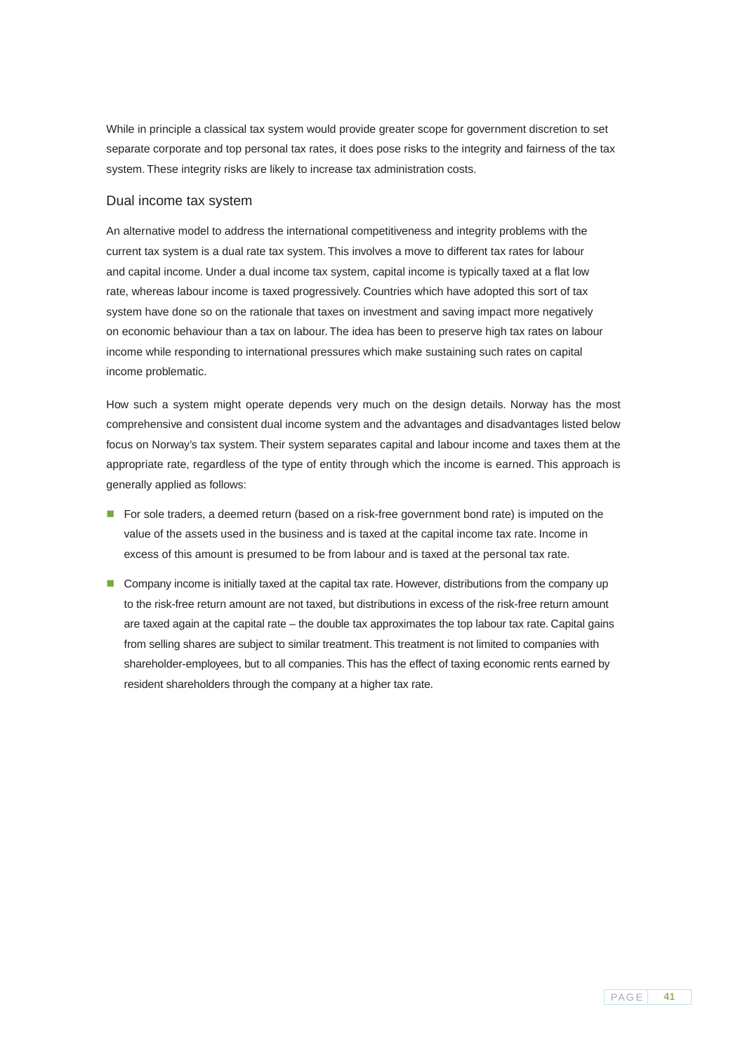While in principle a classical tax system would provide greater scope for government discretion to set separate corporate and top personal tax rates, it does pose risks to the integrity and fairness of the tax system. These integrity risks are likely to increase tax administration costs.

### Dual income tax system

An alternative model to address the international competitiveness and integrity problems with the current tax system is a dual rate tax system. This involves a move to different tax rates for labour and capital income. Under a dual income tax system, capital income is typically taxed at a flat low rate, whereas labour income is taxed progressively. Countries which have adopted this sort of tax system have done so on the rationale that taxes on investment and saving impact more negatively on economic behaviour than a tax on labour. The idea has been to preserve high tax rates on labour income while responding to international pressures which make sustaining such rates on capital income problematic.

How such a system might operate depends very much on the design details. Norway has the most comprehensive and consistent dual income system and the advantages and disadvantages listed below focus on Norway's tax system. Their system separates capital and labour income and taxes them at the appropriate rate, regardless of the type of entity through which the income is earned. This approach is generally applied as follows:

- For sole traders, a deemed return (based on a risk-free government bond rate) is imputed on the value of the assets used in the business and is taxed at the capital income tax rate. Income in excess of this amount is presumed to be from labour and is taxed at the personal tax rate.
- Company income is initially taxed at the capital tax rate. However, distributions from the company up to the risk-free return amount are not taxed, but distributions in excess of the risk-free return amount are taxed again at the capital rate – the double tax approximates the top labour tax rate. Capital gains from selling shares are subject to similar treatment. This treatment is not limited to companies with shareholder-employees, but to all companies. This has the effect of taxing economic rents earned by resident shareholders through the company at a higher tax rate.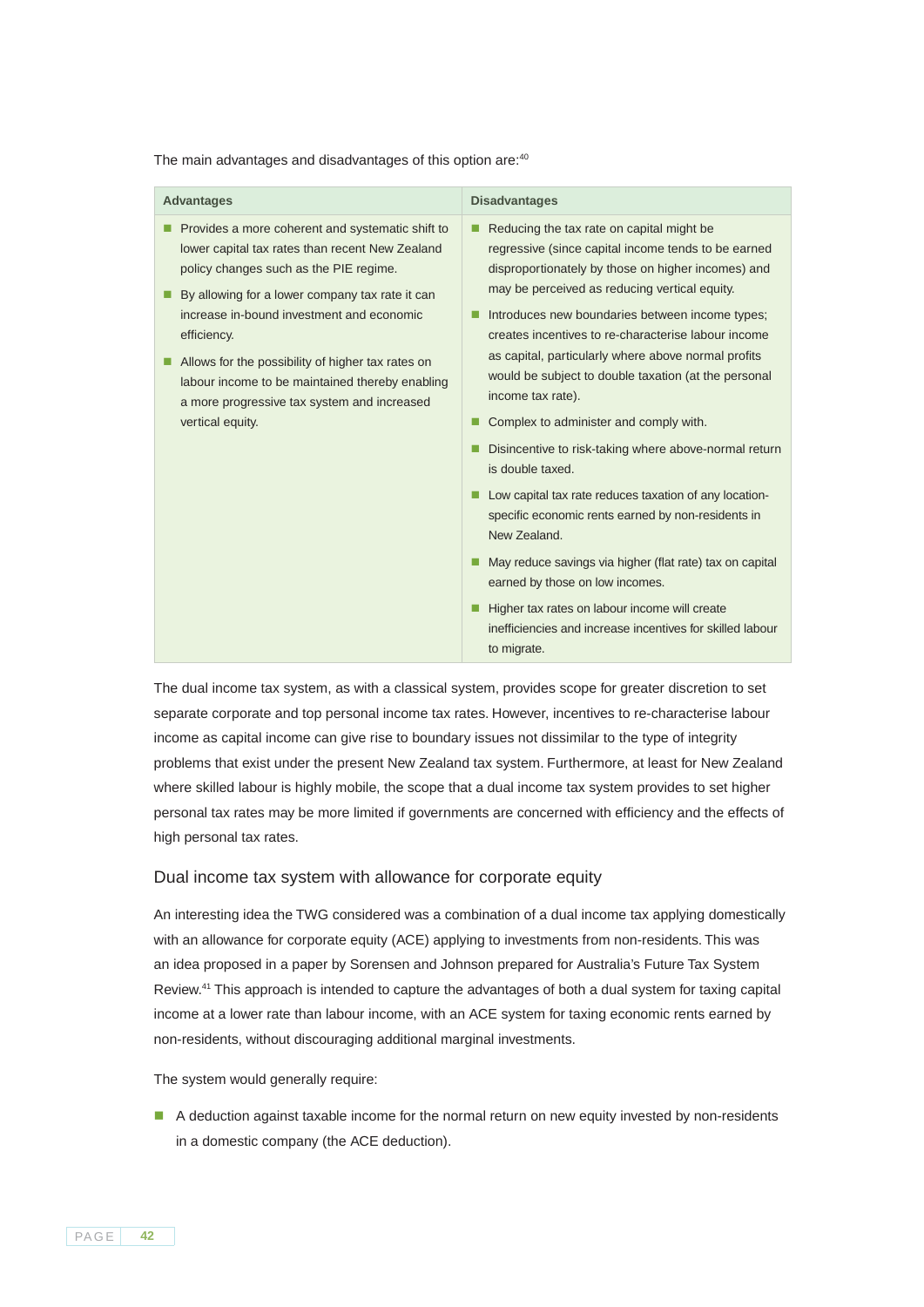The main advantages and disadvantages of this option are:[40]

| Advantages | Disadvantages |
|---|---|
| ■ Provides a more coherent and systematic shift to lower capital tax rates than recent New Zealand policy changes such as the PIE regime.<br>■ By allowing for a lower company tax rate it can increase in-bound investment and economic efficiency.<br>■ Allows for the possibility of higher tax rates on labour income to be maintained thereby enabling a more progressive tax system and increased vertical equity. | ■ Reducing the tax rate on capital might be regressive (since capital income tends to be earned disproportionately by those on higher incomes) and may be perceived as reducing vertical equity.<br>■ Introduces new boundaries between income types; creates incentives to re-characterise labour income as capital, particularly where above normal profits would be subject to double taxation (at the personal income tax rate).<br>■ Complex to administer and comply with.<br>■ Disincentive to risk-taking where above-normal return is double taxed.<br>■ Low capital tax rate reduces taxation of any location-specific economic rents earned by non-residents in New Zealand.<br>■ May reduce savings via higher (flat rate) tax on capital earned by those on low incomes.<br>■ Higher tax rates on labour income will create inefficiencies and increase incentives for skilled labour to migrate. |

The dual income tax system, as with a classical system, provides scope for greater discretion to set separate corporate and top personal income tax rates. However, incentives to re-characterise labour income as capital income can give rise to boundary issues not dissimilar to the type of integrity problems that exist under the present New Zealand tax system. Furthermore, at least for New Zealand where skilled labour is highly mobile, the scope that a dual income tax system provides to set higher personal tax rates may be more limited if governments are concerned with efficiency and the effects of high personal tax rates.

## Dual income tax system with allowance for corporate equity

An interesting idea the TWG considered was a combination of a dual income tax applying domestically with an allowance for corporate equity (ACE) applying to investments from non-residents. This was an idea proposed in a paper by Sorensen and Johnson prepared for Australia's Future Tax System Review.[41] This approach is intended to capture the advantages of both a dual system for taxing capital income at a lower rate than labour income, with an ACE system for taxing economic rents earned by non-residents, without discouraging additional marginal investments.

The system would generally require:

- A deduction against taxable income for the normal return on new equity invested by non-residents in a domestic company (the ACE deduction).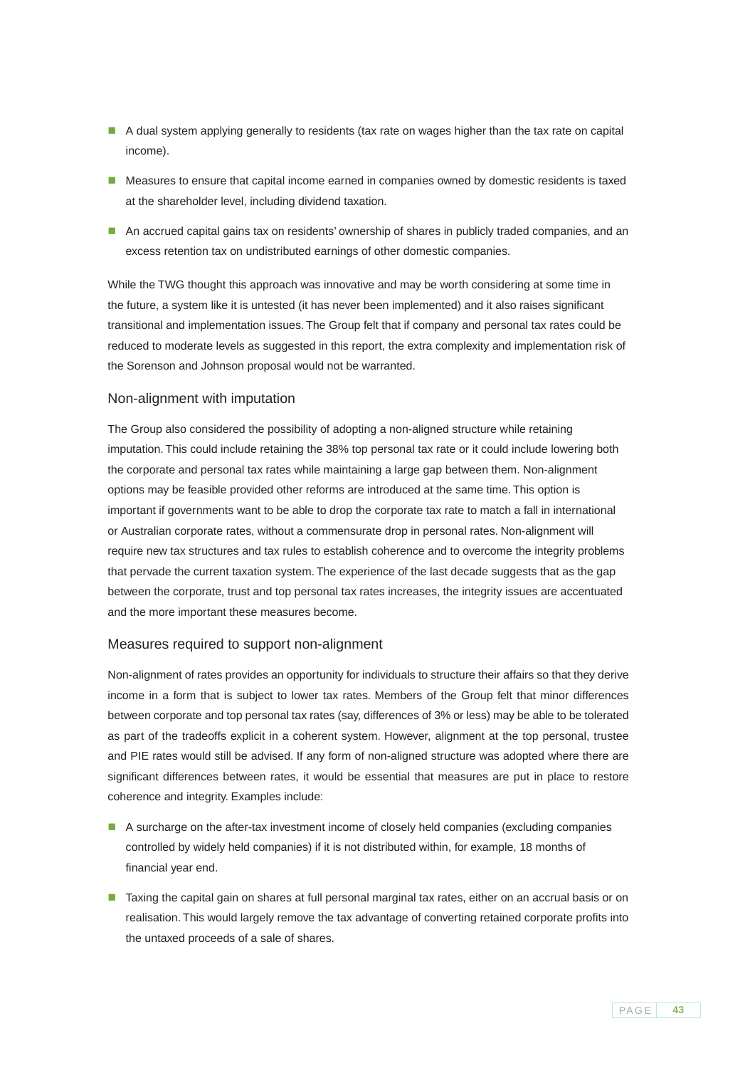- A dual system applying generally to residents (tax rate on wages higher than the tax rate on capital income).
- Measures to ensure that capital income earned in companies owned by domestic residents is taxed at the shareholder level, including dividend taxation.
- An accrued capital gains tax on residents' ownership of shares in publicly traded companies, and an excess retention tax on undistributed earnings of other domestic companies.

While the TWG thought this approach was innovative and may be worth considering at some time in the future, a system like it is untested (it has never been implemented) and it also raises significant transitional and implementation issues. The Group felt that if company and personal tax rates could be reduced to moderate levels as suggested in this report, the extra complexity and implementation risk of the Sorenson and Johnson proposal would not be warranted.

### Non-alignment with imputation

The Group also considered the possibility of adopting a non-aligned structure while retaining imputation. This could include retaining the 38% top personal tax rate or it could include lowering both the corporate and personal tax rates while maintaining a large gap between them. Non-alignment options may be feasible provided other reforms are introduced at the same time. This option is important if governments want to be able to drop the corporate tax rate to match a fall in international or Australian corporate rates, without a commensurate drop in personal rates. Non-alignment will require new tax structures and tax rules to establish coherence and to overcome the integrity problems that pervade the current taxation system. The experience of the last decade suggests that as the gap between the corporate, trust and top personal tax rates increases, the integrity issues are accentuated and the more important these measures become.

### Measures required to support non-alignment

Non-alignment of rates provides an opportunity for individuals to structure their affairs so that they derive income in a form that is subject to lower tax rates. Members of the Group felt that minor differences between corporate and top personal tax rates (say, differences of 3% or less) may be able to be tolerated as part of the tradeoffs explicit in a coherent system. However, alignment at the top personal, trustee and PIE rates would still be advised. If any form of non-aligned structure was adopted where there are significant differences between rates, it would be essential that measures are put in place to restore coherence and integrity. Examples include:

- A surcharge on the after-tax investment income of closely held companies (excluding companies controlled by widely held companies) if it is not distributed within, for example, 18 months of financial year end.
- Taxing the capital gain on shares at full personal marginal tax rates, either on an accrual basis or on realisation. This would largely remove the tax advantage of converting retained corporate profits into the untaxed proceeds of a sale of shares.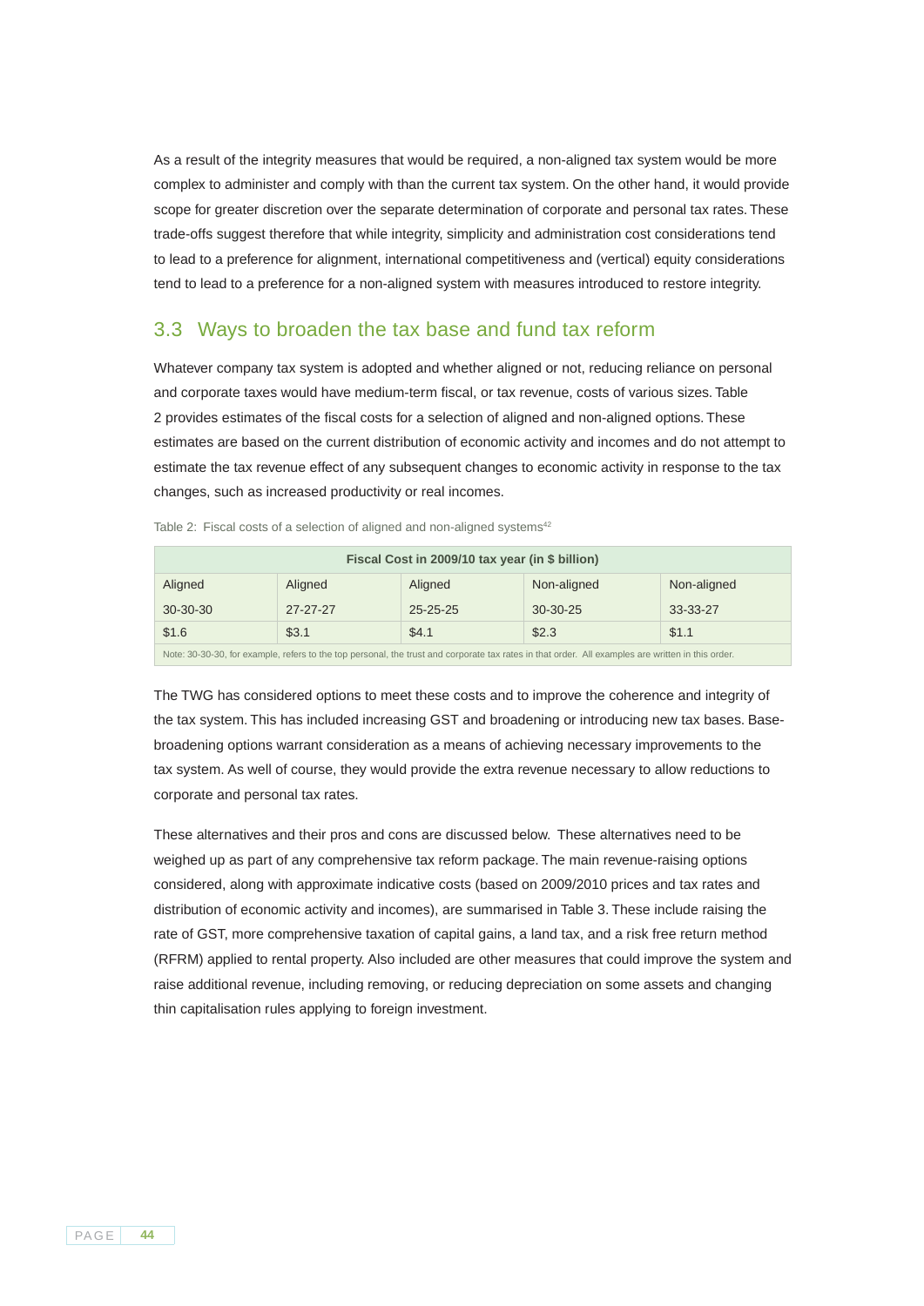As a result of the integrity measures that would be required, a non-aligned tax system would be more complex to administer and comply with than the current tax system. On the other hand, it would provide scope for greater discretion over the separate determination of corporate and personal tax rates. These trade-offs suggest therefore that while integrity, simplicity and administration cost considerations tend to lead to a preference for alignment, international competitiveness and (vertical) equity considerations tend to lead to a preference for a non-aligned system with measures introduced to restore integrity.

## 3.3 Ways to broaden the tax base and fund tax reform

Whatever company tax system is adopted and whether aligned or not, reducing reliance on personal and corporate taxes would have medium-term fiscal, or tax revenue, costs of various sizes. Table 2 provides estimates of the fiscal costs for a selection of aligned and non-aligned options. These estimates are based on the current distribution of economic activity and incomes and do not attempt to estimate the tax revenue effect of any subsequent changes to economic activity in response to the tax changes, such as increased productivity or real incomes.

Table 2: Fiscal costs of a selection of aligned and non-aligned systems[42]

| Fiscal Cost in 2009/10 tax year (in $ billion) | | | | |
|---|---|---|---|---|
| Aligned<br>30-30-30 | Aligned<br>27-27-27 | Aligned<br>25-25-25 | Non-aligned<br>30-30-25 | Non-aligned<br>33-33-27 |
| $1.6 | $3.1 | $4.1 | $2.3 | $1.1 |
| Note: 30-30-30, for example, refers to the top personal, the trust and corporate tax rates in that order. All examples are written in this order. | | | | |

The TWG has considered options to meet these costs and to improve the coherence and integrity of the tax system. This has included increasing GST and broadening or introducing new tax bases. Base-broadening options warrant consideration as a means of achieving necessary improvements to the tax system. As well of course, they would provide the extra revenue necessary to allow reductions to corporate and personal tax rates.

These alternatives and their pros and cons are discussed below. These alternatives need to be weighed up as part of any comprehensive tax reform package. The main revenue-raising options considered, along with approximate indicative costs (based on 2009/2010 prices and tax rates and distribution of economic activity and incomes), are summarised in Table 3. These include raising the rate of GST, more comprehensive taxation of capital gains, a land tax, and a risk free return method (RFRM) applied to rental property. Also included are other measures that could improve the system and raise additional revenue, including removing, or reducing depreciation on some assets and changing thin capitalisation rules applying to foreign investment.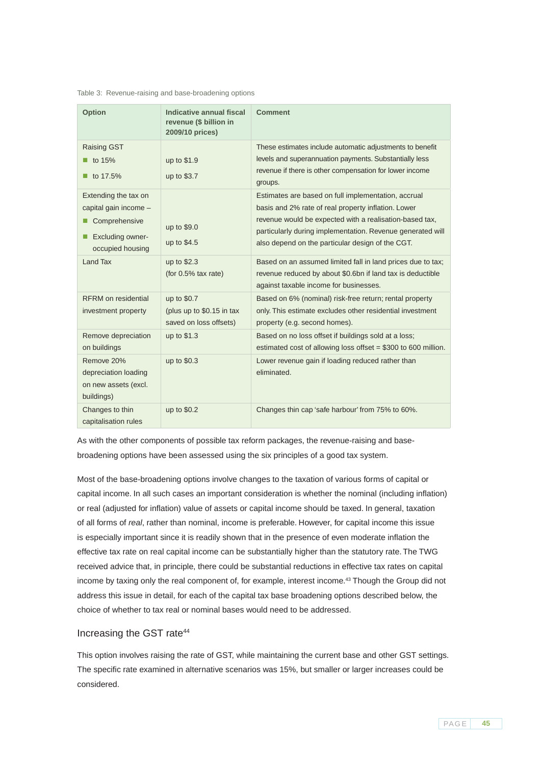Table 3: Revenue-raising and base-broadening options

| Option | Indicative annual fiscal revenue ($ billion in 2009/10 prices) | Comment |
|---|---|---|
| Raising GST<br>■ to 15%<br>■ to 17.5% | up to $1.9<br>up to $3.7 | These estimates include automatic adjustments to benefit levels and superannuation payments. Substantially less revenue if there is other compensation for lower income groups. |
| Extending the tax on capital gain income –<br>■ Comprehensive<br>■ Excluding owner-occupied housing | up to $9.0<br>up to $4.5 | Estimates are based on full implementation, accrual basis and 2% rate of real property inflation. Lower revenue would be expected with a realisation-based tax, particularly during implementation. Revenue generated will also depend on the particular design of the CGT. |
| Land Tax | up to $2.3 (for 0.5% tax rate) | Based on an assumed limited fall in land prices due to tax; revenue reduced by about $0.6bn if land tax is deductible against taxable income for businesses. |
| RFRM on residential investment property | up to $0.7 (plus up to $0.15 in tax saved on loss offsets) | Based on 6% (nominal) risk-free return; rental property only. This estimate excludes other residential investment property (e.g. second homes). |
| Remove depreciation on buildings | up to $1.3 | Based on no loss offset if buildings sold at a loss; estimated cost of allowing loss offset = $300 to 600 million. |
| Remove 20% depreciation loading on new assets (excl. buildings) | up to $0.3 | Lower revenue gain if loading reduced rather than eliminated. |
| Changes to thin capitalisation rules | up to $0.2 | Changes thin cap 'safe harbour' from 75% to 60%. |

As with the other components of possible tax reform packages, the revenue-raising and base-broadening options have been assessed using the six principles of a good tax system.

Most of the base-broadening options involve changes to the taxation of various forms of capital or capital income. In all such cases an important consideration is whether the nominal (including inflation) or real (adjusted for inflation) value of assets or capital income should be taxed. In general, taxation of all forms of *real*, rather than nominal, income is preferable. However, for capital income this issue is especially important since it is readily shown that in the presence of even moderate inflation the effective tax rate on real capital income can be substantially higher than the statutory rate. The TWG received advice that, in principle, there could be substantial reductions in effective tax rates on capital income by taxing only the real component of, for example, interest income.[43] Though the Group did not address this issue in detail, for each of the capital tax base broadening options described below, the choice of whether to tax real or nominal bases would need to be addressed.

## Increasing the GST rate[44]

This option involves raising the rate of GST, while maintaining the current base and other GST settings. The specific rate examined in alternative scenarios was 15%, but smaller or larger increases could be considered.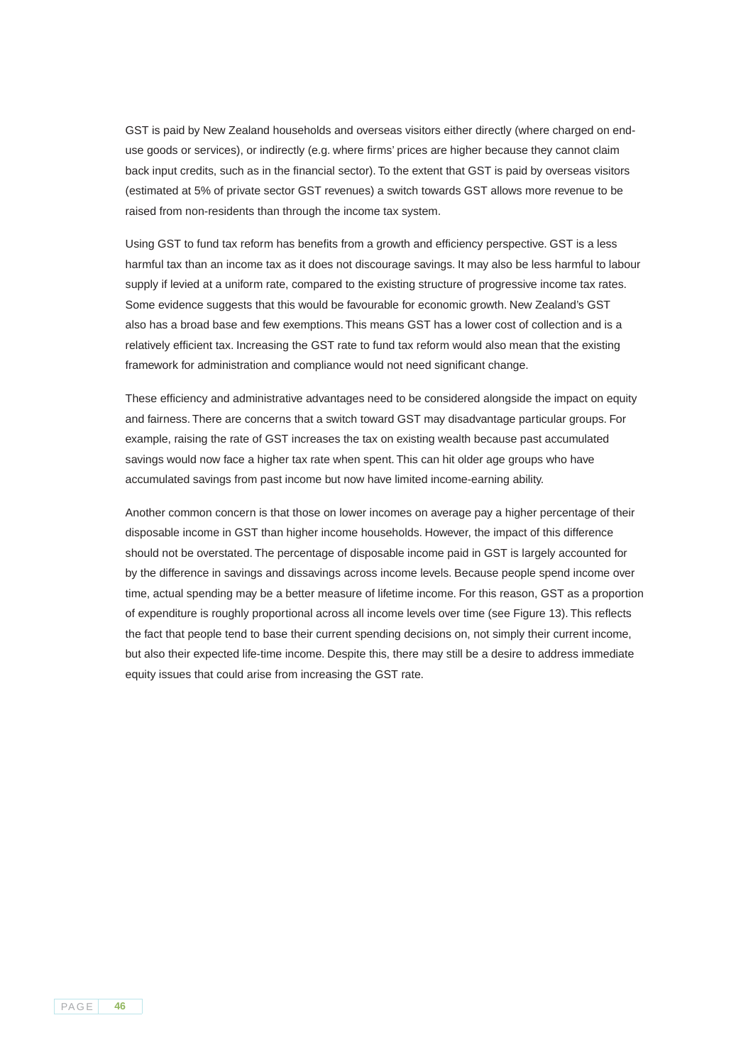GST is paid by New Zealand households and overseas visitors either directly (where charged on end-use goods or services), or indirectly (e.g. where firms' prices are higher because they cannot claim back input credits, such as in the financial sector). To the extent that GST is paid by overseas visitors (estimated at 5% of private sector GST revenues) a switch towards GST allows more revenue to be raised from non-residents than through the income tax system.

Using GST to fund tax reform has benefits from a growth and efficiency perspective. GST is a less harmful tax than an income tax as it does not discourage savings. It may also be less harmful to labour supply if levied at a uniform rate, compared to the existing structure of progressive income tax rates. Some evidence suggests that this would be favourable for economic growth. New Zealand's GST also has a broad base and few exemptions. This means GST has a lower cost of collection and is a relatively efficient tax. Increasing the GST rate to fund tax reform would also mean that the existing framework for administration and compliance would not need significant change.

These efficiency and administrative advantages need to be considered alongside the impact on equity and fairness. There are concerns that a switch toward GST may disadvantage particular groups. For example, raising the rate of GST increases the tax on existing wealth because past accumulated savings would now face a higher tax rate when spent. This can hit older age groups who have accumulated savings from past income but now have limited income-earning ability.

Another common concern is that those on lower incomes on average pay a higher percentage of their disposable income in GST than higher income households. However, the impact of this difference should not be overstated. The percentage of disposable income paid in GST is largely accounted for by the difference in savings and dissavings across income levels. Because people spend income over time, actual spending may be a better measure of lifetime income. For this reason, GST as a proportion of expenditure is roughly proportional across all income levels over time (see Figure 13). This reflects the fact that people tend to base their current spending decisions on, not simply their current income, but also their expected life-time income. Despite this, there may still be a desire to address immediate equity issues that could arise from increasing the GST rate.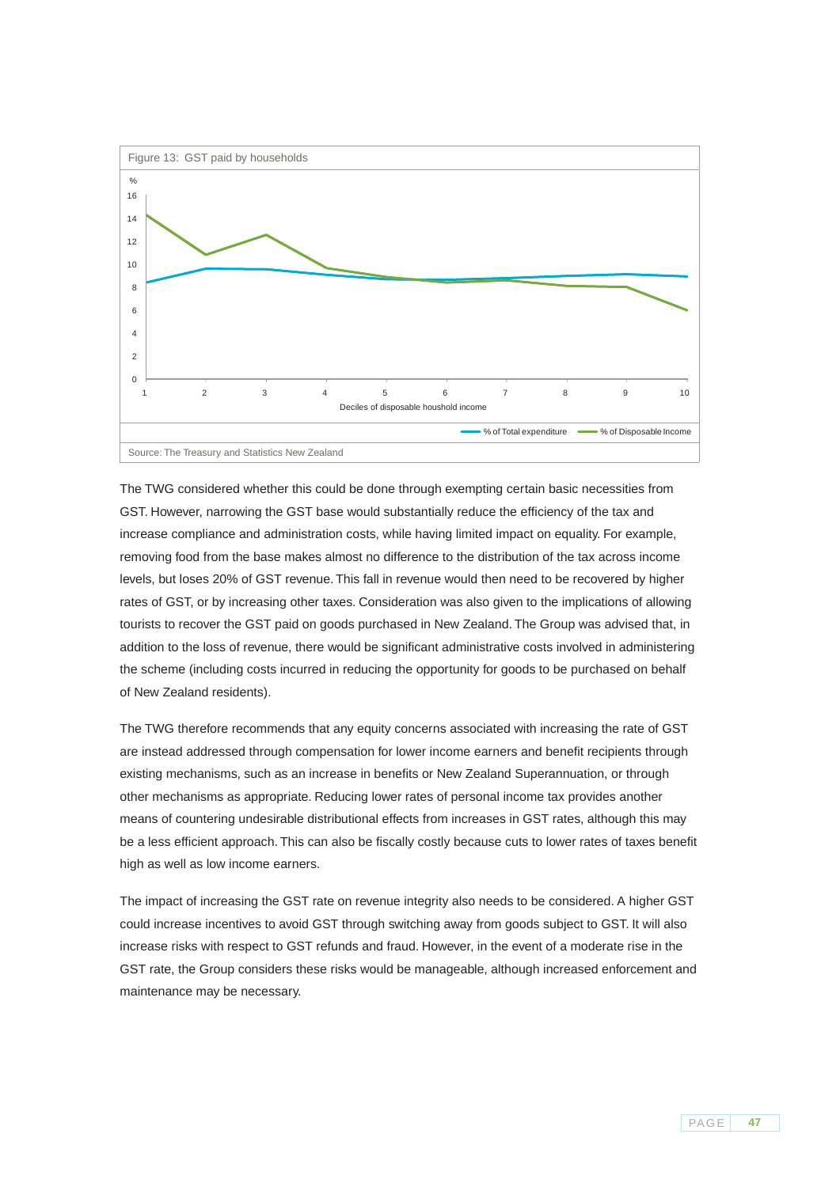Figure 13: GST paid by households

Source: The Treasury and Statistics New Zealand

The TWG considered whether this could be done through exempting certain basic necessities from GST. However, narrowing the GST base would substantially reduce the efficiency of the tax and increase compliance and administration costs, while having limited impact on equality. For example, removing food from the base makes almost no difference to the distribution of the tax across income levels, but loses 20% of GST revenue. This fall in revenue would then need to be recovered by higher rates of GST, or by increasing other taxes. Consideration was also given to the implications of allowing tourists to recover the GST paid on goods purchased in New Zealand. The Group was advised that, in addition to the loss of revenue, there would be significant administrative costs involved in administering the scheme (including costs incurred in reducing the opportunity for goods to be purchased on behalf of New Zealand residents).

The TWG therefore recommends that any equity concerns associated with increasing the rate of GST are instead addressed through compensation for lower income earners and benefit recipients through existing mechanisms, such as an increase in benefits or New Zealand Superannuation, or through other mechanisms as appropriate. Reducing lower rates of personal income tax provides another means of countering undesirable distributional effects from increases in GST rates, although this may be a less efficient approach. This can also be fiscally costly because cuts to lower rates of taxes benefit high as well as low income earners.

The impact of increasing the GST rate on revenue integrity also needs to be considered. A higher GST could increase incentives to avoid GST through switching away from goods subject to GST. It will also increase risks with respect to GST refunds and fraud. However, in the event of a moderate rise in the GST rate, the Group considers these risks would be manageable, although increased enforcement and maintenance may be necessary.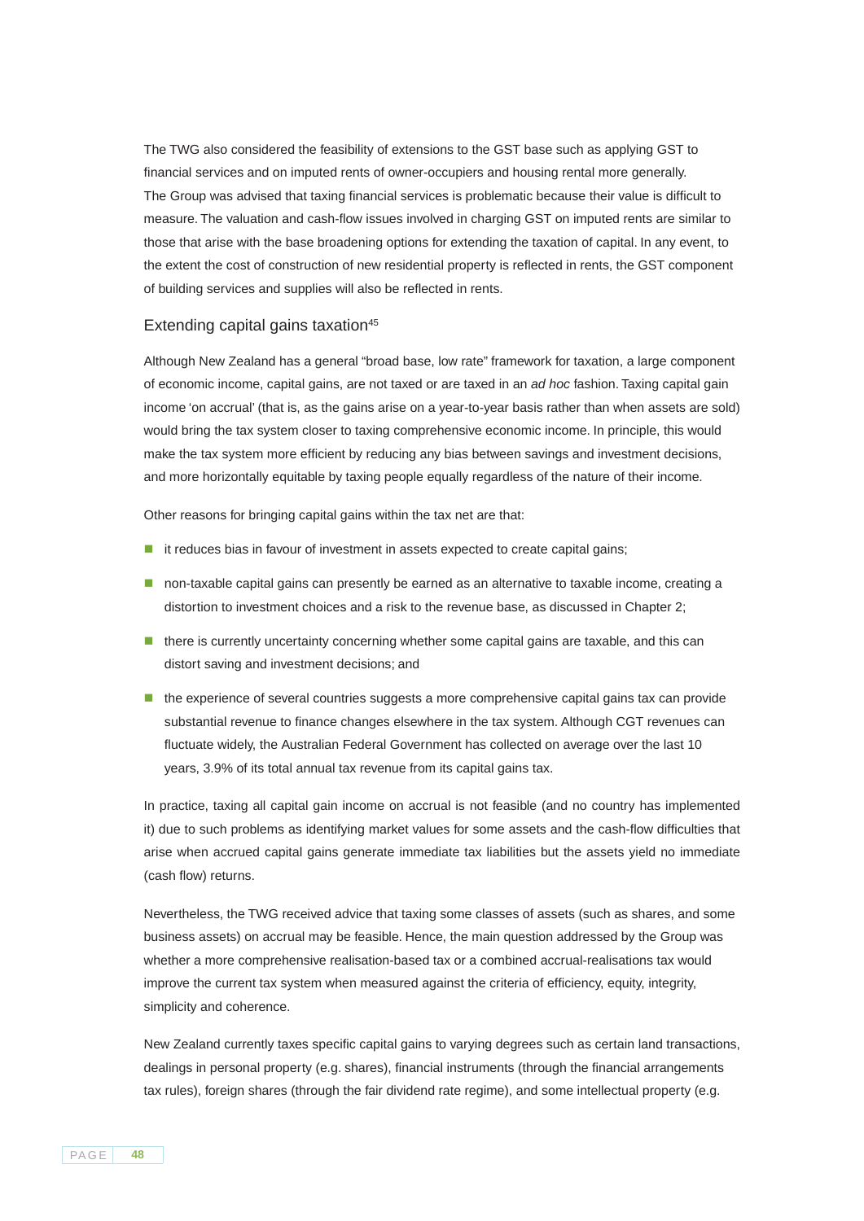The TWG also considered the feasibility of extensions to the GST base such as applying GST to financial services and on imputed rents of owner-occupiers and housing rental more generally. The Group was advised that taxing financial services is problematic because their value is difficult to measure. The valuation and cash-flow issues involved in charging GST on imputed rents are similar to those that arise with the base broadening options for extending the taxation of capital. In any event, to the extent the cost of construction of new residential property is reflected in rents, the GST component of building services and supplies will also be reflected in rents.

## Extending capital gains taxation[45]

Although New Zealand has a general "broad base, low rate" framework for taxation, a large component of economic income, capital gains, are not taxed or are taxed in an *ad hoc* fashion. Taxing capital gain income 'on accrual' (that is, as the gains arise on a year-to-year basis rather than when assets are sold) would bring the tax system closer to taxing comprehensive economic income. In principle, this would make the tax system more efficient by reducing any bias between savings and investment decisions, and more horizontally equitable by taxing people equally regardless of the nature of their income.

Other reasons for bringing capital gains within the tax net are that:

- it reduces bias in favour of investment in assets expected to create capital gains;
- non-taxable capital gains can presently be earned as an alternative to taxable income, creating a distortion to investment choices and a risk to the revenue base, as discussed in Chapter 2;
- there is currently uncertainty concerning whether some capital gains are taxable, and this can distort saving and investment decisions; and
- the experience of several countries suggests a more comprehensive capital gains tax can provide substantial revenue to finance changes elsewhere in the tax system. Although CGT revenues can fluctuate widely, the Australian Federal Government has collected on average over the last 10 years, 3.9% of its total annual tax revenue from its capital gains tax.

In practice, taxing all capital gain income on accrual is not feasible (and no country has implemented it) due to such problems as identifying market values for some assets and the cash-flow difficulties that arise when accrued capital gains generate immediate tax liabilities but the assets yield no immediate (cash flow) returns.

Nevertheless, the TWG received advice that taxing some classes of assets (such as shares, and some business assets) on accrual may be feasible. Hence, the main question addressed by the Group was whether a more comprehensive realisation-based tax or a combined accrual-realisations tax would improve the current tax system when measured against the criteria of efficiency, equity, integrity, simplicity and coherence.

New Zealand currently taxes specific capital gains to varying degrees such as certain land transactions, dealings in personal property (e.g. shares), financial instruments (through the financial arrangements tax rules), foreign shares (through the fair dividend rate regime), and some intellectual property (e.g.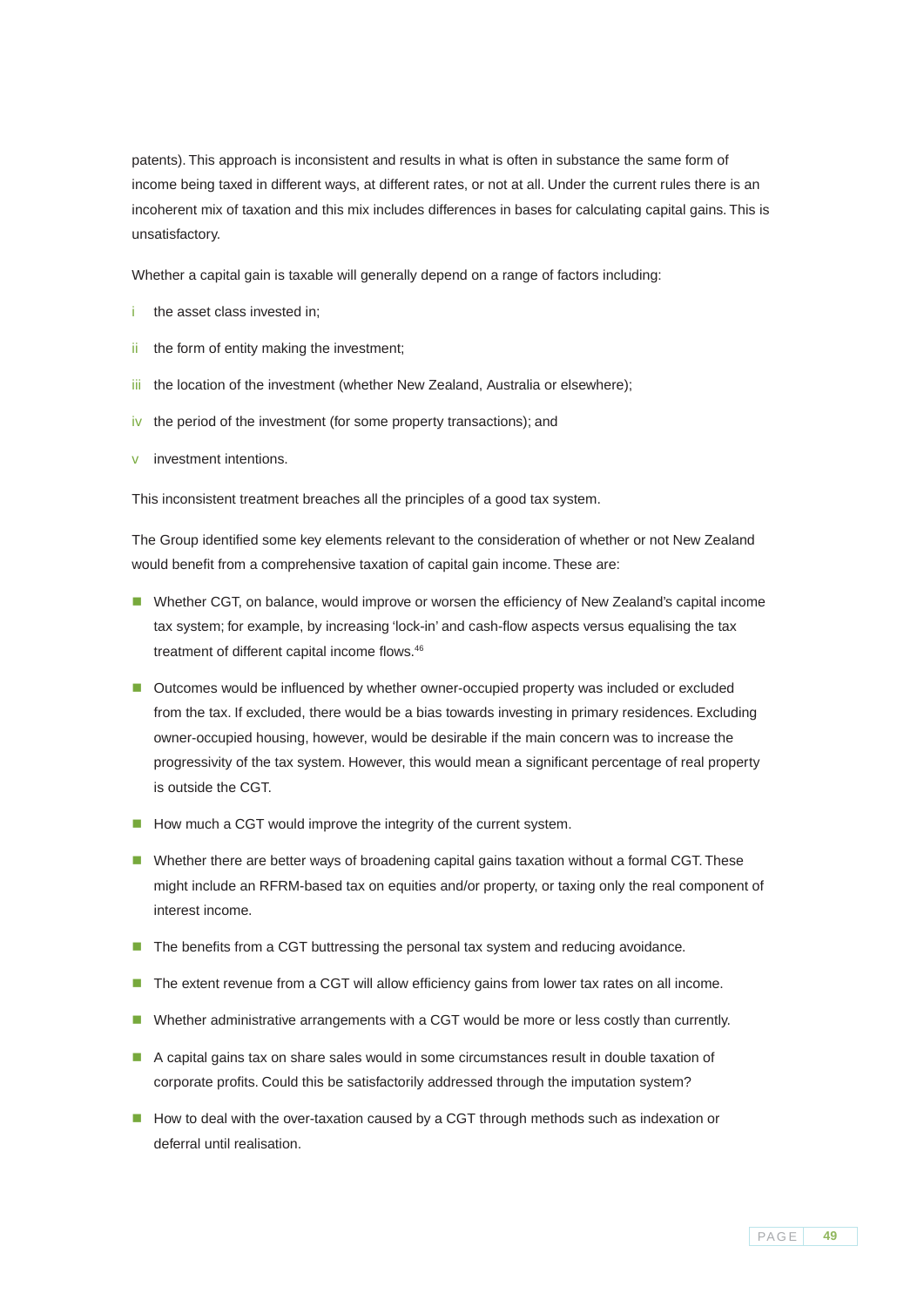patents). This approach is inconsistent and results in what is often in substance the same form of income being taxed in different ways, at different rates, or not at all. Under the current rules there is an incoherent mix of taxation and this mix includes differences in bases for calculating capital gains. This is unsatisfactory.

Whether a capital gain is taxable will generally depend on a range of factors including:

i the asset class invested in;

ii the form of entity making the investment;

iii the location of the investment (whether New Zealand, Australia or elsewhere);

iv the period of the investment (for some property transactions); and

v investment intentions.

This inconsistent treatment breaches all the principles of a good tax system.

The Group identified some key elements relevant to the consideration of whether or not New Zealand would benefit from a comprehensive taxation of capital gain income. These are:

- Whether CGT, on balance, would improve or worsen the efficiency of New Zealand's capital income tax system; for example, by increasing 'lock-in' and cash-flow aspects versus equalising the tax treatment of different capital income flows.[46]
- Outcomes would be influenced by whether owner-occupied property was included or excluded from the tax. If excluded, there would be a bias towards investing in primary residences. Excluding owner-occupied housing, however, would be desirable if the main concern was to increase the progressivity of the tax system. However, this would mean a significant percentage of real property is outside the CGT.
- How much a CGT would improve the integrity of the current system.
- Whether there are better ways of broadening capital gains taxation without a formal CGT. These might include an RFRM-based tax on equities and/or property, or taxing only the real component of interest income.
- The benefits from a CGT buttressing the personal tax system and reducing avoidance.
- The extent revenue from a CGT will allow efficiency gains from lower tax rates on all income.
- Whether administrative arrangements with a CGT would be more or less costly than currently.
- A capital gains tax on share sales would in some circumstances result in double taxation of corporate profits. Could this be satisfactorily addressed through the imputation system?
- How to deal with the over-taxation caused by a CGT through methods such as indexation or deferral until realisation.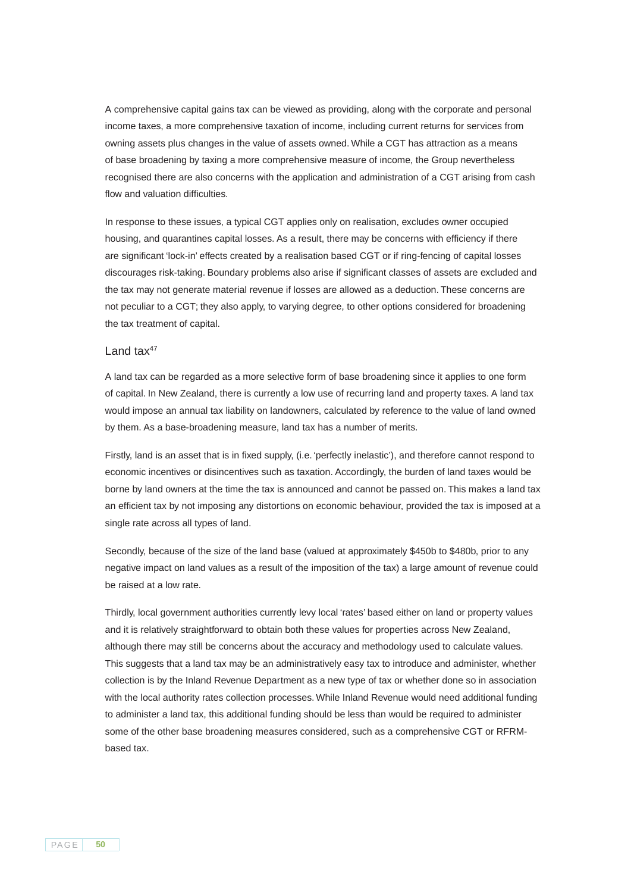A comprehensive capital gains tax can be viewed as providing, along with the corporate and personal income taxes, a more comprehensive taxation of income, including current returns for services from owning assets plus changes in the value of assets owned. While a CGT has attraction as a means of base broadening by taxing a more comprehensive measure of income, the Group nevertheless recognised there are also concerns with the application and administration of a CGT arising from cash flow and valuation difficulties.

In response to these issues, a typical CGT applies only on realisation, excludes owner occupied housing, and quarantines capital losses. As a result, there may be concerns with efficiency if there are significant 'lock-in' effects created by a realisation based CGT or if ring-fencing of capital losses discourages risk-taking. Boundary problems also arise if significant classes of assets are excluded and the tax may not generate material revenue if losses are allowed as a deduction. These concerns are not peculiar to a CGT; they also apply, to varying degree, to other options considered for broadening the tax treatment of capital.

### Land tax[47]

A land tax can be regarded as a more selective form of base broadening since it applies to one form of capital. In New Zealand, there is currently a low use of recurring land and property taxes. A land tax would impose an annual tax liability on landowners, calculated by reference to the value of land owned by them. As a base-broadening measure, land tax has a number of merits.

Firstly, land is an asset that is in fixed supply, (i.e. 'perfectly inelastic'), and therefore cannot respond to economic incentives or disincentives such as taxation. Accordingly, the burden of land taxes would be borne by land owners at the time the tax is announced and cannot be passed on. This makes a land tax an efficient tax by not imposing any distortions on economic behaviour, provided the tax is imposed at a single rate across all types of land.

Secondly, because of the size of the land base (valued at approximately $450b to $480b, prior to any negative impact on land values as a result of the imposition of the tax) a large amount of revenue could be raised at a low rate.

Thirdly, local government authorities currently levy local 'rates' based either on land or property values and it is relatively straightforward to obtain both these values for properties across New Zealand, although there may still be concerns about the accuracy and methodology used to calculate values. This suggests that a land tax may be an administratively easy tax to introduce and administer, whether collection is by the Inland Revenue Department as a new type of tax or whether done so in association with the local authority rates collection processes. While Inland Revenue would need additional funding to administer a land tax, this additional funding should be less than would be required to administer some of the other base broadening measures considered, such as a comprehensive CGT or RFRM-based tax.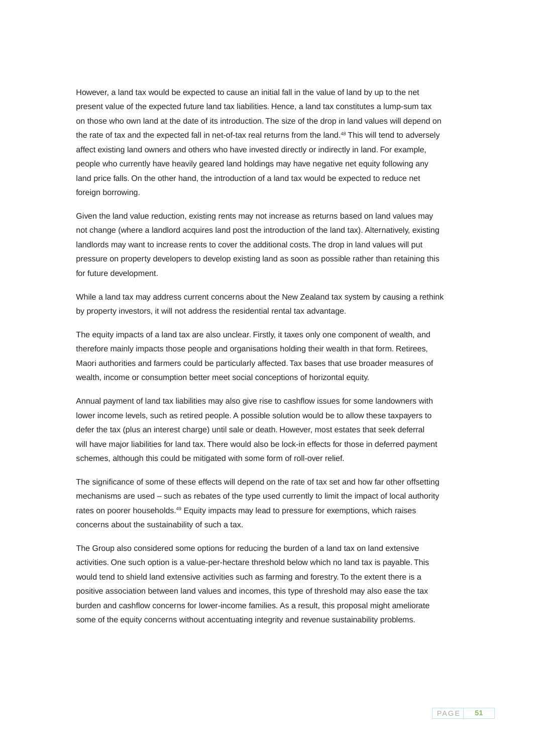However, a land tax would be expected to cause an initial fall in the value of land by up to the net present value of the expected future land tax liabilities. Hence, a land tax constitutes a lump-sum tax on those who own land at the date of its introduction. The size of the drop in land values will depend on the rate of tax and the expected fall in net-of-tax real returns from the land.[48] This will tend to adversely affect existing land owners and others who have invested directly or indirectly in land. For example, people who currently have heavily geared land holdings may have negative net equity following any land price falls. On the other hand, the introduction of a land tax would be expected to reduce net foreign borrowing.

Given the land value reduction, existing rents may not increase as returns based on land values may not change (where a landlord acquires land post the introduction of the land tax). Alternatively, existing landlords may want to increase rents to cover the additional costs. The drop in land values will put pressure on property developers to develop existing land as soon as possible rather than retaining this for future development.

While a land tax may address current concerns about the New Zealand tax system by causing a rethink by property investors, it will not address the residential rental tax advantage.

The equity impacts of a land tax are also unclear. Firstly, it taxes only one component of wealth, and therefore mainly impacts those people and organisations holding their wealth in that form. Retirees, Maori authorities and farmers could be particularly affected. Tax bases that use broader measures of wealth, income or consumption better meet social conceptions of horizontal equity.

Annual payment of land tax liabilities may also give rise to cashflow issues for some landowners with lower income levels, such as retired people. A possible solution would be to allow these taxpayers to defer the tax (plus an interest charge) until sale or death. However, most estates that seek deferral will have major liabilities for land tax. There would also be lock-in effects for those in deferred payment schemes, although this could be mitigated with some form of roll-over relief.

The significance of some of these effects will depend on the rate of tax set and how far other offsetting mechanisms are used – such as rebates of the type used currently to limit the impact of local authority rates on poorer households.[49] Equity impacts may lead to pressure for exemptions, which raises concerns about the sustainability of such a tax.

The Group also considered some options for reducing the burden of a land tax on land extensive activities. One such option is a value-per-hectare threshold below which no land tax is payable. This would tend to shield land extensive activities such as farming and forestry. To the extent there is a positive association between land values and incomes, this type of threshold may also ease the tax burden and cashflow concerns for lower-income families. As a result, this proposal might ameliorate some of the equity concerns without accentuating integrity and revenue sustainability problems.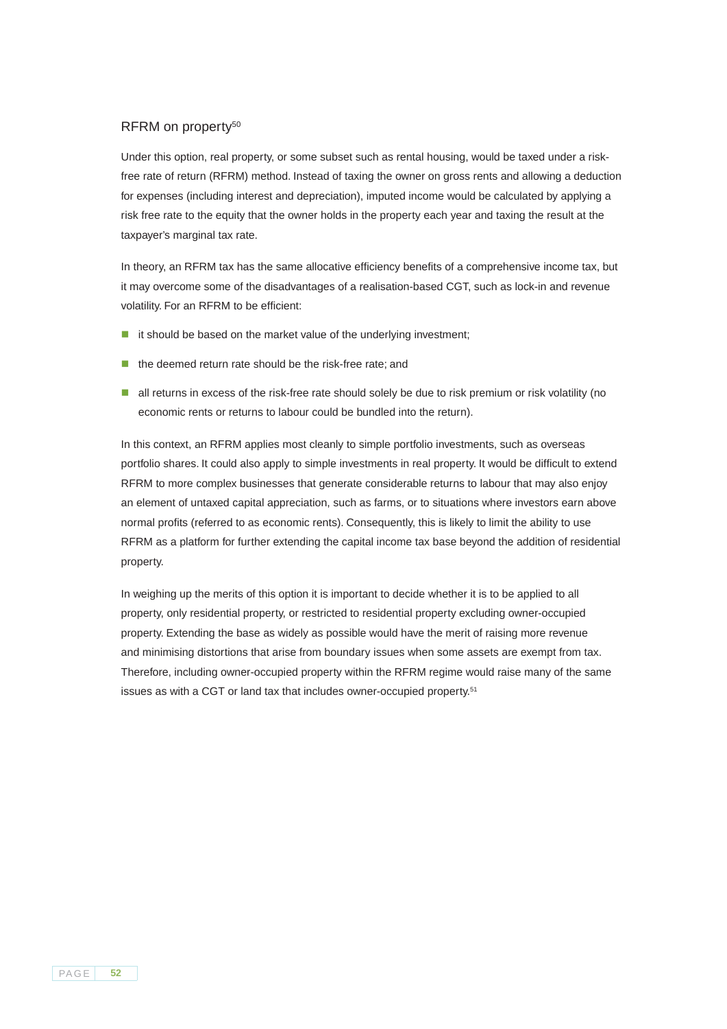## RFRM on property[50]

Under this option, real property, or some subset such as rental housing, would be taxed under a risk-free rate of return (RFRM) method. Instead of taxing the owner on gross rents and allowing a deduction for expenses (including interest and depreciation), imputed income would be calculated by applying a risk free rate to the equity that the owner holds in the property each year and taxing the result at the taxpayer's marginal tax rate.

In theory, an RFRM tax has the same allocative efficiency benefits of a comprehensive income tax, but it may overcome some of the disadvantages of a realisation-based CGT, such as lock-in and revenue volatility. For an RFRM to be efficient:

- it should be based on the market value of the underlying investment;
- the deemed return rate should be the risk-free rate; and
- all returns in excess of the risk-free rate should solely be due to risk premium or risk volatility (no economic rents or returns to labour could be bundled into the return).

In this context, an RFRM applies most cleanly to simple portfolio investments, such as overseas portfolio shares. It could also apply to simple investments in real property. It would be difficult to extend RFRM to more complex businesses that generate considerable returns to labour that may also enjoy an element of untaxed capital appreciation, such as farms, or to situations where investors earn above normal profits (referred to as economic rents). Consequently, this is likely to limit the ability to use RFRM as a platform for further extending the capital income tax base beyond the addition of residential property.

In weighing up the merits of this option it is important to decide whether it is to be applied to all property, only residential property, or restricted to residential property excluding owner-occupied property. Extending the base as widely as possible would have the merit of raising more revenue and minimising distortions that arise from boundary issues when some assets are exempt from tax. Therefore, including owner-occupied property within the RFRM regime would raise many of the same issues as with a CGT or land tax that includes owner-occupied property.[51]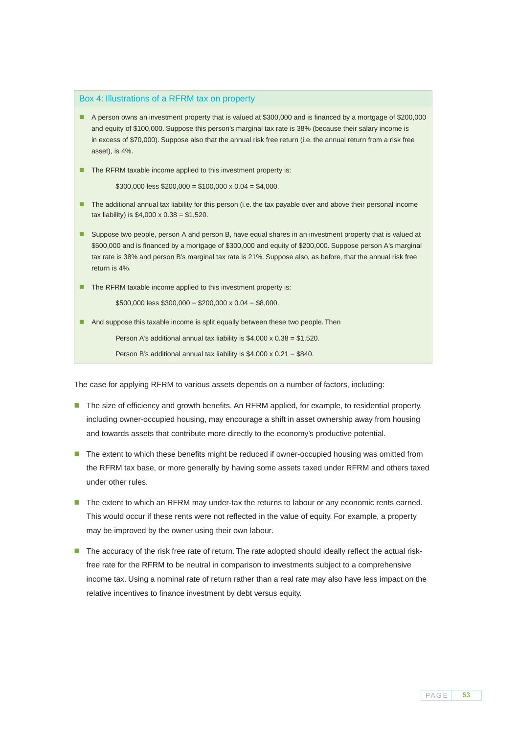### Box 4: Illustrations of a RFRM tax on property

- A person owns an investment property that is valued at $300,000 and is financed by a mortgage of $200,000 and equity of $100,000. Suppose this person's marginal tax rate is 38% (because their salary income is in excess of $70,000). Suppose also that the annual risk free return (i.e. the annual return from a risk free asset), is 4%.
- The RFRM taxable income applied to this investment property is:

  $300,000 less $200,000 = $100,000 x 0.04 = $4,000.

- The additional annual tax liability for this person (i.e. the tax payable over and above their personal income tax liability) is $4,000 x 0.38 = $1,520.
- Suppose two people, person A and person B, have equal shares in an investment property that is valued at $500,000 and is financed by a mortgage of $300,000 and equity of $200,000. Suppose person A's marginal tax rate is 38% and person B's marginal tax rate is 21%. Suppose also, as before, that the annual risk free return is 4%.
- The RFRM taxable income applied to this investment property is:

  $500,000 less $300,000 = $200,000 x 0.04 = $8,000.

- And suppose this taxable income is split equally between these two people. Then

  Person A's additional annual tax liability is $4,000 x 0.38 = $1,520.

  Person B's additional annual tax liability is $4,000 x 0.21 = $840.

The case for applying RFRM to various assets depends on a number of factors, including:

- The size of efficiency and growth benefits. An RFRM applied, for example, to residential property, including owner-occupied housing, may encourage a shift in asset ownership away from housing and towards assets that contribute more directly to the economy's productive potential.
- The extent to which these benefits might be reduced if owner-occupied housing was omitted from the RFRM tax base, or more generally by having some assets taxed under RFRM and others taxed under other rules.
- The extent to which an RFRM may under-tax the returns to labour or any economic rents earned. This would occur if these rents were not reflected in the value of equity. For example, a property may be improved by the owner using their own labour.
- The accuracy of the risk free rate of return. The rate adopted should ideally reflect the actual risk-free rate for the RFRM to be neutral in comparison to investments subject to a comprehensive income tax. Using a nominal rate of return rather than a real rate may also have less impact on the relative incentives to finance investment by debt versus equity.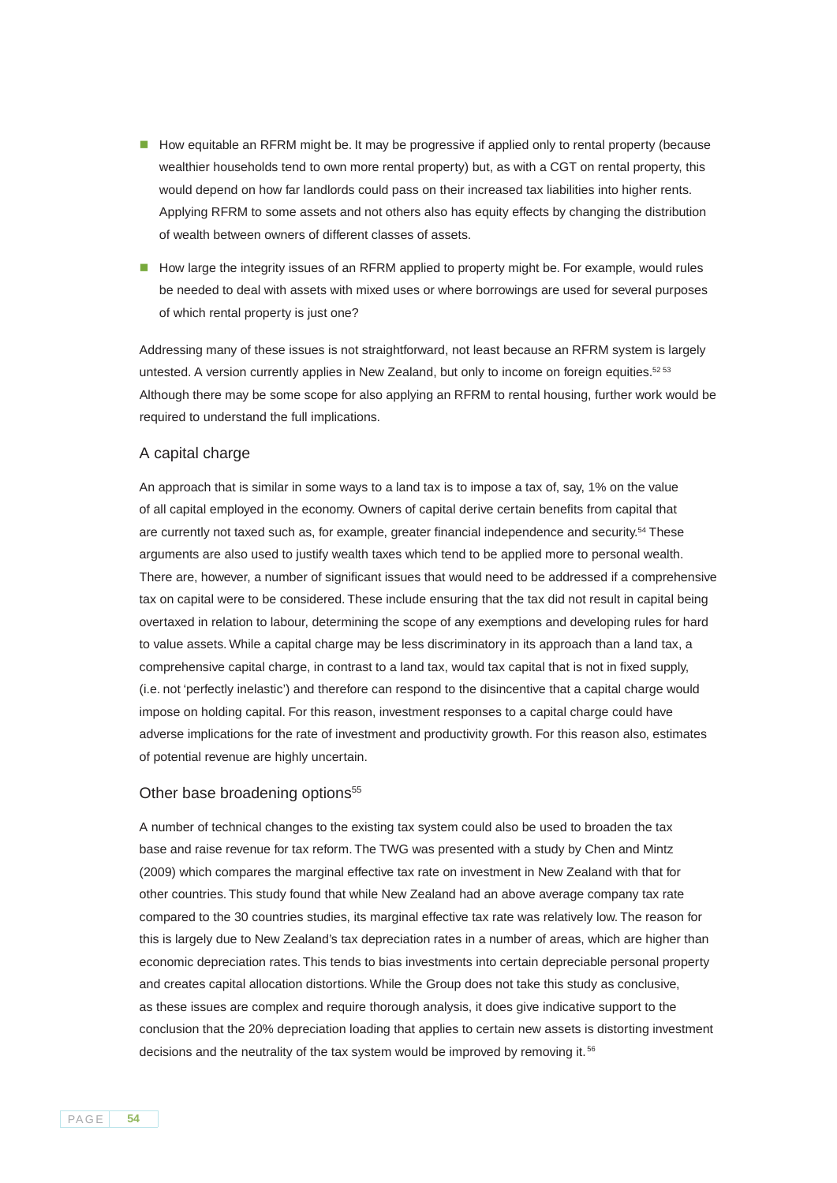- How equitable an RFRM might be. It may be progressive if applied only to rental property (because wealthier households tend to own more rental property) but, as with a CGT on rental property, this would depend on how far landlords could pass on their increased tax liabilities into higher rents. Applying RFRM to some assets and not others also has equity effects by changing the distribution of wealth between owners of different classes of assets.

- How large the integrity issues of an RFRM applied to property might be. For example, would rules be needed to deal with assets with mixed uses or where borrowings are used for several purposes of which rental property is just one?

Addressing many of these issues is not straightforward, not least because an RFRM system is largely untested. A version currently applies in New Zealand, but only to income on foreign equities.[52 53] Although there may be some scope for also applying an RFRM to rental housing, further work would be required to understand the full implications.

### A capital charge

An approach that is similar in some ways to a land tax is to impose a tax of, say, 1% on the value of all capital employed in the economy. Owners of capital derive certain benefits from capital that are currently not taxed such as, for example, greater financial independence and security.[54] These arguments are also used to justify wealth taxes which tend to be applied more to personal wealth. There are, however, a number of significant issues that would need to be addressed if a comprehensive tax on capital were to be considered. These include ensuring that the tax did not result in capital being overtaxed in relation to labour, determining the scope of any exemptions and developing rules for hard to value assets. While a capital charge may be less discriminatory in its approach than a land tax, a comprehensive capital charge, in contrast to a land tax, would tax capital that is not in fixed supply, (i.e. not 'perfectly inelastic') and therefore can respond to the disincentive that a capital charge would impose on holding capital. For this reason, investment responses to a capital charge could have adverse implications for the rate of investment and productivity growth. For this reason also, estimates of potential revenue are highly uncertain.

### Other base broadening options[55]

A number of technical changes to the existing tax system could also be used to broaden the tax base and raise revenue for tax reform. The TWG was presented with a study by Chen and Mintz (2009) which compares the marginal effective tax rate on investment in New Zealand with that for other countries. This study found that while New Zealand had an above average company tax rate compared to the 30 countries studies, its marginal effective tax rate was relatively low. The reason for this is largely due to New Zealand's tax depreciation rates in a number of areas, which are higher than economic depreciation rates. This tends to bias investments into certain depreciable personal property and creates capital allocation distortions. While the Group does not take this study as conclusive, as these issues are complex and require thorough analysis, it does give indicative support to the conclusion that the 20% depreciation loading that applies to certain new assets is distorting investment decisions and the neutrality of the tax system would be improved by removing it.[56]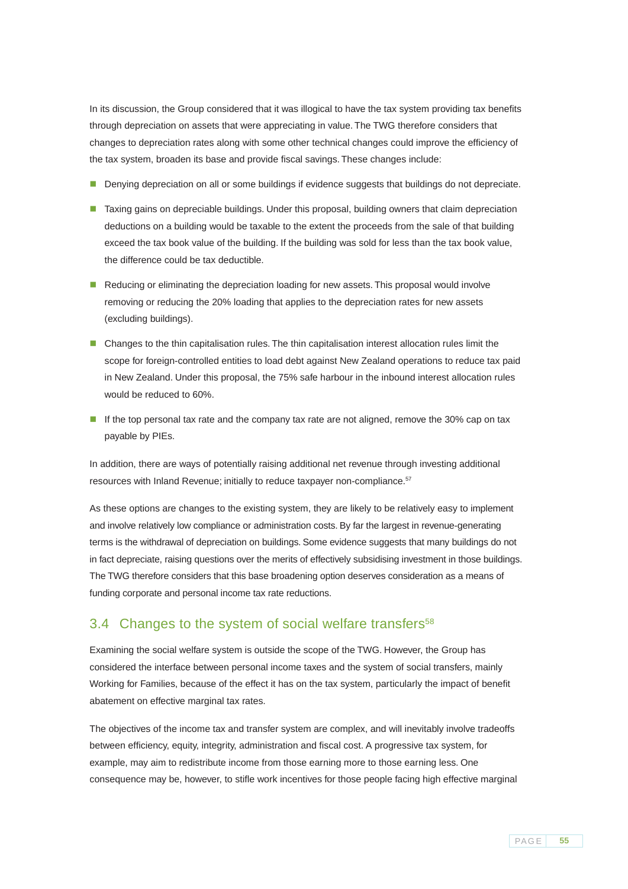In its discussion, the Group considered that it was illogical to have the tax system providing tax benefits through depreciation on assets that were appreciating in value. The TWG therefore considers that changes to depreciation rates along with some other technical changes could improve the efficiency of the tax system, broaden its base and provide fiscal savings. These changes include:

- Denying depreciation on all or some buildings if evidence suggests that buildings do not depreciate.
- Taxing gains on depreciable buildings. Under this proposal, building owners that claim depreciation deductions on a building would be taxable to the extent the proceeds from the sale of that building exceed the tax book value of the building. If the building was sold for less than the tax book value, the difference could be tax deductible.
- Reducing or eliminating the depreciation loading for new assets. This proposal would involve removing or reducing the 20% loading that applies to the depreciation rates for new assets (excluding buildings).
- Changes to the thin capitalisation rules. The thin capitalisation interest allocation rules limit the scope for foreign-controlled entities to load debt against New Zealand operations to reduce tax paid in New Zealand. Under this proposal, the 75% safe harbour in the inbound interest allocation rules would be reduced to 60%.
- If the top personal tax rate and the company tax rate are not aligned, remove the 30% cap on tax payable by PIEs.

In addition, there are ways of potentially raising additional net revenue through investing additional resources with Inland Revenue; initially to reduce taxpayer non-compliance.[57]

As these options are changes to the existing system, they are likely to be relatively easy to implement and involve relatively low compliance or administration costs. By far the largest in revenue-generating terms is the withdrawal of depreciation on buildings. Some evidence suggests that many buildings do not in fact depreciate, raising questions over the merits of effectively subsidising investment in those buildings. The TWG therefore considers that this base broadening option deserves consideration as a means of funding corporate and personal income tax rate reductions.

## 3.4 Changes to the system of social welfare transfers[58]

Examining the social welfare system is outside the scope of the TWG. However, the Group has considered the interface between personal income taxes and the system of social transfers, mainly Working for Families, because of the effect it has on the tax system, particularly the impact of benefit abatement on effective marginal tax rates.

The objectives of the income tax and transfer system are complex, and will inevitably involve tradeoffs between efficiency, equity, integrity, administration and fiscal cost. A progressive tax system, for example, may aim to redistribute income from those earning more to those earning less. One consequence may be, however, to stifle work incentives for those people facing high effective marginal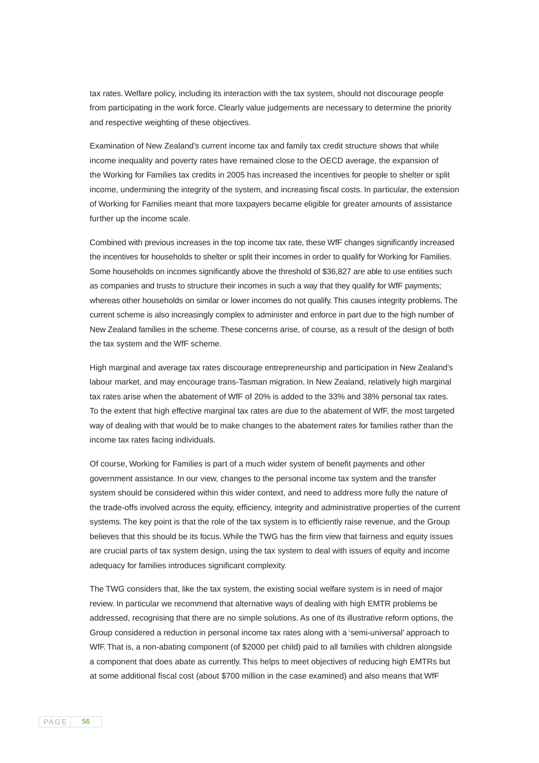tax rates. Welfare policy, including its interaction with the tax system, should not discourage people from participating in the work force. Clearly value judgements are necessary to determine the priority and respective weighting of these objectives.

Examination of New Zealand's current income tax and family tax credit structure shows that while income inequality and poverty rates have remained close to the OECD average, the expansion of the Working for Families tax credits in 2005 has increased the incentives for people to shelter or split income, undermining the integrity of the system, and increasing fiscal costs. In particular, the extension of Working for Families meant that more taxpayers became eligible for greater amounts of assistance further up the income scale.

Combined with previous increases in the top income tax rate, these WfF changes significantly increased the incentives for households to shelter or split their incomes in order to qualify for Working for Families. Some households on incomes significantly above the threshold of $36,827 are able to use entities such as companies and trusts to structure their incomes in such a way that they qualify for WfF payments; whereas other households on similar or lower incomes do not qualify. This causes integrity problems. The current scheme is also increasingly complex to administer and enforce in part due to the high number of New Zealand families in the scheme. These concerns arise, of course, as a result of the design of both the tax system and the WfF scheme.

High marginal and average tax rates discourage entrepreneurship and participation in New Zealand's labour market, and may encourage trans-Tasman migration. In New Zealand, relatively high marginal tax rates arise when the abatement of WfF of 20% is added to the 33% and 38% personal tax rates. To the extent that high effective marginal tax rates are due to the abatement of WfF, the most targeted way of dealing with that would be to make changes to the abatement rates for families rather than the income tax rates facing individuals.

Of course, Working for Families is part of a much wider system of benefit payments and other government assistance. In our view, changes to the personal income tax system and the transfer system should be considered within this wider context, and need to address more fully the nature of the trade-offs involved across the equity, efficiency, integrity and administrative properties of the current systems. The key point is that the role of the tax system is to efficiently raise revenue, and the Group believes that this should be its focus. While the TWG has the firm view that fairness and equity issues are crucial parts of tax system design, using the tax system to deal with issues of equity and income adequacy for families introduces significant complexity.

The TWG considers that, like the tax system, the existing social welfare system is in need of major review. In particular we recommend that alternative ways of dealing with high EMTR problems be addressed, recognising that there are no simple solutions. As one of its illustrative reform options, the Group considered a reduction in personal income tax rates along with a 'semi-universal' approach to WfF. That is, a non-abating component (of $2000 per child) paid to all families with children alongside a component that does abate as currently. This helps to meet objectives of reducing high EMTRs but at some additional fiscal cost (about $700 million in the case examined) and also means that WfF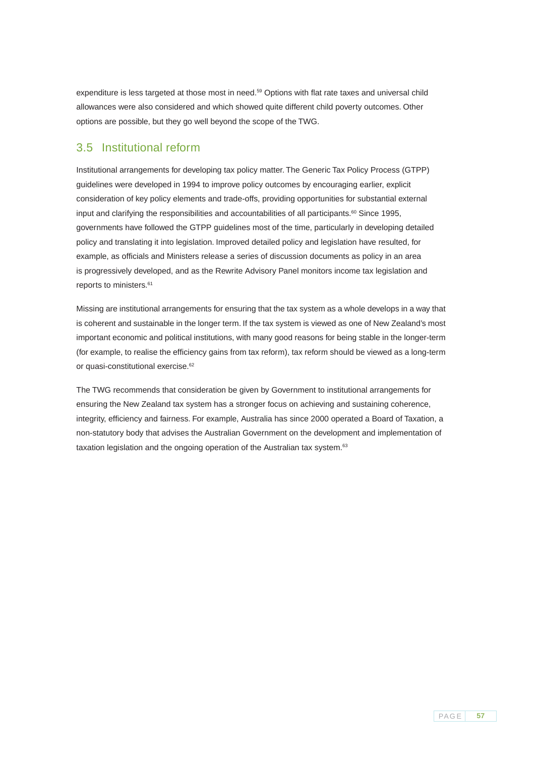expenditure is less targeted at those most in need.[59] Options with flat rate taxes and universal child allowances were also considered and which showed quite different child poverty outcomes. Other options are possible, but they go well beyond the scope of the TWG.

## 3.5 Institutional reform

Institutional arrangements for developing tax policy matter. The Generic Tax Policy Process (GTPP) guidelines were developed in 1994 to improve policy outcomes by encouraging earlier, explicit consideration of key policy elements and trade-offs, providing opportunities for substantial external input and clarifying the responsibilities and accountabilities of all participants.[60] Since 1995, governments have followed the GTPP guidelines most of the time, particularly in developing detailed policy and translating it into legislation. Improved detailed policy and legislation have resulted, for example, as officials and Ministers release a series of discussion documents as policy in an area is progressively developed, and as the Rewrite Advisory Panel monitors income tax legislation and reports to ministers.[61]

Missing are institutional arrangements for ensuring that the tax system as a whole develops in a way that is coherent and sustainable in the longer term. If the tax system is viewed as one of New Zealand's most important economic and political institutions, with many good reasons for being stable in the longer-term (for example, to realise the efficiency gains from tax reform), tax reform should be viewed as a long-term or quasi-constitutional exercise.[62]

The TWG recommends that consideration be given by Government to institutional arrangements for ensuring the New Zealand tax system has a stronger focus on achieving and sustaining coherence, integrity, efficiency and fairness. For example, Australia has since 2000 operated a Board of Taxation, a non-statutory body that advises the Australian Government on the development and implementation of taxation legislation and the ongoing operation of the Australian tax system.[63]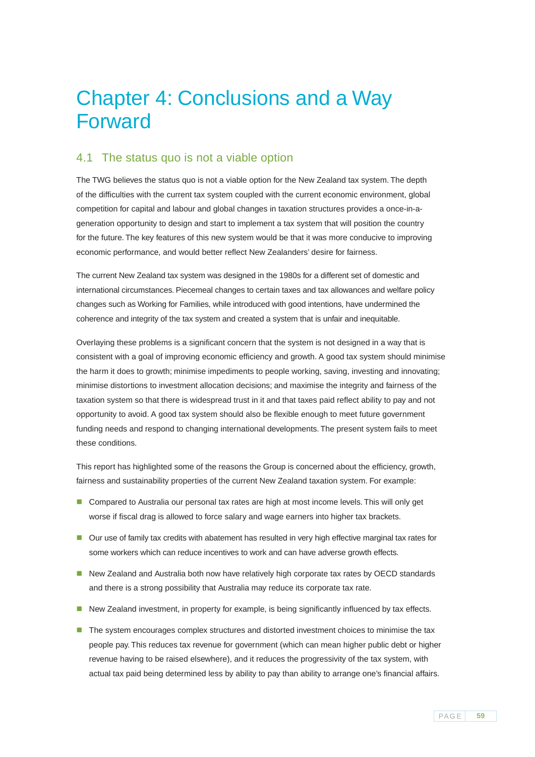# Chapter 4: Conclusions and a Way Forward

## 4.1 The status quo is not a viable option

The TWG believes the status quo is not a viable option for the New Zealand tax system. The depth of the difficulties with the current tax system coupled with the current economic environment, global competition for capital and labour and global changes in taxation structures provides a once-in-a-generation opportunity to design and start to implement a tax system that will position the country for the future. The key features of this new system would be that it was more conducive to improving economic performance, and would better reflect New Zealanders' desire for fairness.

The current New Zealand tax system was designed in the 1980s for a different set of domestic and international circumstances. Piecemeal changes to certain taxes and tax allowances and welfare policy changes such as Working for Families, while introduced with good intentions, have undermined the coherence and integrity of the tax system and created a system that is unfair and inequitable.

Overlaying these problems is a significant concern that the system is not designed in a way that is consistent with a goal of improving economic efficiency and growth. A good tax system should minimise the harm it does to growth; minimise impediments to people working, saving, investing and innovating; minimise distortions to investment allocation decisions; and maximise the integrity and fairness of the taxation system so that there is widespread trust in it and that taxes paid reflect ability to pay and not opportunity to avoid. A good tax system should also be flexible enough to meet future government funding needs and respond to changing international developments. The present system fails to meet these conditions.

This report has highlighted some of the reasons the Group is concerned about the efficiency, growth, fairness and sustainability properties of the current New Zealand taxation system. For example:

- Compared to Australia our personal tax rates are high at most income levels. This will only get worse if fiscal drag is allowed to force salary and wage earners into higher tax brackets.
- Our use of family tax credits with abatement has resulted in very high effective marginal tax rates for some workers which can reduce incentives to work and can have adverse growth effects.
- New Zealand and Australia both now have relatively high corporate tax rates by OECD standards and there is a strong possibility that Australia may reduce its corporate tax rate.
- New Zealand investment, in property for example, is being significantly influenced by tax effects.
- The system encourages complex structures and distorted investment choices to minimise the tax people pay. This reduces tax revenue for government (which can mean higher public debt or higher revenue having to be raised elsewhere), and it reduces the progressivity of the tax system, with actual tax paid being determined less by ability to pay than ability to arrange one's financial affairs.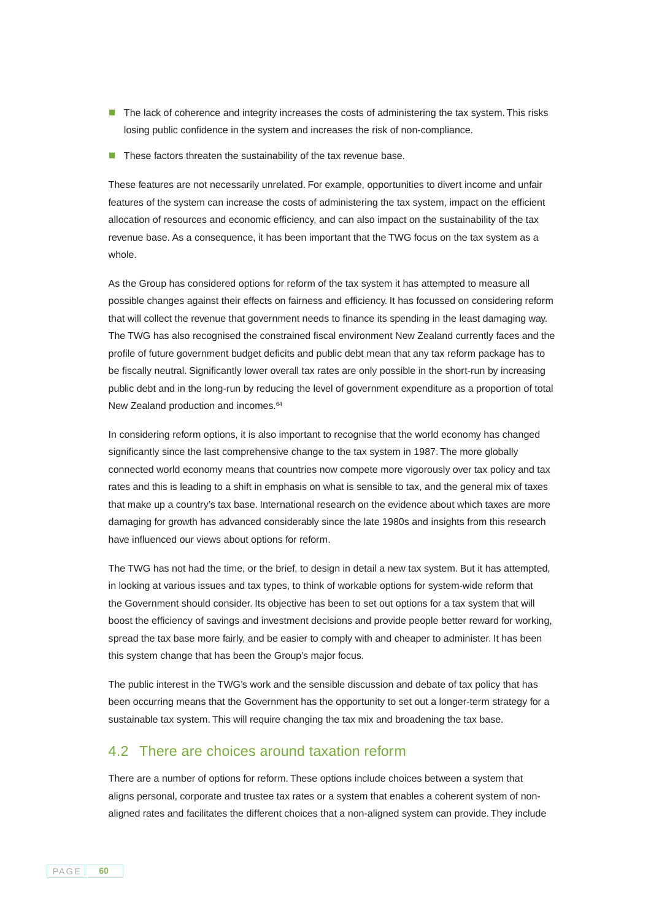- The lack of coherence and integrity increases the costs of administering the tax system. This risks losing public confidence in the system and increases the risk of non-compliance.
- These factors threaten the sustainability of the tax revenue base.

These features are not necessarily unrelated. For example, opportunities to divert income and unfair features of the system can increase the costs of administering the tax system, impact on the efficient allocation of resources and economic efficiency, and can also impact on the sustainability of the tax revenue base. As a consequence, it has been important that the TWG focus on the tax system as a whole.

As the Group has considered options for reform of the tax system it has attempted to measure all possible changes against their effects on fairness and efficiency. It has focussed on considering reform that will collect the revenue that government needs to finance its spending in the least damaging way. The TWG has also recognised the constrained fiscal environment New Zealand currently faces and the profile of future government budget deficits and public debt mean that any tax reform package has to be fiscally neutral. Significantly lower overall tax rates are only possible in the short-run by increasing public debt and in the long-run by reducing the level of government expenditure as a proportion of total New Zealand production and incomes.[64]

In considering reform options, it is also important to recognise that the world economy has changed significantly since the last comprehensive change to the tax system in 1987. The more globally connected world economy means that countries now compete more vigorously over tax policy and tax rates and this is leading to a shift in emphasis on what is sensible to tax, and the general mix of taxes that make up a country's tax base. International research on the evidence about which taxes are more damaging for growth has advanced considerably since the late 1980s and insights from this research have influenced our views about options for reform.

The TWG has not had the time, or the brief, to design in detail a new tax system. But it has attempted, in looking at various issues and tax types, to think of workable options for system-wide reform that the Government should consider. Its objective has been to set out options for a tax system that will boost the efficiency of savings and investment decisions and provide people better reward for working, spread the tax base more fairly, and be easier to comply with and cheaper to administer. It has been this system change that has been the Group's major focus.

The public interest in the TWG's work and the sensible discussion and debate of tax policy that has been occurring means that the Government has the opportunity to set out a longer-term strategy for a sustainable tax system. This will require changing the tax mix and broadening the tax base.

## 4.2 There are choices around taxation reform

There are a number of options for reform. These options include choices between a system that aligns personal, corporate and trustee tax rates or a system that enables a coherent system of non-aligned rates and facilitates the different choices that a non-aligned system can provide. They include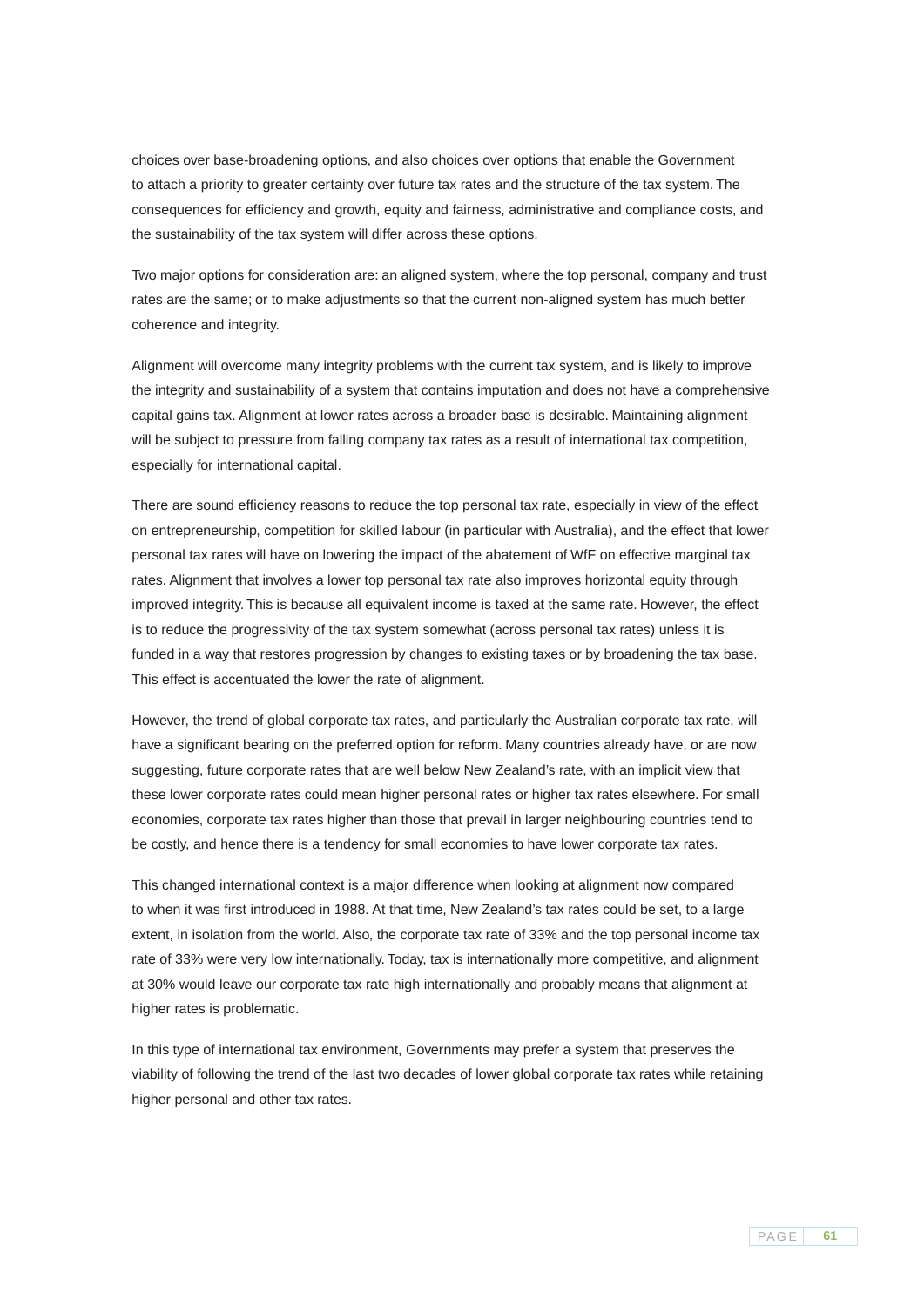choices over base-broadening options, and also choices over options that enable the Government to attach a priority to greater certainty over future tax rates and the structure of the tax system. The consequences for efficiency and growth, equity and fairness, administrative and compliance costs, and the sustainability of the tax system will differ across these options.

Two major options for consideration are: an aligned system, where the top personal, company and trust rates are the same; or to make adjustments so that the current non-aligned system has much better coherence and integrity.

Alignment will overcome many integrity problems with the current tax system, and is likely to improve the integrity and sustainability of a system that contains imputation and does not have a comprehensive capital gains tax. Alignment at lower rates across a broader base is desirable. Maintaining alignment will be subject to pressure from falling company tax rates as a result of international tax competition, especially for international capital.

There are sound efficiency reasons to reduce the top personal tax rate, especially in view of the effect on entrepreneurship, competition for skilled labour (in particular with Australia), and the effect that lower personal tax rates will have on lowering the impact of the abatement of WfF on effective marginal tax rates. Alignment that involves a lower top personal tax rate also improves horizontal equity through improved integrity. This is because all equivalent income is taxed at the same rate. However, the effect is to reduce the progressivity of the tax system somewhat (across personal tax rates) unless it is funded in a way that restores progression by changes to existing taxes or by broadening the tax base. This effect is accentuated the lower the rate of alignment.

However, the trend of global corporate tax rates, and particularly the Australian corporate tax rate, will have a significant bearing on the preferred option for reform. Many countries already have, or are now suggesting, future corporate rates that are well below New Zealand's rate, with an implicit view that these lower corporate rates could mean higher personal rates or higher tax rates elsewhere. For small economies, corporate tax rates higher than those that prevail in larger neighbouring countries tend to be costly, and hence there is a tendency for small economies to have lower corporate tax rates.

This changed international context is a major difference when looking at alignment now compared to when it was first introduced in 1988. At that time, New Zealand's tax rates could be set, to a large extent, in isolation from the world. Also, the corporate tax rate of 33% and the top personal income tax rate of 33% were very low internationally. Today, tax is internationally more competitive, and alignment at 30% would leave our corporate tax rate high internationally and probably means that alignment at higher rates is problematic.

In this type of international tax environment, Governments may prefer a system that preserves the viability of following the trend of the last two decades of lower global corporate tax rates while retaining higher personal and other tax rates.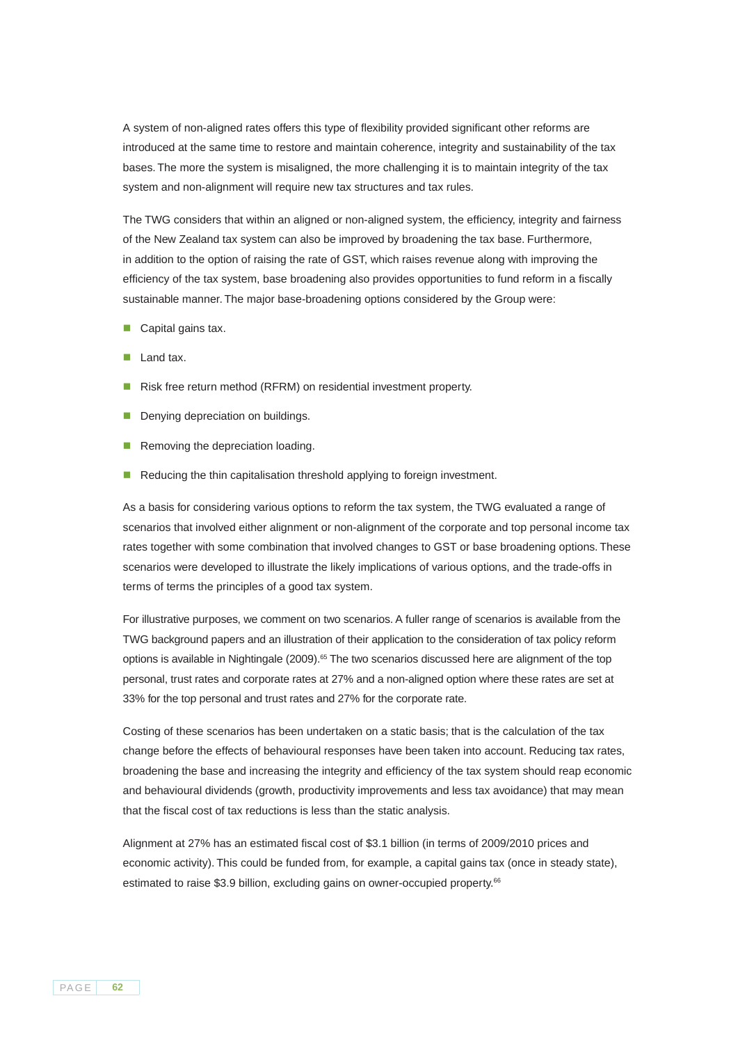A system of non-aligned rates offers this type of flexibility provided significant other reforms are introduced at the same time to restore and maintain coherence, integrity and sustainability of the tax bases. The more the system is misaligned, the more challenging it is to maintain integrity of the tax system and non-alignment will require new tax structures and tax rules.

The TWG considers that within an aligned or non-aligned system, the efficiency, integrity and fairness of the New Zealand tax system can also be improved by broadening the tax base. Furthermore, in addition to the option of raising the rate of GST, which raises revenue along with improving the efficiency of the tax system, base broadening also provides opportunities to fund reform in a fiscally sustainable manner. The major base-broadening options considered by the Group were:

- Capital gains tax.
- Land tax.
- Risk free return method (RFRM) on residential investment property.
- Denying depreciation on buildings.
- Removing the depreciation loading.
- Reducing the thin capitalisation threshold applying to foreign investment.

As a basis for considering various options to reform the tax system, the TWG evaluated a range of scenarios that involved either alignment or non-alignment of the corporate and top personal income tax rates together with some combination that involved changes to GST or base broadening options. These scenarios were developed to illustrate the likely implications of various options, and the trade-offs in terms of terms the principles of a good tax system.

For illustrative purposes, we comment on two scenarios. A fuller range of scenarios is available from the TWG background papers and an illustration of their application to the consideration of tax policy reform options is available in Nightingale (2009).[65] The two scenarios discussed here are alignment of the top personal, trust rates and corporate rates at 27% and a non-aligned option where these rates are set at 33% for the top personal and trust rates and 27% for the corporate rate.

Costing of these scenarios has been undertaken on a static basis; that is the calculation of the tax change before the effects of behavioural responses have been taken into account. Reducing tax rates, broadening the base and increasing the integrity and efficiency of the tax system should reap economic and behavioural dividends (growth, productivity improvements and less tax avoidance) that may mean that the fiscal cost of tax reductions is less than the static analysis.

Alignment at 27% has an estimated fiscal cost of $3.1 billion (in terms of 2009/2010 prices and economic activity). This could be funded from, for example, a capital gains tax (once in steady state), estimated to raise $3.9 billion, excluding gains on owner-occupied property.[66]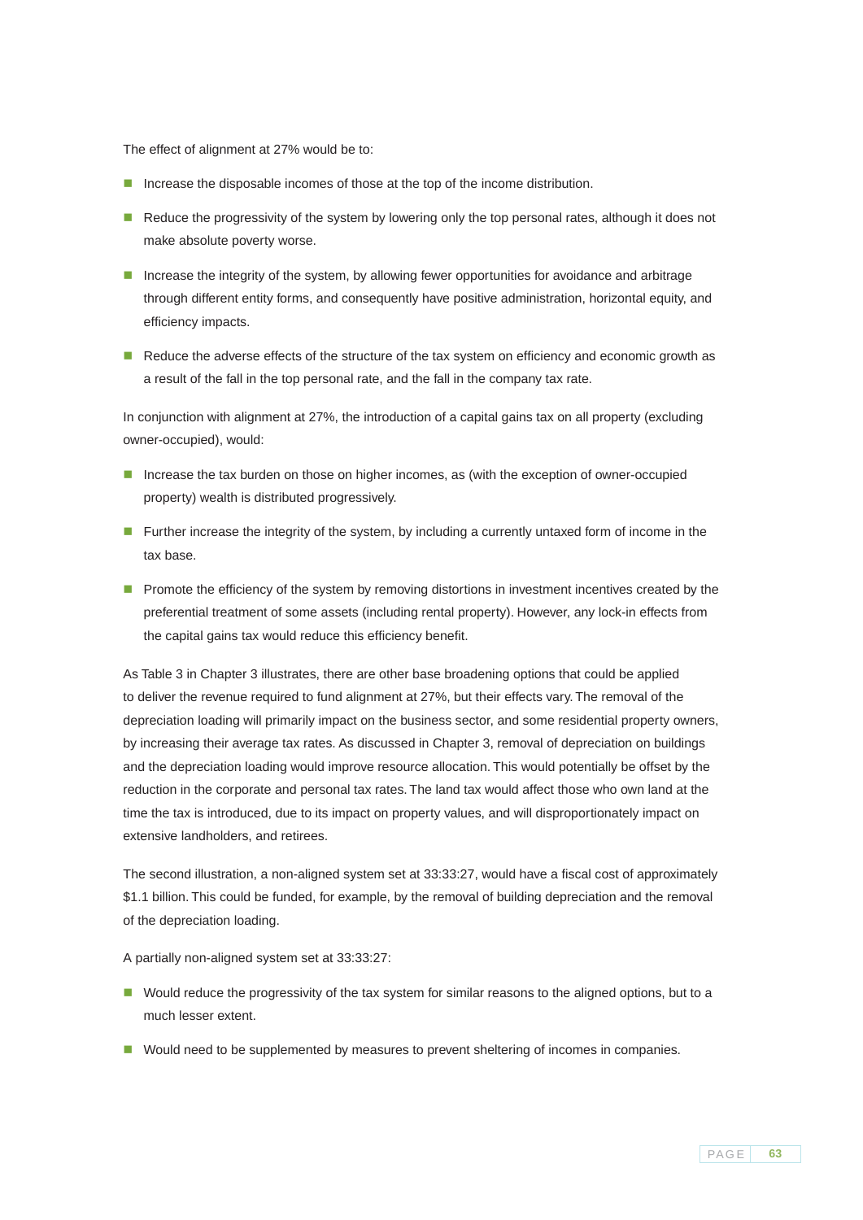The effect of alignment at 27% would be to:

- Increase the disposable incomes of those at the top of the income distribution.
- Reduce the progressivity of the system by lowering only the top personal rates, although it does not make absolute poverty worse.
- Increase the integrity of the system, by allowing fewer opportunities for avoidance and arbitrage through different entity forms, and consequently have positive administration, horizontal equity, and efficiency impacts.
- Reduce the adverse effects of the structure of the tax system on efficiency and economic growth as a result of the fall in the top personal rate, and the fall in the company tax rate.

In conjunction with alignment at 27%, the introduction of a capital gains tax on all property (excluding owner-occupied), would:

- Increase the tax burden on those on higher incomes, as (with the exception of owner-occupied property) wealth is distributed progressively.
- Further increase the integrity of the system, by including a currently untaxed form of income in the tax base.
- Promote the efficiency of the system by removing distortions in investment incentives created by the preferential treatment of some assets (including rental property). However, any lock-in effects from the capital gains tax would reduce this efficiency benefit.

As Table 3 in Chapter 3 illustrates, there are other base broadening options that could be applied to deliver the revenue required to fund alignment at 27%, but their effects vary. The removal of the depreciation loading will primarily impact on the business sector, and some residential property owners, by increasing their average tax rates. As discussed in Chapter 3, removal of depreciation on buildings and the depreciation loading would improve resource allocation. This would potentially be offset by the reduction in the corporate and personal tax rates. The land tax would affect those who own land at the time the tax is introduced, due to its impact on property values, and will disproportionately impact on extensive landholders, and retirees.

The second illustration, a non-aligned system set at 33:33:27, would have a fiscal cost of approximately $1.1 billion. This could be funded, for example, by the removal of building depreciation and the removal of the depreciation loading.

A partially non-aligned system set at 33:33:27:

- Would reduce the progressivity of the tax system for similar reasons to the aligned options, but to a much lesser extent.
- Would need to be supplemented by measures to prevent sheltering of incomes in companies.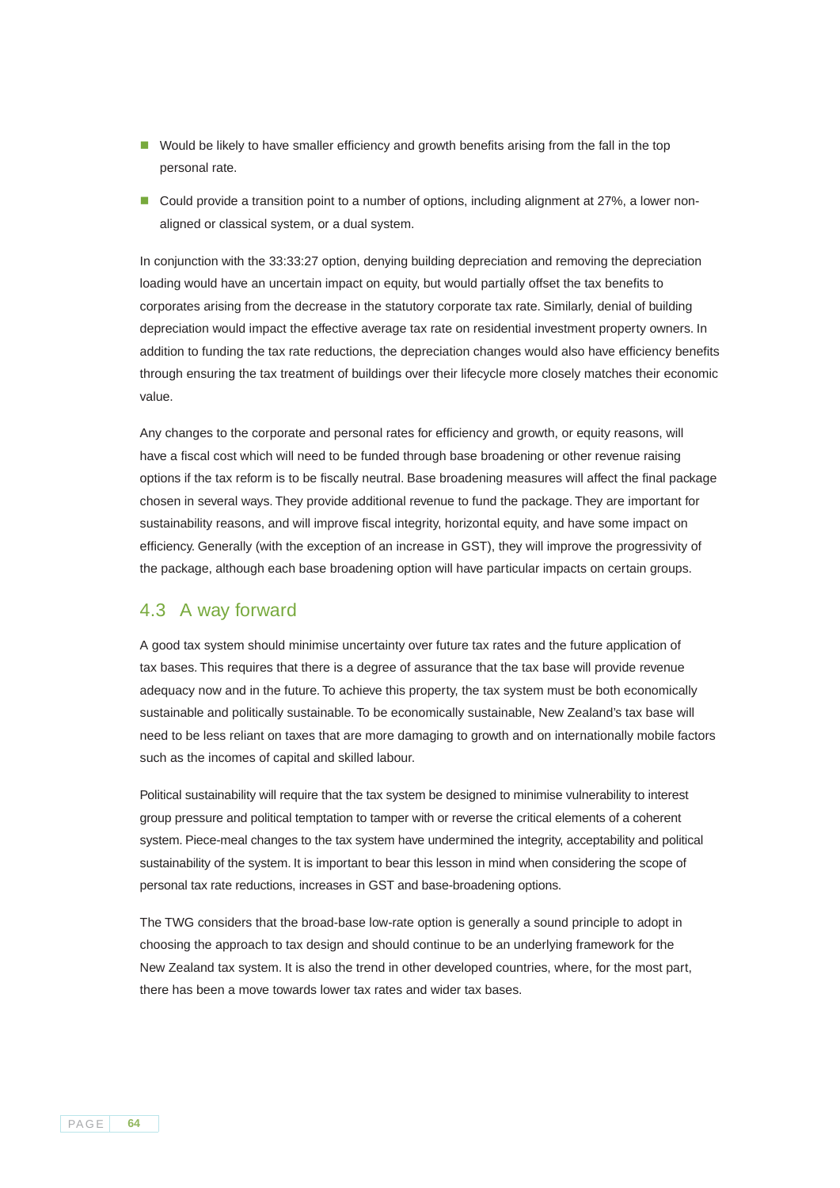- Would be likely to have smaller efficiency and growth benefits arising from the fall in the top personal rate.
- Could provide a transition point to a number of options, including alignment at 27%, a lower non-aligned or classical system, or a dual system.

In conjunction with the 33:33:27 option, denying building depreciation and removing the depreciation loading would have an uncertain impact on equity, but would partially offset the tax benefits to corporates arising from the decrease in the statutory corporate tax rate. Similarly, denial of building depreciation would impact the effective average tax rate on residential investment property owners. In addition to funding the tax rate reductions, the depreciation changes would also have efficiency benefits through ensuring the tax treatment of buildings over their lifecycle more closely matches their economic value.

Any changes to the corporate and personal rates for efficiency and growth, or equity reasons, will have a fiscal cost which will need to be funded through base broadening or other revenue raising options if the tax reform is to be fiscally neutral. Base broadening measures will affect the final package chosen in several ways. They provide additional revenue to fund the package. They are important for sustainability reasons, and will improve fiscal integrity, horizontal equity, and have some impact on efficiency. Generally (with the exception of an increase in GST), they will improve the progressivity of the package, although each base broadening option will have particular impacts on certain groups.

## 4.3 A way forward

A good tax system should minimise uncertainty over future tax rates and the future application of tax bases. This requires that there is a degree of assurance that the tax base will provide revenue adequacy now and in the future. To achieve this property, the tax system must be both economically sustainable and politically sustainable. To be economically sustainable, New Zealand's tax base will need to be less reliant on taxes that are more damaging to growth and on internationally mobile factors such as the incomes of capital and skilled labour.

Political sustainability will require that the tax system be designed to minimise vulnerability to interest group pressure and political temptation to tamper with or reverse the critical elements of a coherent system. Piece-meal changes to the tax system have undermined the integrity, acceptability and political sustainability of the system. It is important to bear this lesson in mind when considering the scope of personal tax rate reductions, increases in GST and base-broadening options.

The TWG considers that the broad-base low-rate option is generally a sound principle to adopt in choosing the approach to tax design and should continue to be an underlying framework for the New Zealand tax system. It is also the trend in other developed countries, where, for the most part, there has been a move towards lower tax rates and wider tax bases.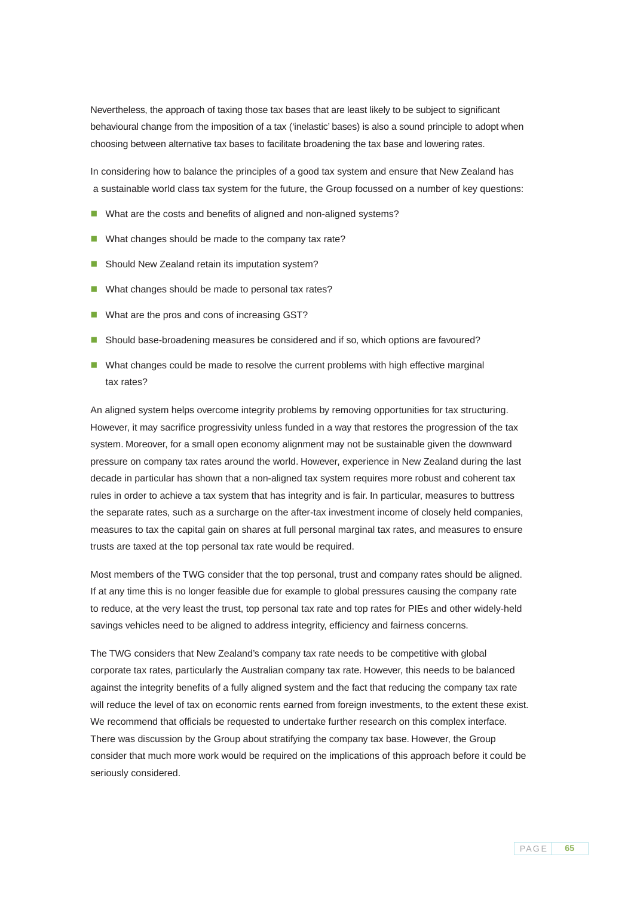Nevertheless, the approach of taxing those tax bases that are least likely to be subject to significant behavioural change from the imposition of a tax ('inelastic' bases) is also a sound principle to adopt when choosing between alternative tax bases to facilitate broadening the tax base and lowering rates.

In considering how to balance the principles of a good tax system and ensure that New Zealand has a sustainable world class tax system for the future, the Group focussed on a number of key questions:

- What are the costs and benefits of aligned and non-aligned systems?
- What changes should be made to the company tax rate?
- Should New Zealand retain its imputation system?
- What changes should be made to personal tax rates?
- What are the pros and cons of increasing GST?
- Should base-broadening measures be considered and if so, which options are favoured?
- What changes could be made to resolve the current problems with high effective marginal tax rates?

An aligned system helps overcome integrity problems by removing opportunities for tax structuring. However, it may sacrifice progressivity unless funded in a way that restores the progression of the tax system. Moreover, for a small open economy alignment may not be sustainable given the downward pressure on company tax rates around the world. However, experience in New Zealand during the last decade in particular has shown that a non-aligned tax system requires more robust and coherent tax rules in order to achieve a tax system that has integrity and is fair. In particular, measures to buttress the separate rates, such as a surcharge on the after-tax investment income of closely held companies, measures to tax the capital gain on shares at full personal marginal tax rates, and measures to ensure trusts are taxed at the top personal tax rate would be required.

Most members of the TWG consider that the top personal, trust and company rates should be aligned. If at any time this is no longer feasible due for example to global pressures causing the company rate to reduce, at the very least the trust, top personal tax rate and top rates for PIEs and other widely-held savings vehicles need to be aligned to address integrity, efficiency and fairness concerns.

The TWG considers that New Zealand's company tax rate needs to be competitive with global corporate tax rates, particularly the Australian company tax rate. However, this needs to be balanced against the integrity benefits of a fully aligned system and the fact that reducing the company tax rate will reduce the level of tax on economic rents earned from foreign investments, to the extent these exist. We recommend that officials be requested to undertake further research on this complex interface. There was discussion by the Group about stratifying the company tax base. However, the Group consider that much more work would be required on the implications of this approach before it could be seriously considered.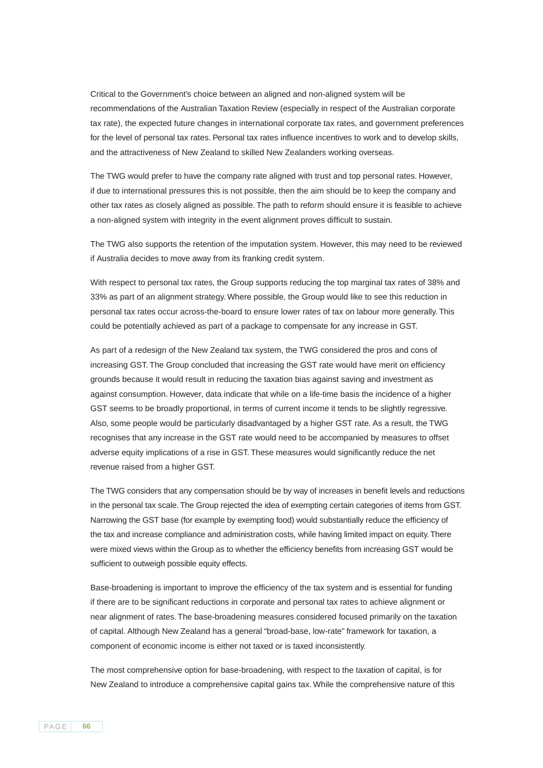Critical to the Government's choice between an aligned and non-aligned system will be recommendations of the Australian Taxation Review (especially in respect of the Australian corporate tax rate), the expected future changes in international corporate tax rates, and government preferences for the level of personal tax rates. Personal tax rates influence incentives to work and to develop skills, and the attractiveness of New Zealand to skilled New Zealanders working overseas.

The TWG would prefer to have the company rate aligned with trust and top personal rates. However, if due to international pressures this is not possible, then the aim should be to keep the company and other tax rates as closely aligned as possible. The path to reform should ensure it is feasible to achieve a non-aligned system with integrity in the event alignment proves difficult to sustain.

The TWG also supports the retention of the imputation system. However, this may need to be reviewed if Australia decides to move away from its franking credit system.

With respect to personal tax rates, the Group supports reducing the top marginal tax rates of 38% and 33% as part of an alignment strategy. Where possible, the Group would like to see this reduction in personal tax rates occur across-the-board to ensure lower rates of tax on labour more generally. This could be potentially achieved as part of a package to compensate for any increase in GST.

As part of a redesign of the New Zealand tax system, the TWG considered the pros and cons of increasing GST. The Group concluded that increasing the GST rate would have merit on efficiency grounds because it would result in reducing the taxation bias against saving and investment as against consumption. However, data indicate that while on a life-time basis the incidence of a higher GST seems to be broadly proportional, in terms of current income it tends to be slightly regressive. Also, some people would be particularly disadvantaged by a higher GST rate. As a result, the TWG recognises that any increase in the GST rate would need to be accompanied by measures to offset adverse equity implications of a rise in GST. These measures would significantly reduce the net revenue raised from a higher GST.

The TWG considers that any compensation should be by way of increases in benefit levels and reductions in the personal tax scale. The Group rejected the idea of exempting certain categories of items from GST. Narrowing the GST base (for example by exempting food) would substantially reduce the efficiency of the tax and increase compliance and administration costs, while having limited impact on equity. There were mixed views within the Group as to whether the efficiency benefits from increasing GST would be sufficient to outweigh possible equity effects.

Base-broadening is important to improve the efficiency of the tax system and is essential for funding if there are to be significant reductions in corporate and personal tax rates to achieve alignment or near alignment of rates. The base-broadening measures considered focused primarily on the taxation of capital. Although New Zealand has a general "broad-base, low-rate" framework for taxation, a component of economic income is either not taxed or is taxed inconsistently.

The most comprehensive option for base-broadening, with respect to the taxation of capital, is for New Zealand to introduce a comprehensive capital gains tax. While the comprehensive nature of this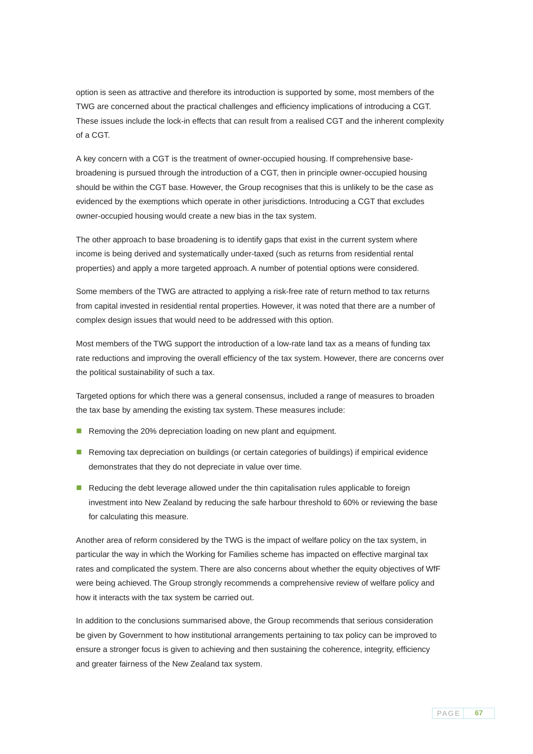option is seen as attractive and therefore its introduction is supported by some, most members of the TWG are concerned about the practical challenges and efficiency implications of introducing a CGT. These issues include the lock-in effects that can result from a realised CGT and the inherent complexity of a CGT.

A key concern with a CGT is the treatment of owner-occupied housing. If comprehensive base-broadening is pursued through the introduction of a CGT, then in principle owner-occupied housing should be within the CGT base. However, the Group recognises that this is unlikely to be the case as evidenced by the exemptions which operate in other jurisdictions. Introducing a CGT that excludes owner-occupied housing would create a new bias in the tax system.

The other approach to base broadening is to identify gaps that exist in the current system where income is being derived and systematically under-taxed (such as returns from residential rental properties) and apply a more targeted approach. A number of potential options were considered.

Some members of the TWG are attracted to applying a risk-free rate of return method to tax returns from capital invested in residential rental properties. However, it was noted that there are a number of complex design issues that would need to be addressed with this option.

Most members of the TWG support the introduction of a low-rate land tax as a means of funding tax rate reductions and improving the overall efficiency of the tax system. However, there are concerns over the political sustainability of such a tax.

Targeted options for which there was a general consensus, included a range of measures to broaden the tax base by amending the existing tax system. These measures include:

- Removing the 20% depreciation loading on new plant and equipment.
- Removing tax depreciation on buildings (or certain categories of buildings) if empirical evidence demonstrates that they do not depreciate in value over time.
- Reducing the debt leverage allowed under the thin capitalisation rules applicable to foreign investment into New Zealand by reducing the safe harbour threshold to 60% or reviewing the base for calculating this measure.

Another area of reform considered by the TWG is the impact of welfare policy on the tax system, in particular the way in which the Working for Families scheme has impacted on effective marginal tax rates and complicated the system. There are also concerns about whether the equity objectives of WfF were being achieved. The Group strongly recommends a comprehensive review of welfare policy and how it interacts with the tax system be carried out.

In addition to the conclusions summarised above, the Group recommends that serious consideration be given by Government to how institutional arrangements pertaining to tax policy can be improved to ensure a stronger focus is given to achieving and then sustaining the coherence, integrity, efficiency and greater fairness of the New Zealand tax system.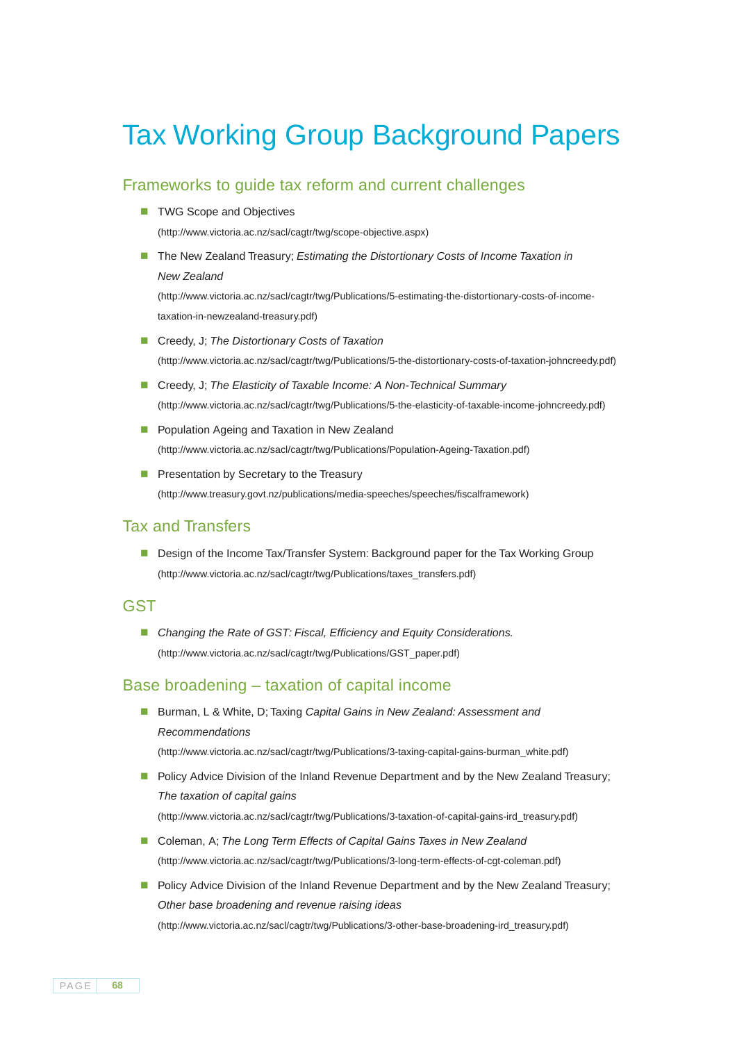# Tax Working Group Background Papers

## Frameworks to guide tax reform and current challenges

- TWG Scope and Objectives
  (http://www.victoria.ac.nz/sacl/cagtr/twg/scope-objective.aspx)
- The New Zealand Treasury; *Estimating the Distortionary Costs of Income Taxation in New Zealand*
  (http://www.victoria.ac.nz/sacl/cagtr/twg/Publications/5-estimating-the-distortionary-costs-of-income-taxation-in-newzealand-treasury.pdf)
- Creedy, J; *The Distortionary Costs of Taxation*
  (http://www.victoria.ac.nz/sacl/cagtr/twg/Publications/5-the-distortionary-costs-of-taxation-johncreedy.pdf)
- Creedy, J; *The Elasticity of Taxable Income: A Non-Technical Summary*
  (http://www.victoria.ac.nz/sacl/cagtr/twg/Publications/5-the-elasticity-of-taxable-income-johncreedy.pdf)
- Population Ageing and Taxation in New Zealand
  (http://www.victoria.ac.nz/sacl/cagtr/twg/Publications/Population-Ageing-Taxation.pdf)
- Presentation by Secretary to the Treasury
  (http://www.treasury.govt.nz/publications/media-speeches/speeches/fiscalframework)

## Tax and Transfers

- Design of the Income Tax/Transfer System: Background paper for the Tax Working Group
  (http://www.victoria.ac.nz/sacl/cagtr/twg/Publications/taxes_transfers.pdf)

## GST

- *Changing the Rate of GST: Fiscal, Efficiency and Equity Considerations.*
  (http://www.victoria.ac.nz/sacl/cagtr/twg/Publications/GST_paper.pdf)

## Base broadening – taxation of capital income

- Burman, L & White, D; Taxing *Capital Gains in New Zealand: Assessment and Recommendations*
  (http://www.victoria.ac.nz/sacl/cagtr/twg/Publications/3-taxing-capital-gains-burman_white.pdf)
- Policy Advice Division of the Inland Revenue Department and by the New Zealand Treasury; *The taxation of capital gains*
  (http://www.victoria.ac.nz/sacl/cagtr/twg/Publications/3-taxation-of-capital-gains-ird_treasury.pdf)
- Coleman, A; *The Long Term Effects of Capital Gains Taxes in New Zealand*
  (http://www.victoria.ac.nz/sacl/cagtr/twg/Publications/3-long-term-effects-of-cgt-coleman.pdf)
- Policy Advice Division of the Inland Revenue Department and by the New Zealand Treasury; *Other base broadening and revenue raising ideas*
  (http://www.victoria.ac.nz/sacl/cagtr/twg/Publications/3-other-base-broadening-ird_treasury.pdf)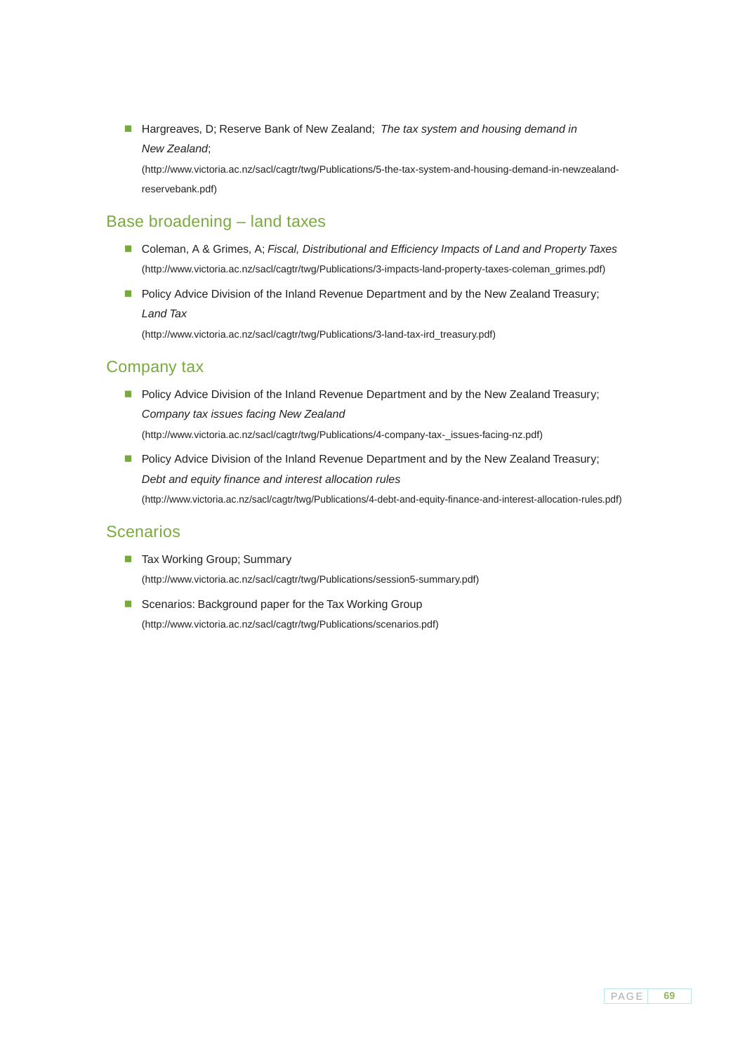- Hargreaves, D; Reserve Bank of New Zealand; *The tax system and housing demand in New Zealand*; (http://www.victoria.ac.nz/sacl/cagtr/twg/Publications/5-the-tax-system-and-housing-demand-in-newzealand-reservebank.pdf)

## Base broadening – land taxes

- Coleman, A & Grimes, A; *Fiscal, Distributional and Efficiency Impacts of Land and Property Taxes* (http://www.victoria.ac.nz/sacl/cagtr/twg/Publications/3-impacts-land-property-taxes-coleman_grimes.pdf)
- Policy Advice Division of the Inland Revenue Department and by the New Zealand Treasury; *Land Tax* (http://www.victoria.ac.nz/sacl/cagtr/twg/Publications/3-land-tax-ird_treasury.pdf)

## Company tax

- Policy Advice Division of the Inland Revenue Department and by the New Zealand Treasury; *Company tax issues facing New Zealand* (http://www.victoria.ac.nz/sacl/cagtr/twg/Publications/4-company-tax-_issues-facing-nz.pdf)
- Policy Advice Division of the Inland Revenue Department and by the New Zealand Treasury; *Debt and equity finance and interest allocation rules* (http://www.victoria.ac.nz/sacl/cagtr/twg/Publications/4-debt-and-equity-finance-and-interest-allocation-rules.pdf)

## Scenarios

- Tax Working Group; Summary (http://www.victoria.ac.nz/sacl/cagtr/twg/Publications/session5-summary.pdf)
- Scenarios: Background paper for the Tax Working Group (http://www.victoria.ac.nz/sacl/cagtr/twg/Publications/scenarios.pdf)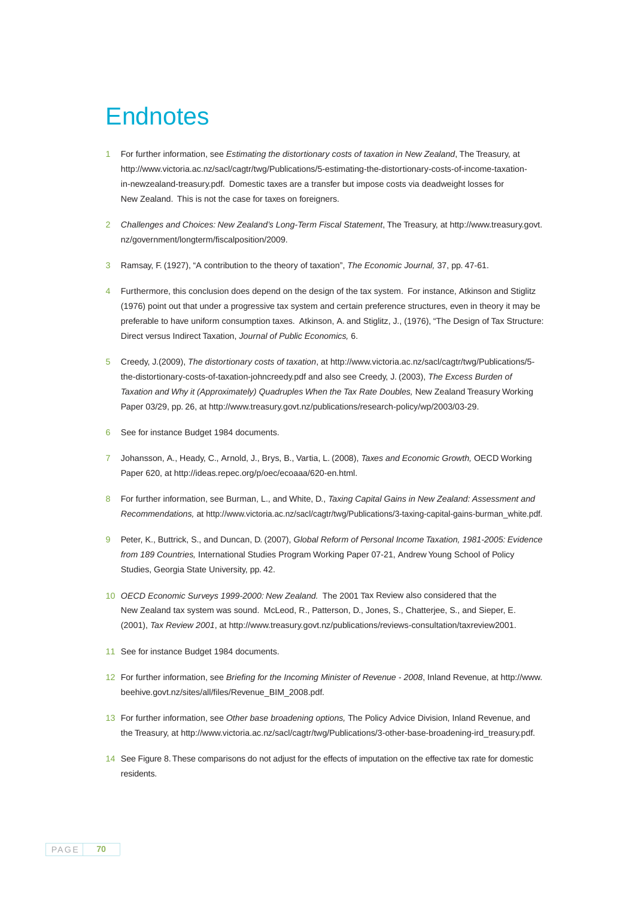# Endnotes

1. For further information, see *Estimating the distortionary costs of taxation in New Zealand*, The Treasury, at http://www.victoria.ac.nz/sacl/cagtr/twg/Publications/5-estimating-the-distortionary-costs-of-income-taxation-in-newzealand-treasury.pdf. Domestic taxes are a transfer but impose costs via deadweight losses for New Zealand. This is not the case for taxes on foreigners.

2. *Challenges and Choices: New Zealand's Long-Term Fiscal Statement*, The Treasury, at http://www.treasury.govt.nz/government/longterm/fiscalposition/2009.

3. Ramsay, F. (1927), "A contribution to the theory of taxation", *The Economic Journal,* 37, pp. 47-61.

4. Furthermore, this conclusion does depend on the design of the tax system. For instance, Atkinson and Stiglitz (1976) point out that under a progressive tax system and certain preference structures, even in theory it may be preferable to have uniform consumption taxes. Atkinson, A. and Stiglitz, J., (1976), "The Design of Tax Structure: Direct versus Indirect Taxation, *Journal of Public Economics,* 6.

5. Creedy, J.(2009), *The distortionary costs of taxation*, at http://www.victoria.ac.nz/sacl/cagtr/twg/Publications/5-the-distortionary-costs-of-taxation-johncreedy.pdf and also see Creedy, J. (2003), *The Excess Burden of Taxation and Why it (Approximately) Quadruples When the Tax Rate Doubles,* New Zealand Treasury Working Paper 03/29, pp. 26, at http://www.treasury.govt.nz/publications/research-policy/wp/2003/03-29.

6. See for instance Budget 1984 documents.

7. Johansson, A., Heady, C., Arnold, J., Brys, B., Vartia, L. (2008), *Taxes and Economic Growth,* OECD Working Paper 620, at http://ideas.repec.org/p/oec/ecoaaa/620-en.html.

8. For further information, see Burman, L., and White, D., *Taxing Capital Gains in New Zealand: Assessment and Recommendations,* at http://www.victoria.ac.nz/sacl/cagtr/twg/Publications/3-taxing-capital-gains-burman_white.pdf.

9. Peter, K., Buttrick, S., and Duncan, D. (2007), *Global Reform of Personal Income Taxation, 1981-2005: Evidence from 189 Countries,* International Studies Program Working Paper 07-21, Andrew Young School of Policy Studies, Georgia State University, pp. 42.

10. *OECD Economic Surveys 1999-2000: New Zealand.* The 2001 Tax Review also considered that the New Zealand tax system was sound. McLeod, R., Patterson, D., Jones, S., Chatterjee, S., and Sieper, E. (2001), *Tax Review 2001*, at http://www.treasury.govt.nz/publications/reviews-consultation/taxreview2001.

11. See for instance Budget 1984 documents.

12. For further information, see *Briefing for the Incoming Minister of Revenue - 2008*, Inland Revenue, at http://www.beehive.govt.nz/sites/all/files/Revenue_BIM_2008.pdf.

13. For further information, see *Other base broadening options,* The Policy Advice Division, Inland Revenue, and the Treasury, at http://www.victoria.ac.nz/sacl/cagtr/twg/Publications/3-other-base-broadening-ird_treasury.pdf.

14. See Figure 8. These comparisons do not adjust for the effects of imputation on the effective tax rate for domestic residents.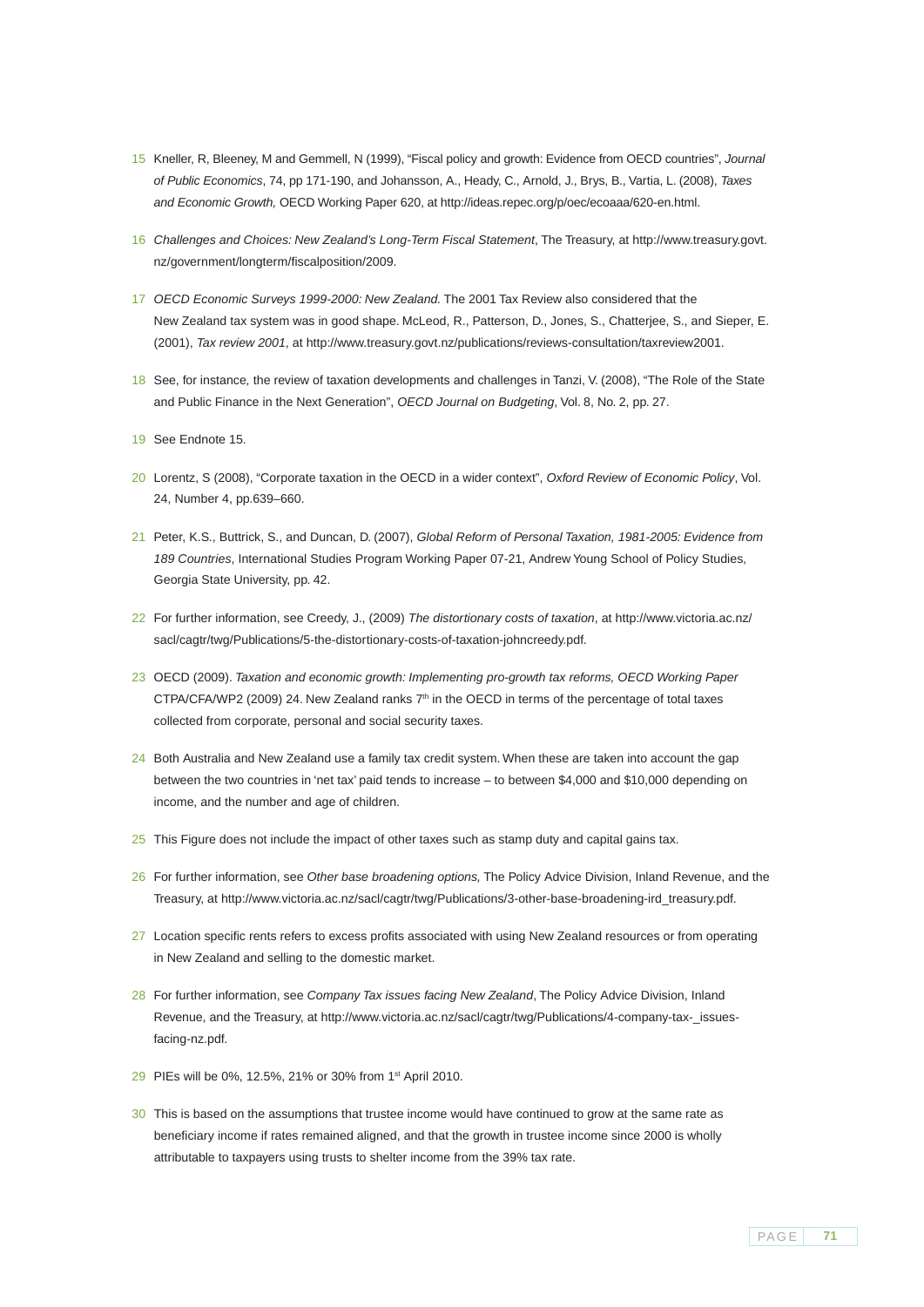15 Kneller, R, Bleeney, M and Gemmell, N (1999), "Fiscal policy and growth: Evidence from OECD countries", *Journal of Public Economics*, 74, pp 171-190, and Johansson, A., Heady, C., Arnold, J., Brys, B., Vartia, L. (2008), *Taxes and Economic Growth,* OECD Working Paper 620, at http://ideas.repec.org/p/oec/ecoaaa/620-en.html.

16 *Challenges and Choices: New Zealand's Long-Term Fiscal Statement*, The Treasury, at http://www.treasury.govt.nz/government/longterm/fiscalposition/2009.

17 *OECD Economic Surveys 1999-2000: New Zealand.* The 2001 Tax Review also considered that the New Zealand tax system was in good shape. McLeod, R., Patterson, D., Jones, S., Chatterjee, S., and Sieper, E. (2001), *Tax review 2001*, at http://www.treasury.govt.nz/publications/reviews-consultation/taxreview2001.

18 See, for instance, the review of taxation developments and challenges in Tanzi, V. (2008), "The Role of the State and Public Finance in the Next Generation", *OECD Journal on Budgeting*, Vol. 8, No. 2, pp. 27.

19 See Endnote 15.

20 Lorentz, S (2008), "Corporate taxation in the OECD in a wider context", *Oxford Review of Economic Policy*, Vol. 24, Number 4, pp.639–660.

21 Peter, K.S., Buttrick, S., and Duncan, D. (2007), *Global Reform of Personal Taxation, 1981-2005: Evidence from 189 Countries*, International Studies Program Working Paper 07-21, Andrew Young School of Policy Studies, Georgia State University, pp. 42.

22 For further information, see Creedy, J., (2009) *The distortionary costs of taxation*, at http://www.victoria.ac.nz/sacl/cagtr/twg/Publications/5-the-distortionary-costs-of-taxation-johncreedy.pdf.

23 OECD (2009). *Taxation and economic growth: Implementing pro-growth tax reforms, OECD Working Paper* CTPA/CFA/WP2 (2009) 24. New Zealand ranks 7th in the OECD in terms of the percentage of total taxes collected from corporate, personal and social security taxes.

24 Both Australia and New Zealand use a family tax credit system. When these are taken into account the gap between the two countries in 'net tax' paid tends to increase – to between $4,000 and $10,000 depending on income, and the number and age of children.

25 This Figure does not include the impact of other taxes such as stamp duty and capital gains tax.

26 For further information, see *Other base broadening options,* The Policy Advice Division, Inland Revenue, and the Treasury, at http://www.victoria.ac.nz/sacl/cagtr/twg/Publications/3-other-base-broadening-ird_treasury.pdf.

27 Location specific rents refers to excess profits associated with using New Zealand resources or from operating in New Zealand and selling to the domestic market.

28 For further information, see *Company Tax issues facing New Zealand*, The Policy Advice Division, Inland Revenue, and the Treasury, at http://www.victoria.ac.nz/sacl/cagtr/twg/Publications/4-company-tax-_issues-facing-nz.pdf.

29 PIEs will be 0%, 12.5%, 21% or 30% from 1st April 2010.

30 This is based on the assumptions that trustee income would have continued to grow at the same rate as beneficiary income if rates remained aligned, and that the growth in trustee income since 2000 is wholly attributable to taxpayers using trusts to shelter income from the 39% tax rate.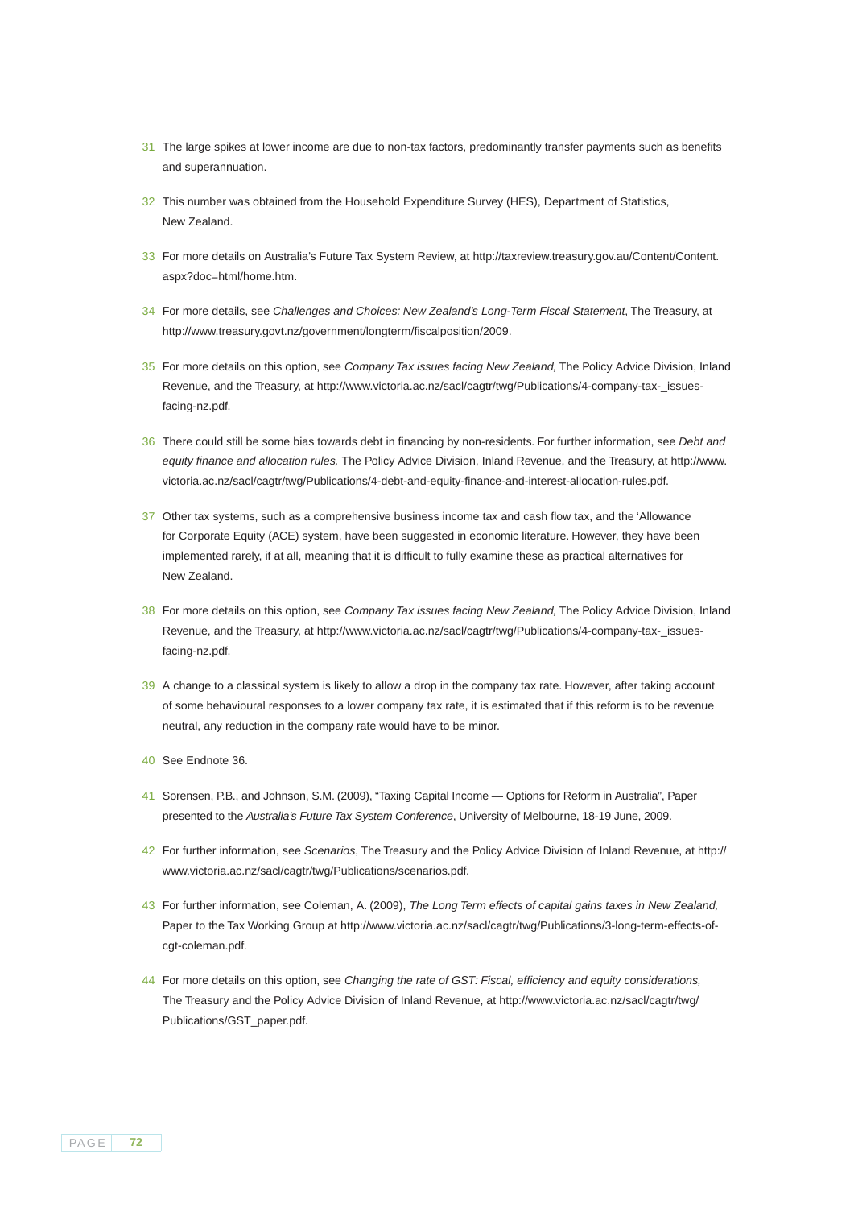31 The large spikes at lower income are due to non-tax factors, predominantly transfer payments such as benefits and superannuation.

32 This number was obtained from the Household Expenditure Survey (HES), Department of Statistics, New Zealand.

33 For more details on Australia's Future Tax System Review, at http://taxreview.treasury.gov.au/Content/Content.aspx?doc=html/home.htm.

34 For more details, see *Challenges and Choices: New Zealand's Long-Term Fiscal Statement*, The Treasury, at http://www.treasury.govt.nz/government/longterm/fiscalposition/2009.

35 For more details on this option, see *Company Tax issues facing New Zealand,* The Policy Advice Division, Inland Revenue, and the Treasury, at http://www.victoria.ac.nz/sacl/cagtr/twg/Publications/4-company-tax-_issues-facing-nz.pdf.

36 There could still be some bias towards debt in financing by non-residents. For further information, see *Debt and equity finance and allocation rules,* The Policy Advice Division, Inland Revenue, and the Treasury, at http://www.victoria.ac.nz/sacl/cagtr/twg/Publications/4-debt-and-equity-finance-and-interest-allocation-rules.pdf.

37 Other tax systems, such as a comprehensive business income tax and cash flow tax, and the 'Allowance for Corporate Equity (ACE) system, have been suggested in economic literature. However, they have been implemented rarely, if at all, meaning that it is difficult to fully examine these as practical alternatives for New Zealand.

38 For more details on this option, see *Company Tax issues facing New Zealand,* The Policy Advice Division, Inland Revenue, and the Treasury, at http://www.victoria.ac.nz/sacl/cagtr/twg/Publications/4-company-tax-_issues-facing-nz.pdf.

39 A change to a classical system is likely to allow a drop in the company tax rate. However, after taking account of some behavioural responses to a lower company tax rate, it is estimated that if this reform is to be revenue neutral, any reduction in the company rate would have to be minor.

40 See Endnote 36.

41 Sorensen, P.B., and Johnson, S.M. (2009), "Taxing Capital Income — Options for Reform in Australia", Paper presented to the *Australia's Future Tax System Conference*, University of Melbourne, 18-19 June, 2009.

42 For further information, see *Scenarios*, The Treasury and the Policy Advice Division of Inland Revenue, at http://www.victoria.ac.nz/sacl/cagtr/twg/Publications/scenarios.pdf.

43 For further information, see Coleman, A. (2009), *The Long Term effects of capital gains taxes in New Zealand,* Paper to the Tax Working Group at http://www.victoria.ac.nz/sacl/cagtr/twg/Publications/3-long-term-effects-of-cgt-coleman.pdf.

44 For more details on this option, see *Changing the rate of GST: Fiscal, efficiency and equity considerations,* The Treasury and the Policy Advice Division of Inland Revenue, at http://www.victoria.ac.nz/sacl/cagtr/twg/Publications/GST_paper.pdf.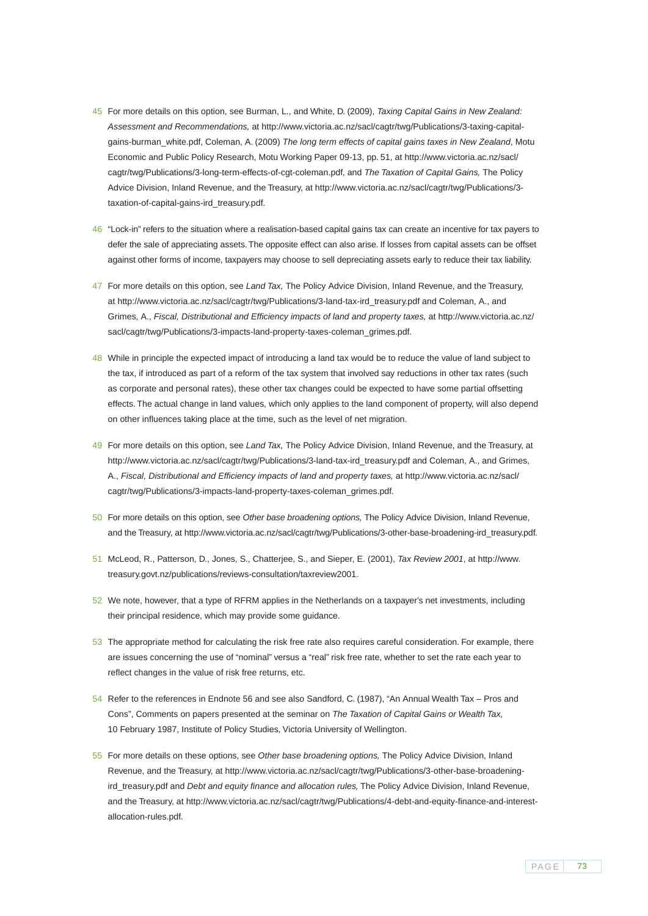45 For more details on this option, see Burman, L., and White, D. (2009), *Taxing Capital Gains in New Zealand: Assessment and Recommendations,* at http://www.victoria.ac.nz/sacl/cagtr/twg/Publications/3-taxing-capital-gains-burman_white.pdf, Coleman, A. (2009) *The long term effects of capital gains taxes in New Zealand*, Motu Economic and Public Policy Research, Motu Working Paper 09-13, pp. 51, at http://www.victoria.ac.nz/sacl/cagtr/twg/Publications/3-long-term-effects-of-cgt-coleman.pdf, and *The Taxation of Capital Gains,* The Policy Advice Division, Inland Revenue, and the Treasury, at http://www.victoria.ac.nz/sacl/cagtr/twg/Publications/3-taxation-of-capital-gains-ird_treasury.pdf.

46 "Lock-in" refers to the situation where a realisation-based capital gains tax can create an incentive for tax payers to defer the sale of appreciating assets. The opposite effect can also arise. If losses from capital assets can be offset against other forms of income, taxpayers may choose to sell depreciating assets early to reduce their tax liability.

47 For more details on this option, see *Land Tax,* The Policy Advice Division, Inland Revenue, and the Treasury, at http://www.victoria.ac.nz/sacl/cagtr/twg/Publications/3-land-tax-ird_treasury.pdf and Coleman, A., and Grimes, A., *Fiscal, Distributional and Efficiency impacts of land and property taxes,* at http://www.victoria.ac.nz/sacl/cagtr/twg/Publications/3-impacts-land-property-taxes-coleman_grimes.pdf.

48 While in principle the expected impact of introducing a land tax would be to reduce the value of land subject to the tax, if introduced as part of a reform of the tax system that involved say reductions in other tax rates (such as corporate and personal rates), these other tax changes could be expected to have some partial offsetting effects. The actual change in land values, which only applies to the land component of property, will also depend on other influences taking place at the time, such as the level of net migration.

49 For more details on this option, see *Land Tax,* The Policy Advice Division, Inland Revenue, and the Treasury, at http://www.victoria.ac.nz/sacl/cagtr/twg/Publications/3-land-tax-ird_treasury.pdf and Coleman, A., and Grimes, A., *Fiscal, Distributional and Efficiency impacts of land and property taxes,* at http://www.victoria.ac.nz/sacl/cagtr/twg/Publications/3-impacts-land-property-taxes-coleman_grimes.pdf.

50 For more details on this option, see *Other base broadening options,* The Policy Advice Division, Inland Revenue, and the Treasury, at http://www.victoria.ac.nz/sacl/cagtr/twg/Publications/3-other-base-broadening-ird_treasury.pdf.

51 McLeod, R., Patterson, D., Jones, S., Chatterjee, S., and Sieper, E. (2001), *Tax Review 2001*, at http://www.treasury.govt.nz/publications/reviews-consultation/taxreview2001.

52 We note, however, that a type of RFRM applies in the Netherlands on a taxpayer's net investments, including their principal residence, which may provide some guidance.

53 The appropriate method for calculating the risk free rate also requires careful consideration. For example, there are issues concerning the use of "nominal" versus a "real" risk free rate, whether to set the rate each year to reflect changes in the value of risk free returns, etc.

54 Refer to the references in Endnote 56 and see also Sandford, C. (1987), "An Annual Wealth Tax – Pros and Cons", Comments on papers presented at the seminar on *The Taxation of Capital Gains or Wealth Tax,* 10 February 1987, Institute of Policy Studies, Victoria University of Wellington.

55 For more details on these options, see *Other base broadening options,* The Policy Advice Division, Inland Revenue, and the Treasury, at http://www.victoria.ac.nz/sacl/cagtr/twg/Publications/3-other-base-broadening-ird_treasury.pdf and *Debt and equity finance and allocation rules,* The Policy Advice Division, Inland Revenue, and the Treasury, at http://www.victoria.ac.nz/sacl/cagtr/twg/Publications/4-debt-and-equity-finance-and-interest-allocation-rules.pdf.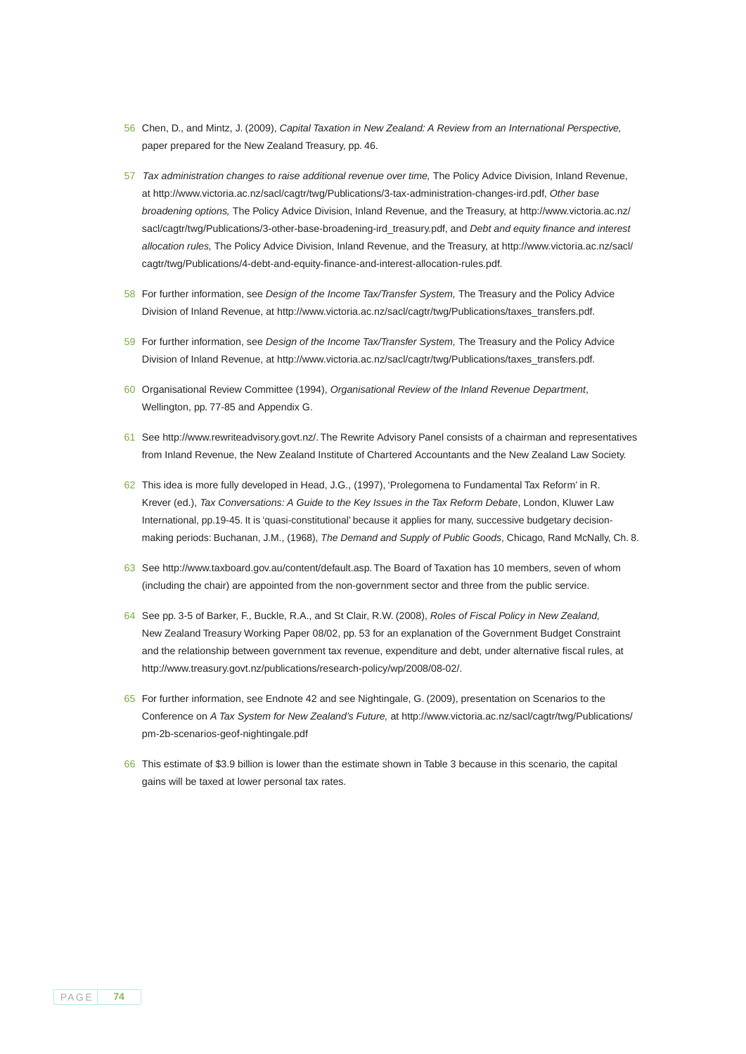56 Chen, D., and Mintz, J. (2009), *Capital Taxation in New Zealand: A Review from an International Perspective,* paper prepared for the New Zealand Treasury, pp. 46.

57 *Tax administration changes to raise additional revenue over time,* The Policy Advice Division, Inland Revenue, at http://www.victoria.ac.nz/sacl/cagtr/twg/Publications/3-tax-administration-changes-ird.pdf, *Other base broadening options,* The Policy Advice Division, Inland Revenue, and the Treasury, at http://www.victoria.ac.nz/sacl/cagtr/twg/Publications/3-other-base-broadening-ird_treasury.pdf, and *Debt and equity finance and interest allocation rules,* The Policy Advice Division, Inland Revenue, and the Treasury, at http://www.victoria.ac.nz/sacl/cagtr/twg/Publications/4-debt-and-equity-finance-and-interest-allocation-rules.pdf.

58 For further information, see *Design of the Income Tax/Transfer System,* The Treasury and the Policy Advice Division of Inland Revenue, at http://www.victoria.ac.nz/sacl/cagtr/twg/Publications/taxes_transfers.pdf.

59 For further information, see *Design of the Income Tax/Transfer System,* The Treasury and the Policy Advice Division of Inland Revenue, at http://www.victoria.ac.nz/sacl/cagtr/twg/Publications/taxes_transfers.pdf.

60 Organisational Review Committee (1994), *Organisational Review of the Inland Revenue Department*, Wellington, pp. 77-85 and Appendix G.

61 See http://www.rewriteadvisory.govt.nz/. The Rewrite Advisory Panel consists of a chairman and representatives from Inland Revenue, the New Zealand Institute of Chartered Accountants and the New Zealand Law Society.

62 This idea is more fully developed in Head, J.G., (1997), 'Prolegomena to Fundamental Tax Reform' in R. Krever (ed.), *Tax Conversations: A Guide to the Key Issues in the Tax Reform Debate*, London, Kluwer Law International, pp.19-45. It is 'quasi-constitutional' because it applies for many, successive budgetary decision-making periods: Buchanan, J.M., (1968), *The Demand and Supply of Public Goods*, Chicago, Rand McNally, Ch. 8.

63 See http://www.taxboard.gov.au/content/default.asp. The Board of Taxation has 10 members, seven of whom (including the chair) are appointed from the non-government sector and three from the public service.

64 See pp. 3-5 of Barker, F., Buckle, R.A., and St Clair, R.W. (2008), *Roles of Fiscal Policy in New Zealand,* New Zealand Treasury Working Paper 08/02, pp. 53 for an explanation of the Government Budget Constraint and the relationship between government tax revenue, expenditure and debt, under alternative fiscal rules, at http://www.treasury.govt.nz/publications/research-policy/wp/2008/08-02/.

65 For further information, see Endnote 42 and see Nightingale, G. (2009), presentation on Scenarios to the Conference on *A Tax System for New Zealand's Future,* at http://www.victoria.ac.nz/sacl/cagtr/twg/Publications/pm-2b-scenarios-geof-nightingale.pdf

66 This estimate of $3.9 billion is lower than the estimate shown in Table 3 because in this scenario, the capital gains will be taxed at lower personal tax rates.